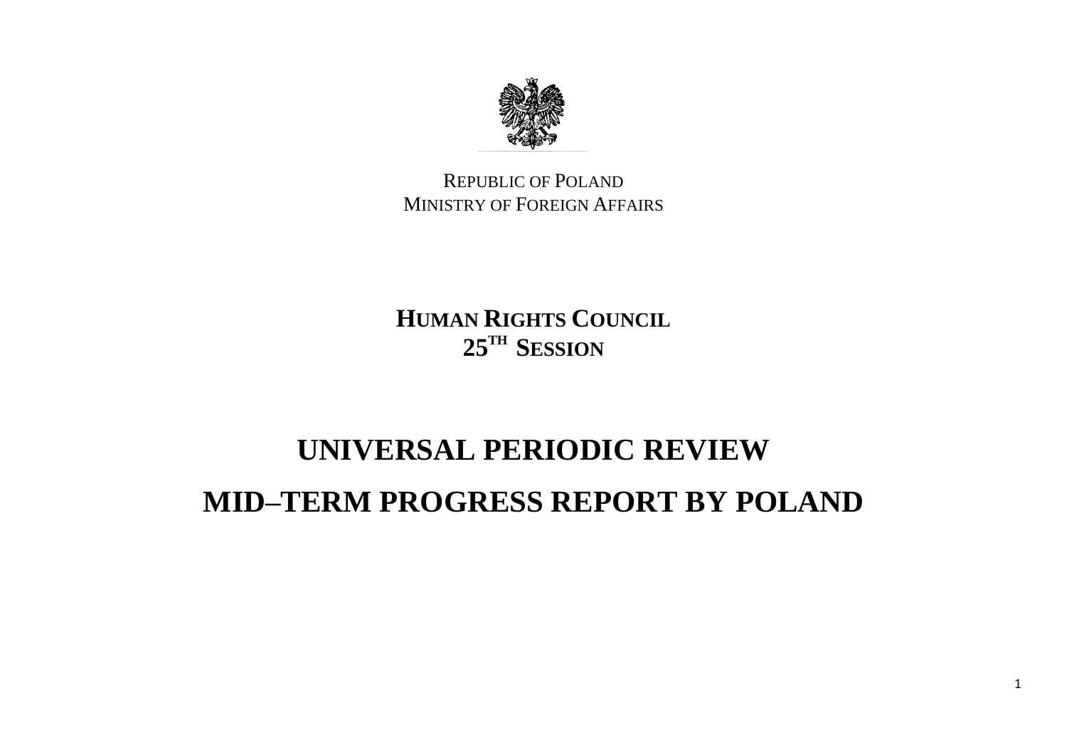REPUBLIC OF POLAND
MINISTRY OF FOREIGN AFFAIRS

**HUMAN RIGHTS COUNCIL**
**25TH SESSION**

# UNIVERSAL PERIODIC REVIEW

# MID–TERM PROGRESS REPORT BY POLAND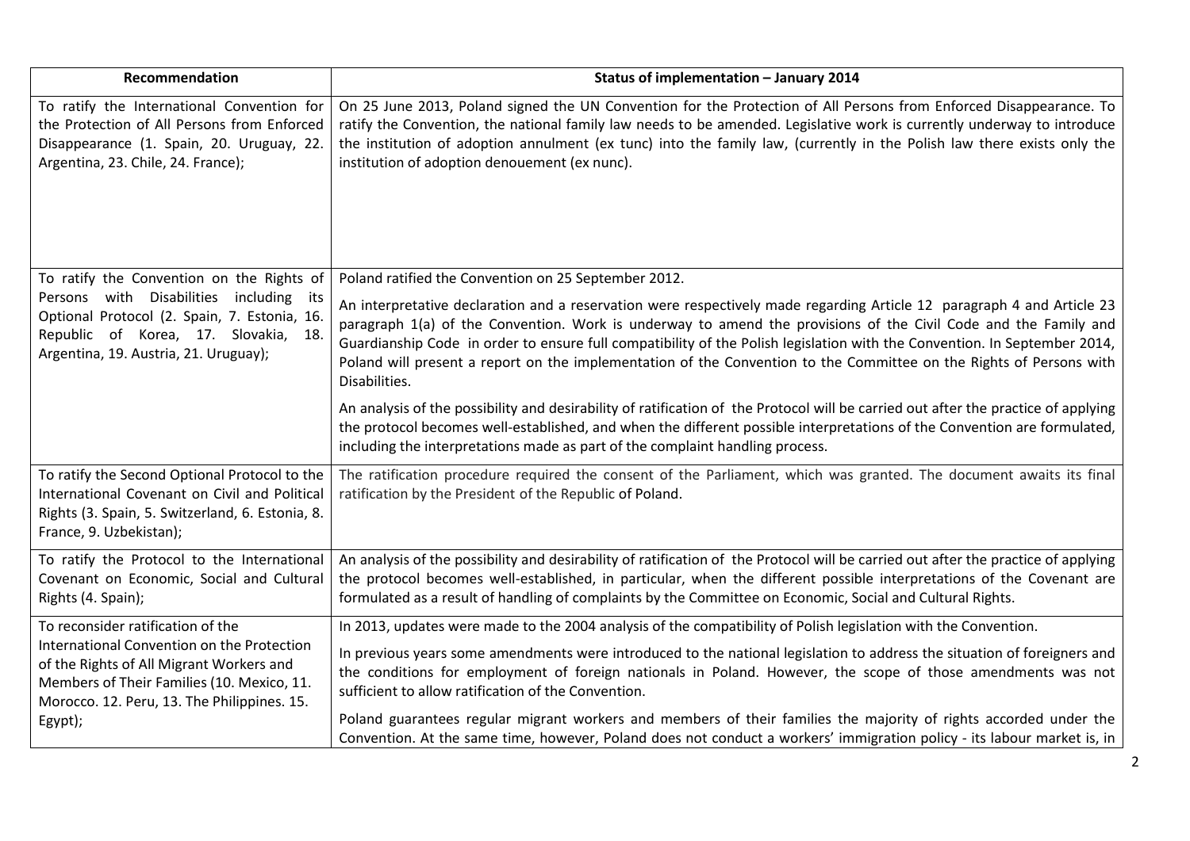| Recommendation | Status of implementation – January 2014 |
|---|---|
| To ratify the International Convention for the Protection of All Persons from Enforced Disappearance (1. Spain, 20. Uruguay, 22. Argentina, 23. Chile, 24. France); | On 25 June 2013, Poland signed the UN Convention for the Protection of All Persons from Enforced Disappearance. To ratify the Convention, the national family law needs to be amended. Legislative work is currently underway to introduce the institution of adoption annulment (ex tunc) into the family law, (currently in the Polish law there exists only the institution of adoption denouement (ex nunc). |
| To ratify the Convention on the Rights of Persons with Disabilities including its Optional Protocol (2. Spain, 7. Estonia, 16. Republic of Korea, 17. Slovakia, 18. Argentina, 19. Austria, 21. Uruguay); | Poland ratified the Convention on 25 September 2012.<br><br>An interpretative declaration and a reservation were respectively made regarding Article 12 paragraph 4 and Article 23 paragraph 1(a) of the Convention. Work is underway to amend the provisions of the Civil Code and the Family and Guardianship Code in order to ensure full compatibility of the Polish legislation with the Convention. In September 2014, Poland will present a report on the implementation of the Convention to the Committee on the Rights of Persons with Disabilities.<br><br>An analysis of the possibility and desirability of ratification of the Protocol will be carried out after the practice of applying the protocol becomes well-established, and when the different possible interpretations of the Convention are formulated, including the interpretations made as part of the complaint handling process. |
| To ratify the Second Optional Protocol to the International Covenant on Civil and Political Rights (3. Spain, 5. Switzerland, 6. Estonia, 8. France, 9. Uzbekistan); | The ratification procedure required the consent of the Parliament, which was granted. The document awaits its final ratification by the President of the Republic of Poland. |
| To ratify the Protocol to the International Covenant on Economic, Social and Cultural Rights (4. Spain); | An analysis of the possibility and desirability of ratification of the Protocol will be carried out after the practice of applying the protocol becomes well-established, in particular, when the different possible interpretations of the Covenant are formulated as a result of handling of complaints by the Committee on Economic, Social and Cultural Rights. |
| To reconsider ratification of the International Convention on the Protection of the Rights of All Migrant Workers and Members of Their Families (10. Mexico, 11. Morocco. 12. Peru, 13. The Philippines. 15. Egypt); | In 2013, updates were made to the 2004 analysis of the compatibility of Polish legislation with the Convention.<br><br>In previous years some amendments were introduced to the national legislation to address the situation of foreigners and the conditions for employment of foreign nationals in Poland. However, the scope of those amendments was not sufficient to allow ratification of the Convention.<br><br>Poland guarantees regular migrant workers and members of their families the majority of rights accorded under the Convention. At the same time, however, Poland does not conduct a workers' immigration policy - its labour market is, in |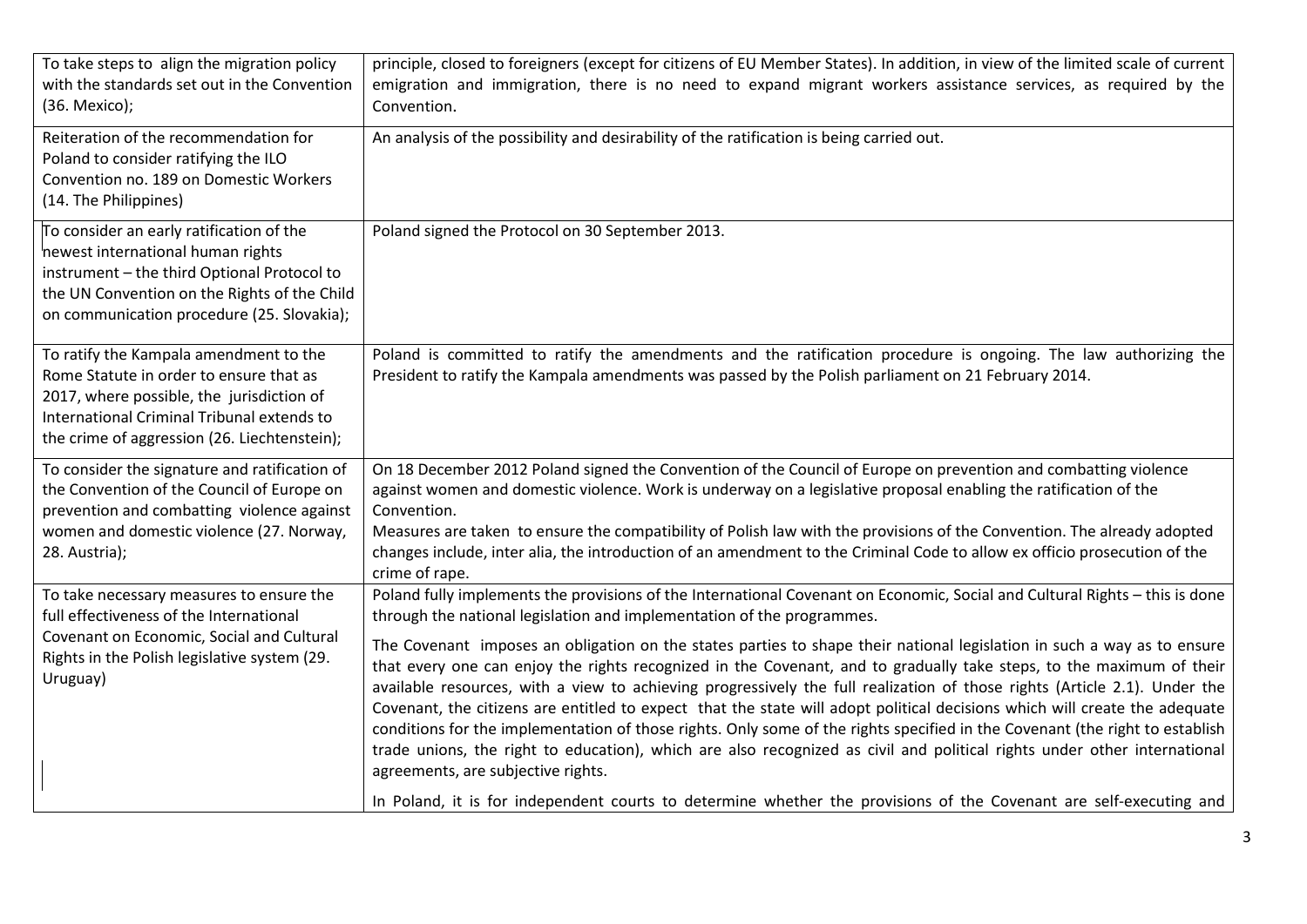| | |
|---|---|
| To take steps to align the migration policy with the standards set out in the Convention (36. Mexico); | principle, closed to foreigners (except for citizens of EU Member States). In addition, in view of the limited scale of current emigration and immigration, there is no need to expand migrant workers assistance services, as required by the Convention. |
| Reiteration of the recommendation for Poland to consider ratifying the ILO Convention no. 189 on Domestic Workers (14. The Philippines) | An analysis of the possibility and desirability of the ratification is being carried out. |
| To consider an early ratification of the newest international human rights instrument – the third Optional Protocol to the UN Convention on the Rights of the Child on communication procedure (25. Slovakia); | Poland signed the Protocol on 30 September 2013. |
| To ratify the Kampala amendment to the Rome Statute in order to ensure that as 2017, where possible, the jurisdiction of International Criminal Tribunal extends to the crime of aggression (26. Liechtenstein); | Poland is committed to ratify the amendments and the ratification procedure is ongoing. The law authorizing the President to ratify the Kampala amendments was passed by the Polish parliament on 21 February 2014. |
| To consider the signature and ratification of the Convention of the Council of Europe on prevention and combatting violence against women and domestic violence (27. Norway, 28. Austria); | On 18 December 2012 Poland signed the Convention of the Council of Europe on prevention and combatting violence against women and domestic violence. Work is underway on a legislative proposal enabling the ratification of the Convention.<br>Measures are taken to ensure the compatibility of Polish law with the provisions of the Convention. The already adopted changes include, inter alia, the introduction of an amendment to the Criminal Code to allow ex officio prosecution of the crime of rape. |
| To take necessary measures to ensure the full effectiveness of the International Covenant on Economic, Social and Cultural Rights in the Polish legislative system (29. Uruguay) | Poland fully implements the provisions of the International Covenant on Economic, Social and Cultural Rights – this is done through the national legislation and implementation of the programmes.<br><br>The Covenant imposes an obligation on the states parties to shape their national legislation in such a way as to ensure that every one can enjoy the rights recognized in the Covenant, and to gradually take steps, to the maximum of their available resources, with a view to achieving progressively the full realization of those rights (Article 2.1). Under the Covenant, the citizens are entitled to expect that the state will adopt political decisions which will create the adequate conditions for the implementation of those rights. Only some of the rights specified in the Covenant (the right to establish trade unions, the right to education), which are also recognized as civil and political rights under other international agreements, are subjective rights.<br><br>In Poland, it is for independent courts to determine whether the provisions of the Covenant are self-executing and |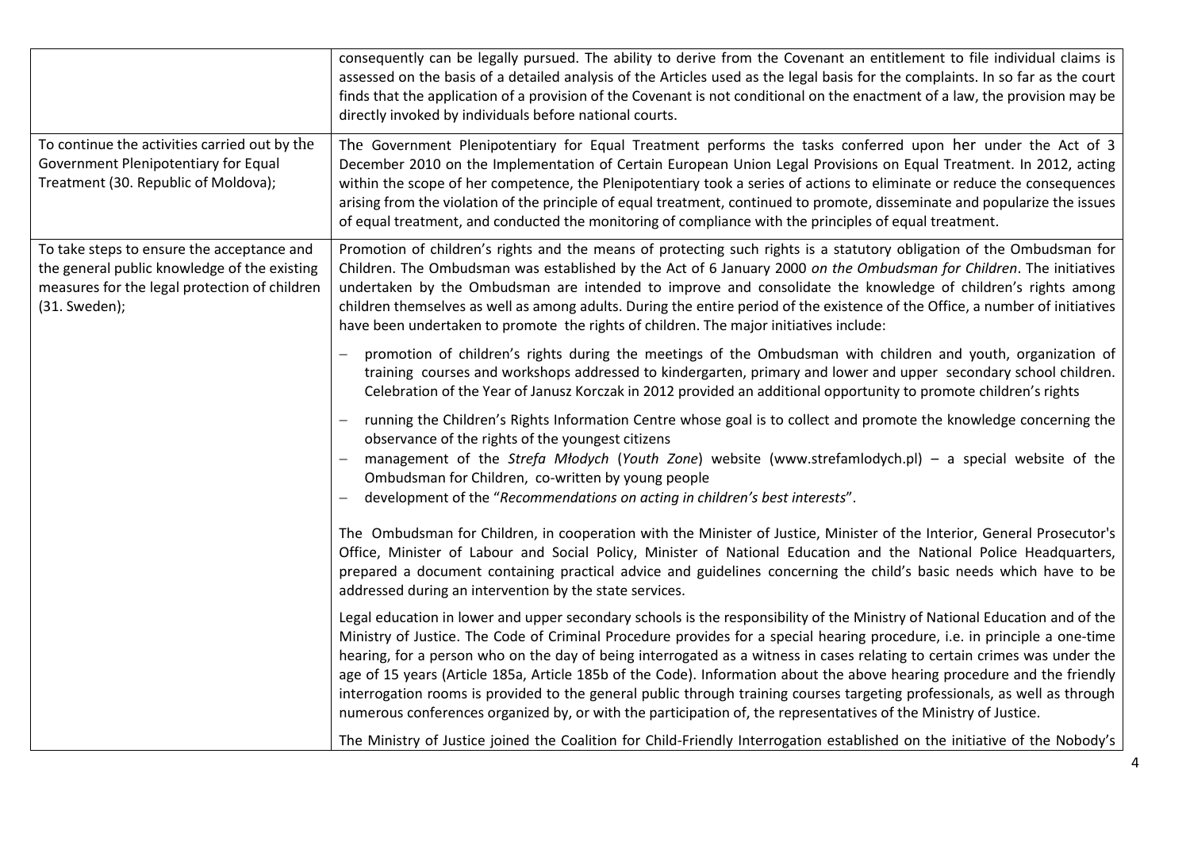| | |
|---|---|
| | consequently can be legally pursued. The ability to derive from the Covenant an entitlement to file individual claims is assessed on the basis of a detailed analysis of the Articles used as the legal basis for the complaints. In so far as the court finds that the application of a provision of the Covenant is not conditional on the enactment of a law, the provision may be directly invoked by individuals before national courts. |
| To continue the activities carried out by the Government Plenipotentiary for Equal Treatment (30. Republic of Moldova); | The Government Plenipotentiary for Equal Treatment performs the tasks conferred upon her under the Act of 3 December 2010 on the Implementation of Certain European Union Legal Provisions on Equal Treatment. In 2012, acting within the scope of her competence, the Plenipotentiary took a series of actions to eliminate or reduce the consequences arising from the violation of the principle of equal treatment, continued to promote, disseminate and popularize the issues of equal treatment, and conducted the monitoring of compliance with the principles of equal treatment. |
| To take steps to ensure the acceptance and the general public knowledge of the existing measures for the legal protection of children (31. Sweden); | Promotion of children's rights and the means of protecting such rights is a statutory obligation of the Ombudsman for Children. The Ombudsman was established by the Act of 6 January 2000 *on the Ombudsman for Children*. The initiatives undertaken by the Ombudsman are intended to improve and consolidate the knowledge of children's rights among children themselves as well as among adults. During the entire period of the existence of the Office, a number of initiatives have been undertaken to promote the rights of children. The major initiatives include:<br>– promotion of children's rights during the meetings of the Ombudsman with children and youth, organization of training courses and workshops addressed to kindergarten, primary and lower and upper secondary school children. Celebration of the Year of Janusz Korczak in 2012 provided an additional opportunity to promote children's rights<br>– running the Children's Rights Information Centre whose goal is to collect and promote the knowledge concerning the observance of the rights of the youngest citizens<br>– management of the *Strefa Młodych* (*Youth Zone*) website (www.strefamlodych.pl) – a special website of the Ombudsman for Children, co-written by young people<br>– development of the "*Recommendations on acting in children's best interests*".<br><br>The Ombudsman for Children, in cooperation with the Minister of Justice, Minister of the Interior, General Prosecutor's Office, Minister of Labour and Social Policy, Minister of National Education and the National Police Headquarters, prepared a document containing practical advice and guidelines concerning the child's basic needs which have to be addressed during an intervention by the state services.<br><br>Legal education in lower and upper secondary schools is the responsibility of the Ministry of National Education and of the Ministry of Justice. The Code of Criminal Procedure provides for a special hearing procedure, i.e. in principle a one-time hearing, for a person who on the day of being interrogated as a witness in cases relating to certain crimes was under the age of 15 years (Article 185a, Article 185b of the Code). Information about the above hearing procedure and the friendly interrogation rooms is provided to the general public through training courses targeting professionals, as well as through numerous conferences organized by, or with the participation of, the representatives of the Ministry of Justice.<br><br>The Ministry of Justice joined the Coalition for Child-Friendly Interrogation established on the initiative of the Nobody's |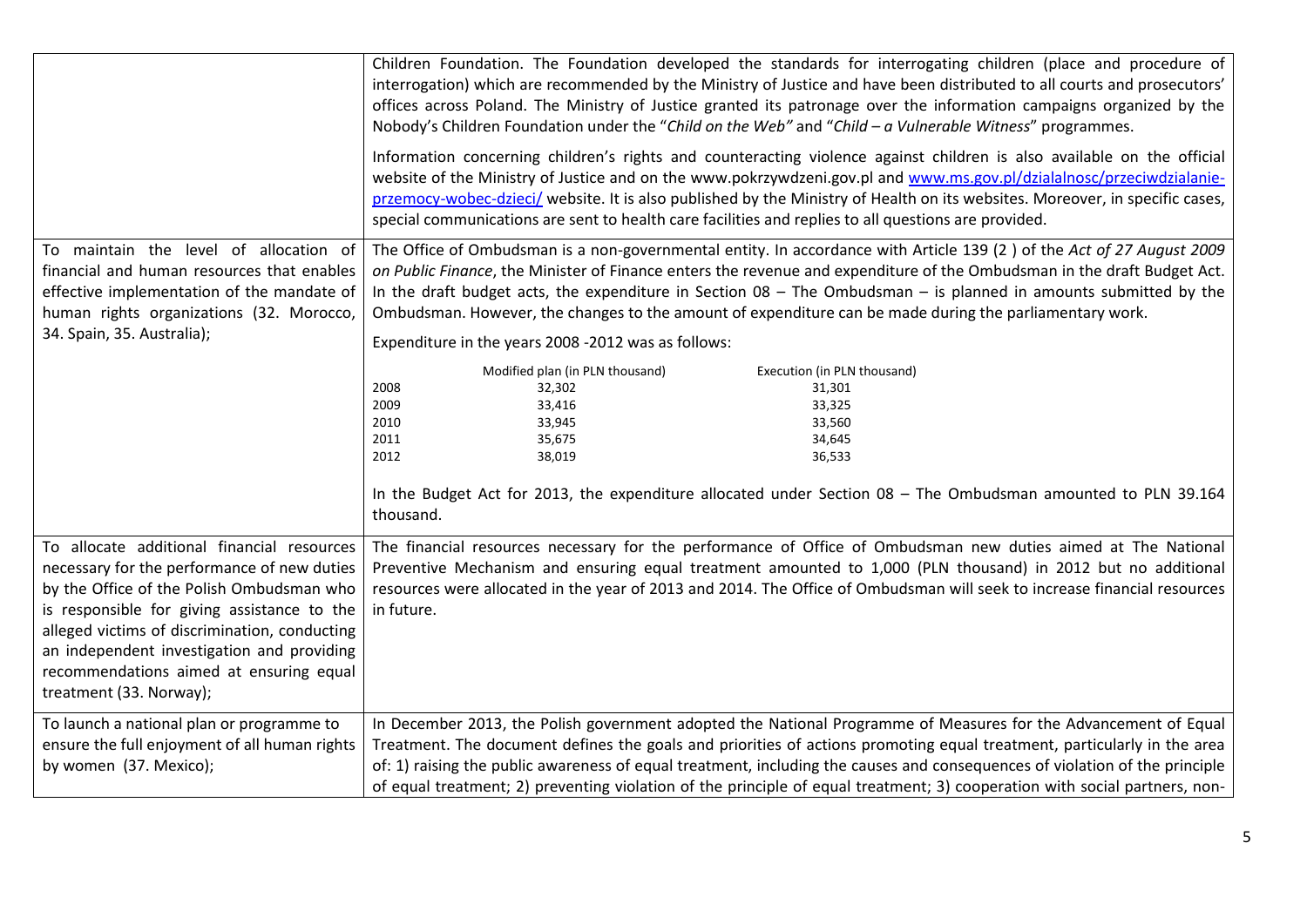| | |
|---|---|
| | Children Foundation. The Foundation developed the standards for interrogating children (place and procedure of interrogation) which are recommended by the Ministry of Justice and have been distributed to all courts and prosecutors' offices across Poland. The Ministry of Justice granted its patronage over the information campaigns organized by the Nobody's Children Foundation under the "*Child on the Web*" and "*Child – a Vulnerable Witness*" programmes.<br><br>Information concerning children's rights and counteracting violence against children is also available on the official website of the Ministry of Justice and on the www.pokrzywdzeni.gov.pl and [www.ms.gov.pl/dzialalnosc/przeciwdzialanie-przemocy-wobec-dzieci/](www.ms.gov.pl/dzialalnosc/przeciwdzialanie-przemocy-wobec-dzieci/) website. It is also published by the Ministry of Health on its websites. Moreover, in specific cases, special communications are sent to health care facilities and replies to all questions are provided. |
| To maintain the level of allocation of financial and human resources that enables effective implementation of the mandate of human rights organizations (32. Morocco, 34. Spain, 35. Australia); | The Office of Ombudsman is a non-governmental entity. In accordance with Article 139 (2 ) of the *Act of 27 August 2009 on Public Finance*, the Minister of Finance enters the revenue and expenditure of the Ombudsman in the draft Budget Act. In the draft budget acts, the expenditure in Section 08 – The Ombudsman – is planned in amounts submitted by the Ombudsman. However, the changes to the amount of expenditure can be made during the parliamentary work.<br><br>Expenditure in the years 2008 -2012 was as follows:<br><br>Year / Modified plan (in PLN thousand) / Execution (in PLN thousand)<br>2008 / 32,302 / 31,301<br>2009 / 33,416 / 33,325<br>2010 / 33,945 / 33,560<br>2011 / 35,675 / 34,645<br>2012 / 38,019 / 36,533<br><br>In the Budget Act for 2013, the expenditure allocated under Section 08 – The Ombudsman amounted to PLN 39.164 thousand. |
| To allocate additional financial resources necessary for the performance of new duties by the Office of the Polish Ombudsman who is responsible for giving assistance to the alleged victims of discrimination, conducting an independent investigation and providing recommendations aimed at ensuring equal treatment (33. Norway); | The financial resources necessary for the performance of Office of Ombudsman new duties aimed at The National Preventive Mechanism and ensuring equal treatment amounted to 1,000 (PLN thousand) in 2012 but no additional resources were allocated in the year of 2013 and 2014. The Office of Ombudsman will seek to increase financial resources in future. |
| To launch a national plan or programme to ensure the full enjoyment of all human rights by women (37. Mexico); | In December 2013, the Polish government adopted the National Programme of Measures for the Advancement of Equal Treatment. The document defines the goals and priorities of actions promoting equal treatment, particularly in the area of: 1) raising the public awareness of equal treatment, including the causes and consequences of violation of the principle of equal treatment; 2) preventing violation of the principle of equal treatment; 3) cooperation with social partners, non- |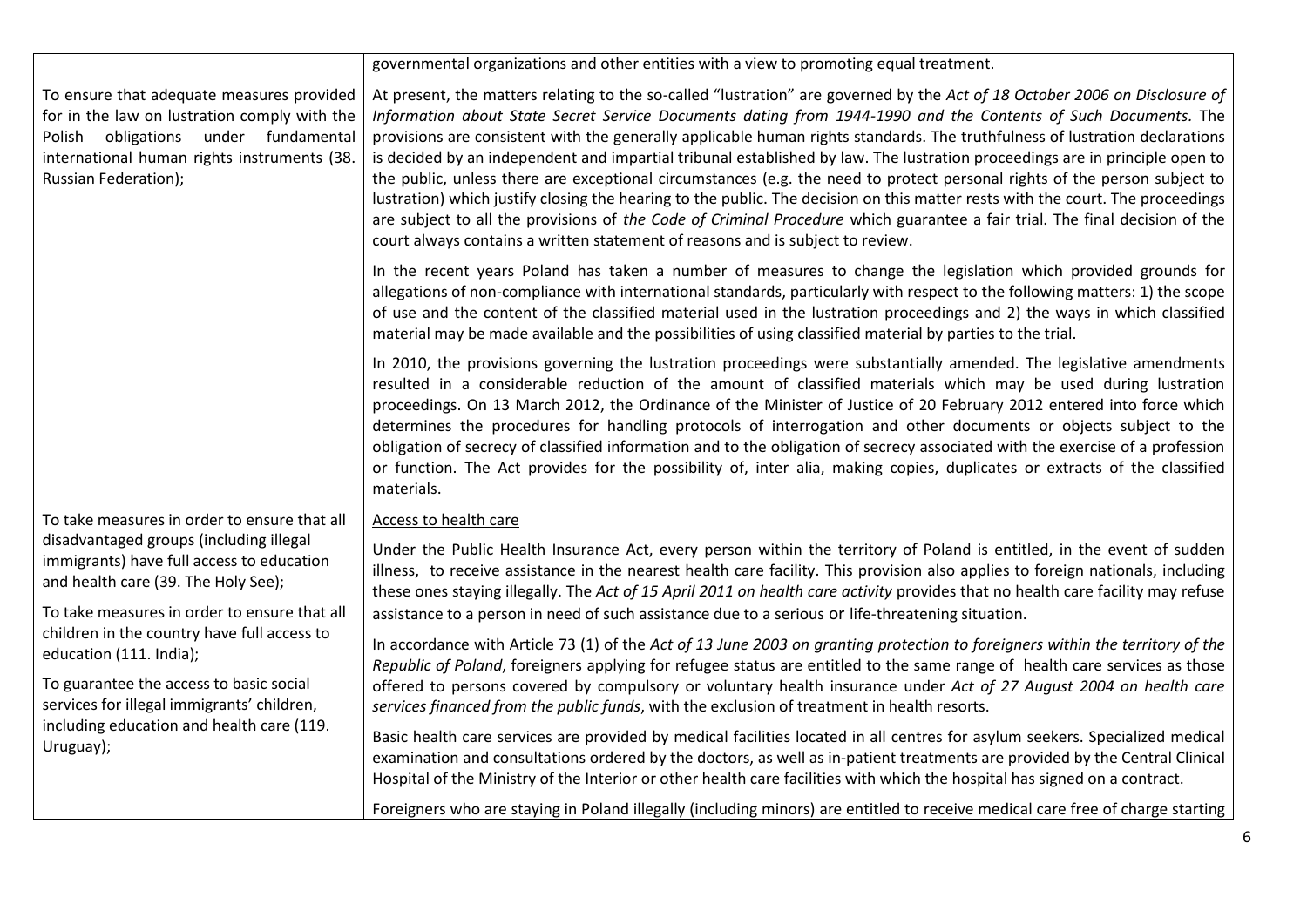| | |
|---|---|
| | governmental organizations and other entities with a view to promoting equal treatment. |
| To ensure that adequate measures provided for in the law on lustration comply with the Polish obligations under fundamental international human rights instruments (38. Russian Federation); | At present, the matters relating to the so-called "lustration" are governed by the *Act of 18 October 2006 on Disclosure of Information about State Secret Service Documents dating from 1944-1990 and the Contents of Such Documents.* The provisions are consistent with the generally applicable human rights standards. The truthfulness of lustration declarations is decided by an independent and impartial tribunal established by law. The lustration proceedings are in principle open to the public, unless there are exceptional circumstances (e.g. the need to protect personal rights of the person subject to lustration) which justify closing the hearing to the public. The decision on this matter rests with the court. The proceedings are subject to all the provisions of *the Code of Criminal Procedure* which guarantee a fair trial. The final decision of the court always contains a written statement of reasons and is subject to review.<br><br>In the recent years Poland has taken a number of measures to change the legislation which provided grounds for allegations of non-compliance with international standards, particularly with respect to the following matters: 1) the scope of use and the content of the classified material used in the lustration proceedings and 2) the ways in which classified material may be made available and the possibilities of using classified material by parties to the trial.<br><br>In 2010, the provisions governing the lustration proceedings were substantially amended. The legislative amendments resulted in a considerable reduction of the amount of classified materials which may be used during lustration proceedings. On 13 March 2012, the Ordinance of the Minister of Justice of 20 February 2012 entered into force which determines the procedures for handling protocols of interrogation and other documents or objects subject to the obligation of secrecy of classified information and to the obligation of secrecy associated with the exercise of a profession or function. The Act provides for the possibility of, inter alia, making copies, duplicates or extracts of the classified materials. |
| To take measures in order to ensure that all disadvantaged groups (including illegal immigrants) have full access to education and health care (39. The Holy See);<br><br>To take measures in order to ensure that all children in the country have full access to education (111. India);<br><br>To guarantee the access to basic social services for illegal immigrants' children, including education and health care (119. Uruguay); | Access to health care<br><br>Under the Public Health Insurance Act, every person within the territory of Poland is entitled, in the event of sudden illness, to receive assistance in the nearest health care facility. This provision also applies to foreign nationals, including these ones staying illegally. The *Act of 15 April 2011 on health care activity* provides that no health care facility may refuse assistance to a person in need of such assistance due to a serious or life-threatening situation.<br><br>In accordance with Article 73 (1) of the *Act of 13 June 2003 on granting protection to foreigners within the territory of the Republic of Poland*, foreigners applying for refugee status are entitled to the same range of health care services as those offered to persons covered by compulsory or voluntary health insurance under *Act of 27 August 2004 on health care services financed from the public funds*, with the exclusion of treatment in health resorts.<br><br>Basic health care services are provided by medical facilities located in all centres for asylum seekers. Specialized medical examination and consultations ordered by the doctors, as well as in-patient treatments are provided by the Central Clinical Hospital of the Ministry of the Interior or other health care facilities with which the hospital has signed on a contract.<br><br>Foreigners who are staying in Poland illegally (including minors) are entitled to receive medical care free of charge starting |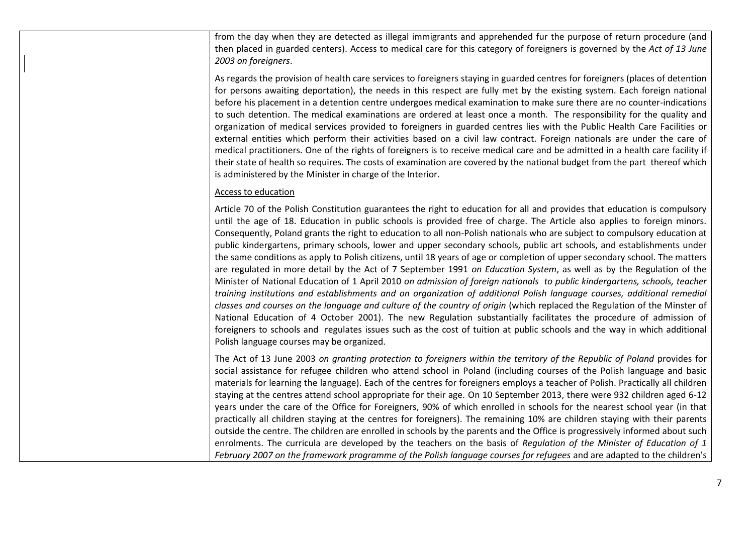from the day when they are detected as illegal immigrants and apprehended fur the purpose of return procedure (and then placed in guarded centers). Access to medical care for this category of foreigners is governed by the *Act of 13 June 2003 on foreigners*.

As regards the provision of health care services to foreigners staying in guarded centres for foreigners (places of detention for persons awaiting deportation), the needs in this respect are fully met by the existing system. Each foreign national before his placement in a detention centre undergoes medical examination to make sure there are no counter-indications to such detention. The medical examinations are ordered at least once a month. The responsibility for the quality and organization of medical services provided to foreigners in guarded centres lies with the Public Health Care Facilities or external entities which perform their activities based on a civil law contract. Foreign nationals are under the care of medical practitioners. One of the rights of foreigners is to receive medical care and be admitted in a health care facility if their state of health so requires. The costs of examination are covered by the national budget from the part thereof which is administered by the Minister in charge of the Interior.

Access to education

Article 70 of the Polish Constitution guarantees the right to education for all and provides that education is compulsory until the age of 18. Education in public schools is provided free of charge. The Article also applies to foreign minors. Consequently, Poland grants the right to education to all non-Polish nationals who are subject to compulsory education at public kindergartens, primary schools, lower and upper secondary schools, public art schools, and establishments under the same conditions as apply to Polish citizens, until 18 years of age or completion of upper secondary school. The matters are regulated in more detail by the Act of 7 September 1991 *on Education System*, as well as by the Regulation of the Minister of National Education of 1 April 2010 *on admission of foreign nationals to public kindergartens, schools, teacher training institutions and establishments and on organization of additional Polish language courses, additional remedial classes and courses on the language and culture of the country of origin* (which replaced the Regulation of the Minster of National Education of 4 October 2001). The new Regulation substantially facilitates the procedure of admission of foreigners to schools and regulates issues such as the cost of tuition at public schools and the way in which additional Polish language courses may be organized.

The Act of 13 June 2003 *on granting protection to foreigners within the territory of the Republic of Poland* provides for social assistance for refugee children who attend school in Poland (including courses of the Polish language and basic materials for learning the language). Each of the centres for foreigners employs a teacher of Polish. Practically all children staying at the centres attend school appropriate for their age. On 10 September 2013, there were 932 children aged 6-12 years under the care of the Office for Foreigners, 90% of which enrolled in schools for the nearest school year (in that practically all children staying at the centres for foreigners). The remaining 10% are children staying with their parents outside the centre. The children are enrolled in schools by the parents and the Office is progressively informed about such enrolments. The curricula are developed by the teachers on the basis of *Regulation of the Minister of Education of 1 February 2007 on the framework programme of the Polish language courses for refugees* and are adapted to the children's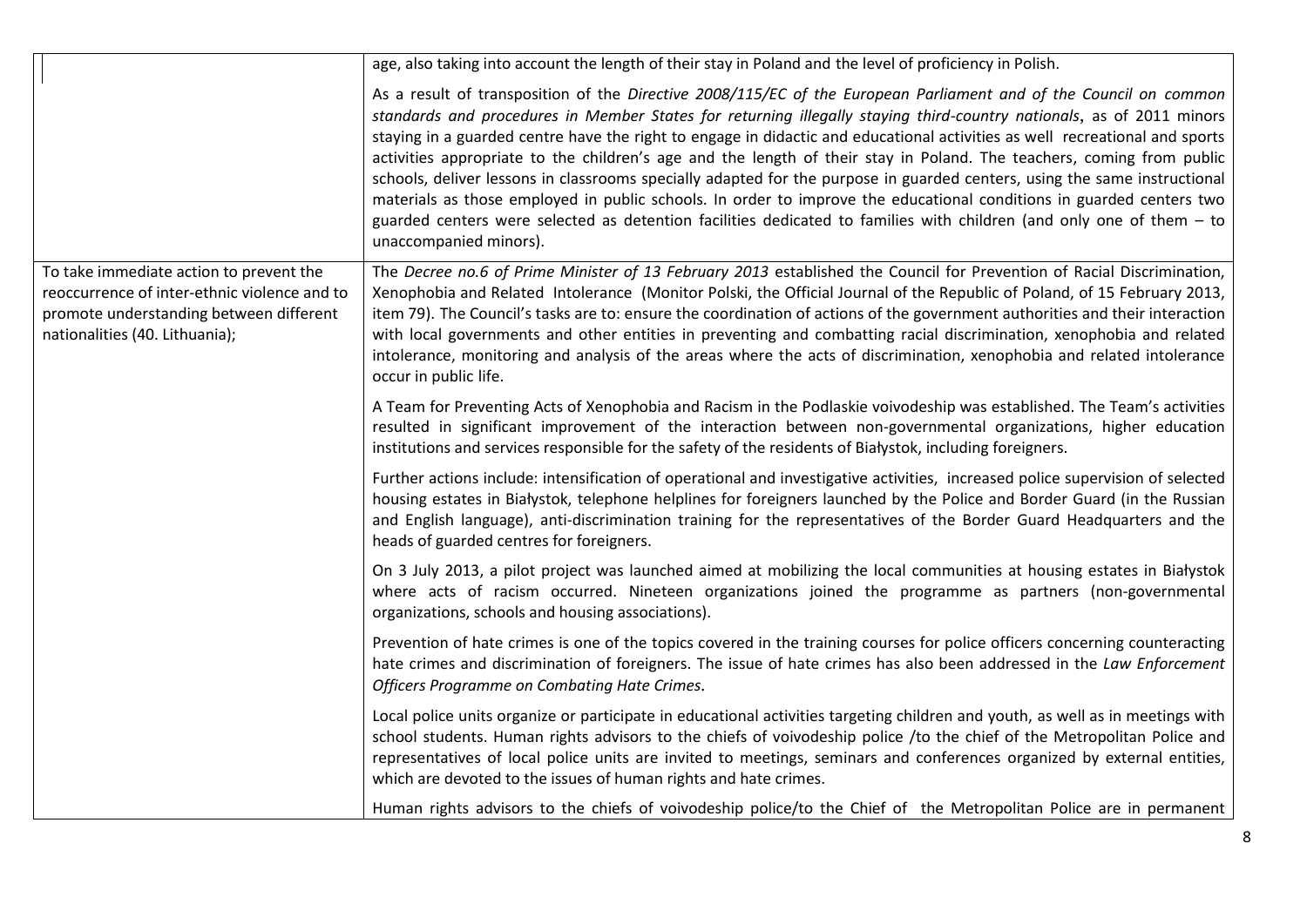| | |
|---|---|
| | age, also taking into account the length of their stay in Poland and the level of proficiency in Polish.<br><br>As a result of transposition of the *Directive 2008/115/EC of the European Parliament and of the Council on common standards and procedures in Member States for returning illegally staying third-country nationals*, as of 2011 minors staying in a guarded centre have the right to engage in didactic and educational activities as well recreational and sports activities appropriate to the children's age and the length of their stay in Poland. The teachers, coming from public schools, deliver lessons in classrooms specially adapted for the purpose in guarded centers, using the same instructional materials as those employed in public schools. In order to improve the educational conditions in guarded centers two guarded centers were selected as detention facilities dedicated to families with children (and only one of them – to unaccompanied minors). |
| To take immediate action to prevent the reoccurrence of inter-ethnic violence and to promote understanding between different nationalities (40. Lithuania); | The *Decree no.6 of Prime Minister of 13 February 2013* established the Council for Prevention of Racial Discrimination, Xenophobia and Related Intolerance (Monitor Polski, the Official Journal of the Republic of Poland, of 15 February 2013, item 79). The Council's tasks are to: ensure the coordination of actions of the government authorities and their interaction with local governments and other entities in preventing and combatting racial discrimination, xenophobia and related intolerance, monitoring and analysis of the areas where the acts of discrimination, xenophobia and related intolerance occur in public life.<br><br>A Team for Preventing Acts of Xenophobia and Racism in the Podlaskie voivodeship was established. The Team's activities resulted in significant improvement of the interaction between non-governmental organizations, higher education institutions and services responsible for the safety of the residents of Białystok, including foreigners.<br><br>Further actions include: intensification of operational and investigative activities, increased police supervision of selected housing estates in Białystok, telephone helplines for foreigners launched by the Police and Border Guard (in the Russian and English language), anti-discrimination training for the representatives of the Border Guard Headquarters and the heads of guarded centres for foreigners.<br><br>On 3 July 2013, a pilot project was launched aimed at mobilizing the local communities at housing estates in Białystok where acts of racism occurred. Nineteen organizations joined the programme as partners (non-governmental organizations, schools and housing associations).<br><br>Prevention of hate crimes is one of the topics covered in the training courses for police officers concerning counteracting hate crimes and discrimination of foreigners. The issue of hate crimes has also been addressed in the *Law Enforcement Officers Programme on Combating Hate Crimes*.<br><br>Local police units organize or participate in educational activities targeting children and youth, as well as in meetings with school students. Human rights advisors to the chiefs of voivodeship police /to the chief of the Metropolitan Police and representatives of local police units are invited to meetings, seminars and conferences organized by external entities, which are devoted to the issues of human rights and hate crimes.<br><br>Human rights advisors to the chiefs of voivodeship police/to the Chief of the Metropolitan Police are in permanent |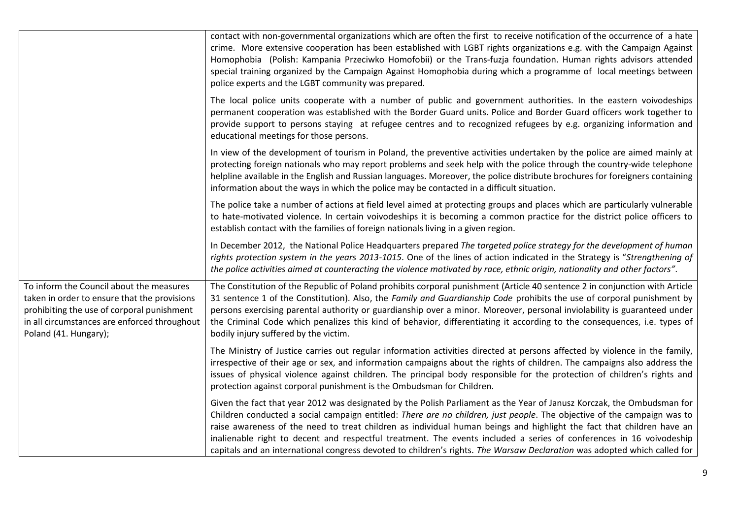| | |
|---|---|
| | contact with non-governmental organizations which are often the first to receive notification of the occurrence of a hate crime. More extensive cooperation has been established with LGBT rights organizations e.g. with the Campaign Against Homophobia (Polish: Kampania Przeciwko Homofobii) or the Trans-fuzja foundation. Human rights advisors attended special training organized by the Campaign Against Homophobia during which a programme of local meetings between police experts and the LGBT community was prepared.<br><br>The local police units cooperate with a number of public and government authorities. In the eastern voivodeships permanent cooperation was established with the Border Guard units. Police and Border Guard officers work together to provide support to persons staying at refugee centres and to recognized refugees by e.g. organizing information and educational meetings for those persons.<br><br>In view of the development of tourism in Poland, the preventive activities undertaken by the police are aimed mainly at protecting foreign nationals who may report problems and seek help with the police through the country-wide telephone helpline available in the English and Russian languages. Moreover, the police distribute brochures for foreigners containing information about the ways in which the police may be contacted in a difficult situation.<br><br>The police take a number of actions at field level aimed at protecting groups and places which are particularly vulnerable to hate-motivated violence. In certain voivodeships it is becoming a common practice for the district police officers to establish contact with the families of foreign nationals living in a given region.<br><br>In December 2012, the National Police Headquarters prepared *The targeted police strategy for the development of human rights protection system in the years 2013-1015*. One of the lines of action indicated in the Strategy is "*Strengthening of the police activities aimed at counteracting the violence motivated by race, ethnic origin, nationality and other factors"*. |
| To inform the Council about the measures taken in order to ensure that the provisions prohibiting the use of corporal punishment in all circumstances are enforced throughout Poland (41. Hungary); | The Constitution of the Republic of Poland prohibits corporal punishment (Article 40 sentence 2 in conjunction with Article 31 sentence 1 of the Constitution). Also, the *Family and Guardianship Code* prohibits the use of corporal punishment by persons exercising parental authority or guardianship over a minor. Moreover, personal inviolability is guaranteed under the Criminal Code which penalizes this kind of behavior, differentiating it according to the consequences, i.e. types of bodily injury suffered by the victim.<br><br>The Ministry of Justice carries out regular information activities directed at persons affected by violence in the family, irrespective of their age or sex, and information campaigns about the rights of children. The campaigns also address the issues of physical violence against children. The principal body responsible for the protection of children's rights and protection against corporal punishment is the Ombudsman for Children.<br><br>Given the fact that year 2012 was designated by the Polish Parliament as the Year of Janusz Korczak, the Ombudsman for Children conducted a social campaign entitled: *There are no children, just people*. The objective of the campaign was to raise awareness of the need to treat children as individual human beings and highlight the fact that children have an inalienable right to decent and respectful treatment. The events included a series of conferences in 16 voivodeship capitals and an international congress devoted to children's rights. *The Warsaw Declaration* was adopted which called for |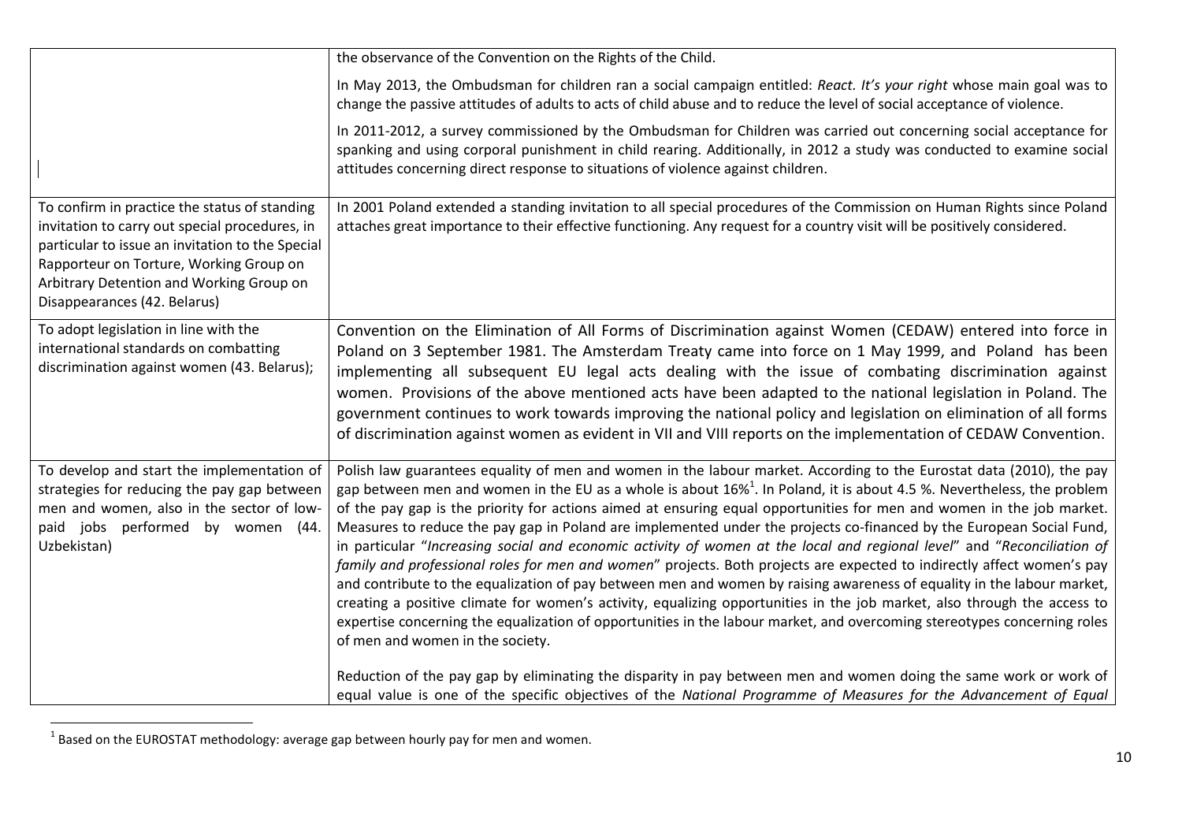| | |
|---|---|
| | the observance of the Convention on the Rights of the Child.<br><br>In May 2013, the Ombudsman for children ran a social campaign entitled: *React. It's your right* whose main goal was to change the passive attitudes of adults to acts of child abuse and to reduce the level of social acceptance of violence.<br><br>In 2011-2012, a survey commissioned by the Ombudsman for Children was carried out concerning social acceptance for spanking and using corporal punishment in child rearing. Additionally, in 2012 a study was conducted to examine social attitudes concerning direct response to situations of violence against children. |
| To confirm in practice the status of standing invitation to carry out special procedures, in particular to issue an invitation to the Special Rapporteur on Torture, Working Group on Arbitrary Detention and Working Group on Disappearances (42. Belarus) | In 2001 Poland extended a standing invitation to all special procedures of the Commission on Human Rights since Poland attaches great importance to their effective functioning. Any request for a country visit will be positively considered. |
| To adopt legislation in line with the international standards on combatting discrimination against women (43. Belarus); | Convention on the Elimination of All Forms of Discrimination against Women (CEDAW) entered into force in Poland on 3 September 1981. The Amsterdam Treaty came into force on 1 May 1999, and Poland has been implementing all subsequent EU legal acts dealing with the issue of combating discrimination against women. Provisions of the above mentioned acts have been adapted to the national legislation in Poland. The government continues to work towards improving the national policy and legislation on elimination of all forms of discrimination against women as evident in VII and VIII reports on the implementation of CEDAW Convention. |
| To develop and start the implementation of strategies for reducing the pay gap between men and women, also in the sector of low-paid jobs performed by women (44. Uzbekistan) | Polish law guarantees equality of men and women in the labour market. According to the Eurostat data (2010), the pay gap between men and women in the EU as a whole is about 16%[1]. In Poland, it is about 4.5 %. Nevertheless, the problem of the pay gap is the priority for actions aimed at ensuring equal opportunities for men and women in the job market. Measures to reduce the pay gap in Poland are implemented under the projects co-financed by the European Social Fund, in particular "*Increasing social and economic activity of women at the local and regional level*" and "*Reconciliation of family and professional roles for men and women*" projects. Both projects are expected to indirectly affect women's pay and contribute to the equalization of pay between men and women by raising awareness of equality in the labour market, creating a positive climate for women's activity, equalizing opportunities in the job market, also through the access to expertise concerning the equalization of opportunities in the labour market, and overcoming stereotypes concerning roles of men and women in the society.<br><br>Reduction of the pay gap by eliminating the disparity in pay between men and women doing the same work or work of equal value is one of the specific objectives of the *National Programme of Measures for the Advancement of Equal* |

[1] Based on the EUROSTAT methodology: average gap between hourly pay for men and women.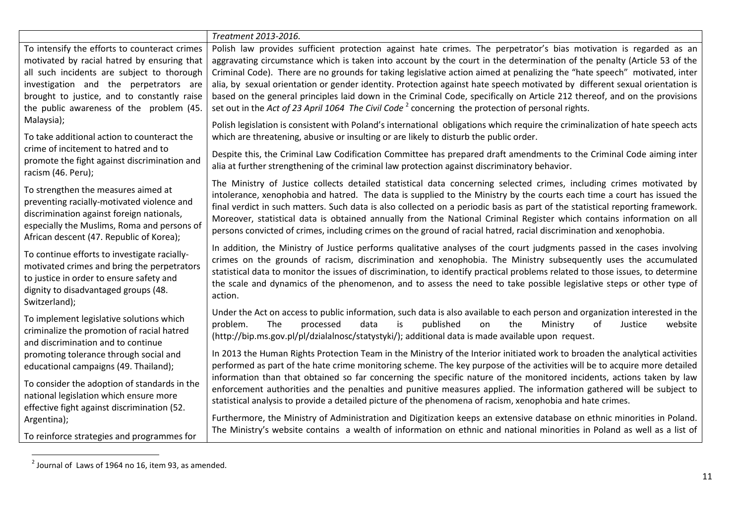| | *Treatment 2013-2016.* |
|---|---|
| To intensify the efforts to counteract crimes motivated by racial hatred by ensuring that all such incidents are subject to thorough investigation and the perpetrators are brought to justice, and to constantly raise the public awareness of the problem (45. Malaysia);<br><br>To take additional action to counteract the crime of incitement to hatred and to promote the fight against discrimination and racism (46. Peru);<br><br>To strengthen the measures aimed at preventing racially-motivated violence and discrimination against foreign nationals, especially the Muslims, Roma and persons of African descent (47. Republic of Korea);<br><br>To continue efforts to investigate racially-motivated crimes and bring the perpetrators to justice in order to ensure safety and dignity to disadvantaged groups (48. Switzerland);<br><br>To implement legislative solutions which criminalize the promotion of racial hatred and discrimination and to continue promoting tolerance through social and educational campaigns (49. Thailand);<br><br>To consider the adoption of standards in the national legislation which ensure more effective fight against discrimination (52. Argentina);<br><br>To reinforce strategies and programmes for | Polish law provides sufficient protection against hate crimes. The perpetrator's bias motivation is regarded as an aggravating circumstance which is taken into account by the court in the determination of the penalty (Article 53 of the Criminal Code). There are no grounds for taking legislative action aimed at penalizing the "hate speech" motivated, inter alia, by sexual orientation or gender identity. Protection against hate speech motivated by different sexual orientation is based on the general principles laid down in the Criminal Code, specifically on Article 212 thereof, and on the provisions set out in the *Act of 23 April 1064 The Civil Code* [2] concerning the protection of personal rights.<br><br>Polish legislation is consistent with Poland's international obligations which require the criminalization of hate speech acts which are threatening, abusive or insulting or are likely to disturb the public order.<br><br>Despite this, the Criminal Law Codification Committee has prepared draft amendments to the Criminal Code aiming inter alia at further strengthening of the criminal law protection against discriminatory behavior.<br><br>The Ministry of Justice collects detailed statistical data concerning selected crimes, including crimes motivated by intolerance, xenophobia and hatred. The data is supplied to the Ministry by the courts each time a court has issued the final verdict in such matters. Such data is also collected on a periodic basis as part of the statistical reporting framework. Moreover, statistical data is obtained annually from the National Criminal Register which contains information on all persons convicted of crimes, including crimes on the ground of racial hatred, racial discrimination and xenophobia.<br><br>In addition, the Ministry of Justice performs qualitative analyses of the court judgments passed in the cases involving crimes on the grounds of racism, discrimination and xenophobia. The Ministry subsequently uses the accumulated statistical data to monitor the issues of discrimination, to identify practical problems related to those issues, to determine the scale and dynamics of the phenomenon, and to assess the need to take possible legislative steps or other type of action.<br><br>Under the Act on access to public information, such data is also available to each person and organization interested in the problem. The processed data is published on the Ministry of Justice website (http://bip.ms.gov.pl/pl/dzialalnosc/statystyki/); additional data is made available upon request.<br><br>In 2013 the Human Rights Protection Team in the Ministry of the Interior initiated work to broaden the analytical activities performed as part of the hate crime monitoring scheme. The key purpose of the activities will be to acquire more detailed information than that obtained so far concerning the specific nature of the monitored incidents, actions taken by law enforcement authorities and the penalties and punitive measures applied. The information gathered will be subject to statistical analysis to provide a detailed picture of the phenomena of racism, xenophobia and hate crimes.<br><br>Furthermore, the Ministry of Administration and Digitization keeps an extensive database on ethnic minorities in Poland. The Ministry's website contains a wealth of information on ethnic and national minorities in Poland as well as a list of |

[2] Journal of Laws of 1964 no 16, item 93, as amended.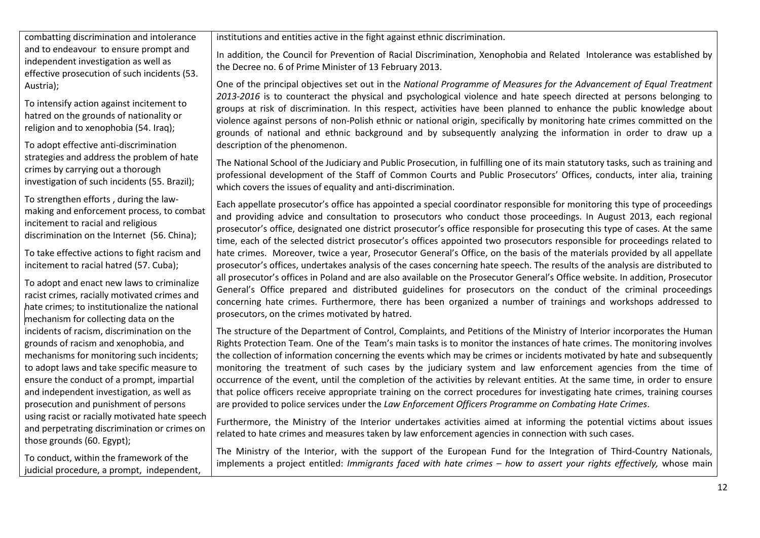| | |
|---|---|
| combatting discrimination and intolerance and to endeavour to ensure prompt and independent investigation as well as effective prosecution of such incidents (53. Austria);<br><br>To intensify action against incitement to hatred on the grounds of nationality or religion and to xenophobia (54. Iraq);<br><br>To adopt effective anti-discrimination strategies and address the problem of hate crimes by carrying out a thorough investigation of such incidents (55. Brazil);<br><br>To strengthen efforts , during the law-making and enforcement process, to combat incitement to racial and religious discrimination on the Internet (56. China);<br><br>To take effective actions to fight racism and incitement to racial hatred (57. Cuba);<br><br>To adopt and enact new laws to criminalize racist crimes, racially motivated crimes and hate crimes; to institutionalize the national mechanism for collecting data on the incidents of racism, discrimination on the grounds of racism and xenophobia, and mechanisms for monitoring such incidents; to adopt laws and take specific measure to ensure the conduct of a prompt, impartial and independent investigation, as well as prosecution and punishment of persons using racist or racially motivated hate speech and perpetrating discrimination or crimes on those grounds (60. Egypt);<br><br>To conduct, within the framework of the judicial procedure, a prompt, independent, | institutions and entities active in the fight against ethnic discrimination.<br><br>In addition, the Council for Prevention of Racial Discrimination, Xenophobia and Related Intolerance was established by the Decree no. 6 of Prime Minister of 13 February 2013.<br><br>One of the principal objectives set out in the *National Programme of Measures for the Advancement of Equal Treatment 2013-2016* is to counteract the physical and psychological violence and hate speech directed at persons belonging to groups at risk of discrimination. In this respect, activities have been planned to enhance the public knowledge about violence against persons of non-Polish ethnic or national origin, specifically by monitoring hate crimes committed on the grounds of national and ethnic background and by subsequently analyzing the information in order to draw up a description of the phenomenon.<br><br>The National School of the Judiciary and Public Prosecution, in fulfilling one of its main statutory tasks, such as training and professional development of the Staff of Common Courts and Public Prosecutors' Offices, conducts, inter alia, training which covers the issues of equality and anti-discrimination.<br><br>Each appellate prosecutor's office has appointed a special coordinator responsible for monitoring this type of proceedings and providing advice and consultation to prosecutors who conduct those proceedings. In August 2013, each regional prosecutor's office, designated one district prosecutor's office responsible for prosecuting this type of cases. At the same time, each of the selected district prosecutor's offices appointed two prosecutors responsible for proceedings related to hate crimes. Moreover, twice a year, Prosecutor General's Office, on the basis of the materials provided by all appellate prosecutor's offices, undertakes analysis of the cases concerning hate speech. The results of the analysis are distributed to all prosecutor's offices in Poland and are also available on the Prosecutor General's Office website. In addition, Prosecutor General's Office prepared and distributed guidelines for prosecutors on the conduct of the criminal proceedings concerning hate crimes. Furthermore, there has been organized a number of trainings and workshops addressed to prosecutors, on the crimes motivated by hatred.<br><br>The structure of the Department of Control, Complaints, and Petitions of the Ministry of Interior incorporates the Human Rights Protection Team. One of the Team's main tasks is to monitor the instances of hate crimes. The monitoring involves the collection of information concerning the events which may be crimes or incidents motivated by hate and subsequently monitoring the treatment of such cases by the judiciary system and law enforcement agencies from the time of occurrence of the event, until the completion of the activities by relevant entities. At the same time, in order to ensure that police officers receive appropriate training on the correct procedures for investigating hate crimes, training courses are provided to police services under the *Law Enforcement Officers Programme on Combating Hate Crimes*.<br><br>Furthermore, the Ministry of the Interior undertakes activities aimed at informing the potential victims about issues related to hate crimes and measures taken by law enforcement agencies in connection with such cases.<br><br>The Ministry of the Interior, with the support of the European Fund for the Integration of Third-Country Nationals, implements a project entitled: *Immigrants faced with hate crimes – how to assert your rights effectively,* whose main |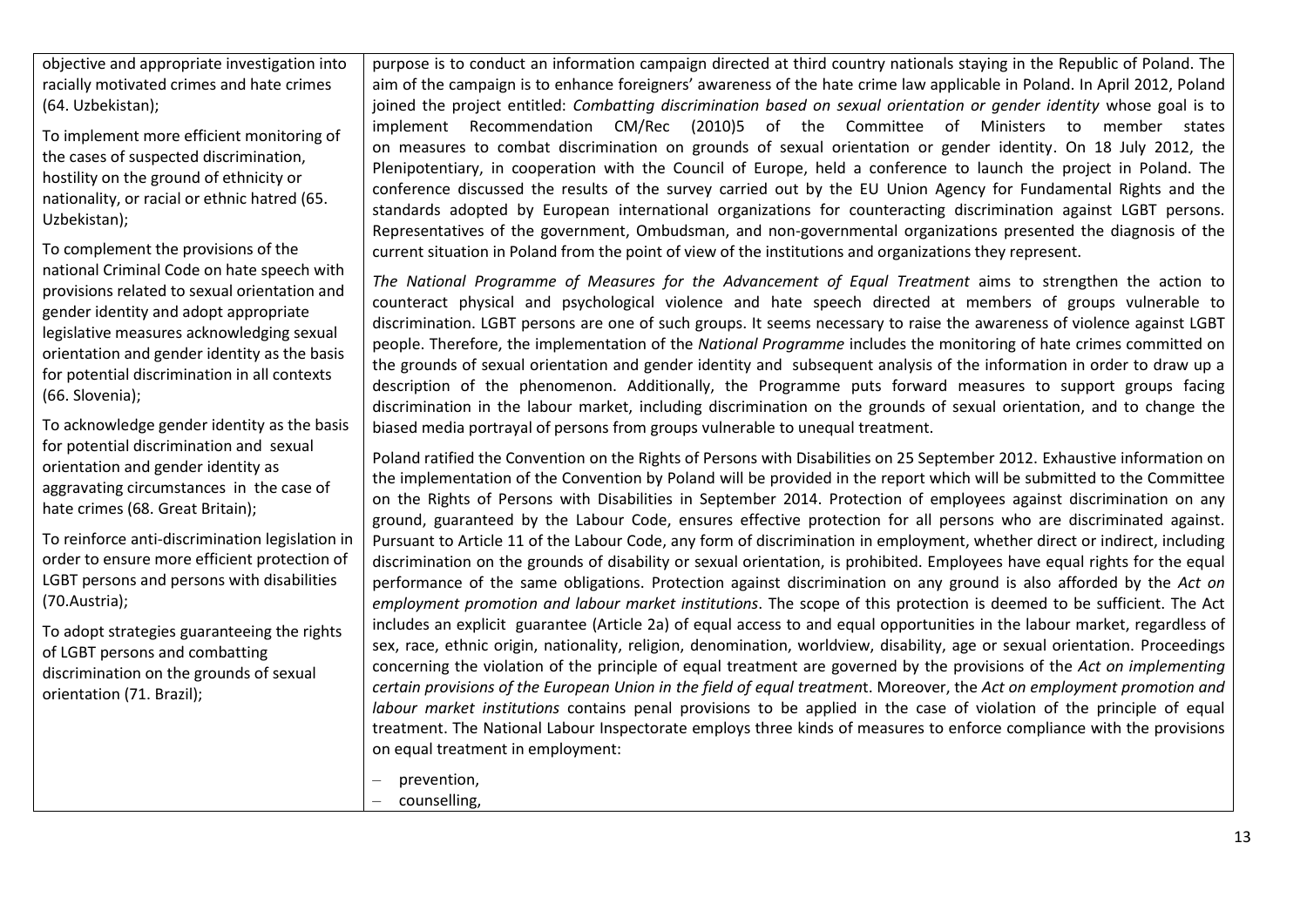| | |
|---|---|
| objective and appropriate investigation into racially motivated crimes and hate crimes (64. Uzbekistan);<br><br>To implement more efficient monitoring of the cases of suspected discrimination, hostility on the ground of ethnicity or nationality, or racial or ethnic hatred (65. Uzbekistan);<br><br>To complement the provisions of the national Criminal Code on hate speech with provisions related to sexual orientation and gender identity and adopt appropriate legislative measures acknowledging sexual orientation and gender identity as the basis for potential discrimination in all contexts (66. Slovenia);<br><br>To acknowledge gender identity as the basis for potential discrimination and sexual orientation and gender identity as aggravating circumstances in the case of hate crimes (68. Great Britain);<br><br>To reinforce anti-discrimination legislation in order to ensure more efficient protection of LGBT persons and persons with disabilities (70.Austria);<br><br>To adopt strategies guaranteeing the rights of LGBT persons and combatting discrimination on the grounds of sexual orientation (71. Brazil); | purpose is to conduct an information campaign directed at third country nationals staying in the Republic of Poland. The aim of the campaign is to enhance foreigners' awareness of the hate crime law applicable in Poland. In April 2012, Poland joined the project entitled: *Combatting discrimination based on sexual orientation or gender identity* whose goal is to implement Recommendation CM/Rec (2010)5 of the Committee of Ministers to member states on measures to combat discrimination on grounds of sexual orientation or gender identity. On 18 July 2012, the Plenipotentiary, in cooperation with the Council of Europe, held a conference to launch the project in Poland. The conference discussed the results of the survey carried out by the EU Union Agency for Fundamental Rights and the standards adopted by European international organizations for counteracting discrimination against LGBT persons. Representatives of the government, Ombudsman, and non-governmental organizations presented the diagnosis of the current situation in Poland from the point of view of the institutions and organizations they represent.<br><br>*The National Programme of Measures for the Advancement of Equal Treatment* aims to strengthen the action to counteract physical and psychological violence and hate speech directed at members of groups vulnerable to discrimination. LGBT persons are one of such groups. It seems necessary to raise the awareness of violence against LGBT people. Therefore, the implementation of the *National Programme* includes the monitoring of hate crimes committed on the grounds of sexual orientation and gender identity and subsequent analysis of the information in order to draw up a description of the phenomenon. Additionally, the Programme puts forward measures to support groups facing discrimination in the labour market, including discrimination on the grounds of sexual orientation, and to change the biased media portrayal of persons from groups vulnerable to unequal treatment.<br><br>Poland ratified the Convention on the Rights of Persons with Disabilities on 25 September 2012. Exhaustive information on the implementation of the Convention by Poland will be provided in the report which will be submitted to the Committee on the Rights of Persons with Disabilities in September 2014. Protection of employees against discrimination on any ground, guaranteed by the Labour Code, ensures effective protection for all persons who are discriminated against. Pursuant to Article 11 of the Labour Code, any form of discrimination in employment, whether direct or indirect, including discrimination on the grounds of disability or sexual orientation, is prohibited. Employees have equal rights for the equal performance of the same obligations. Protection against discrimination on any ground is also afforded by the *Act on employment promotion and labour market institutions*. The scope of this protection is deemed to be sufficient. The Act includes an explicit guarantee (Article 2a) of equal access to and equal opportunities in the labour market, regardless of sex, race, ethnic origin, nationality, religion, denomination, worldview, disability, age or sexual orientation. Proceedings concerning the violation of the principle of equal treatment are governed by the provisions of the *Act on implementing certain provisions of the European Union in the field of equal treatment*. Moreover, the *Act on employment promotion and labour market institutions* contains penal provisions to be applied in the case of violation of the principle of equal treatment. The National Labour Inspectorate employs three kinds of measures to enforce compliance with the provisions on equal treatment in employment:<br><br>– prevention,<br>– counselling, |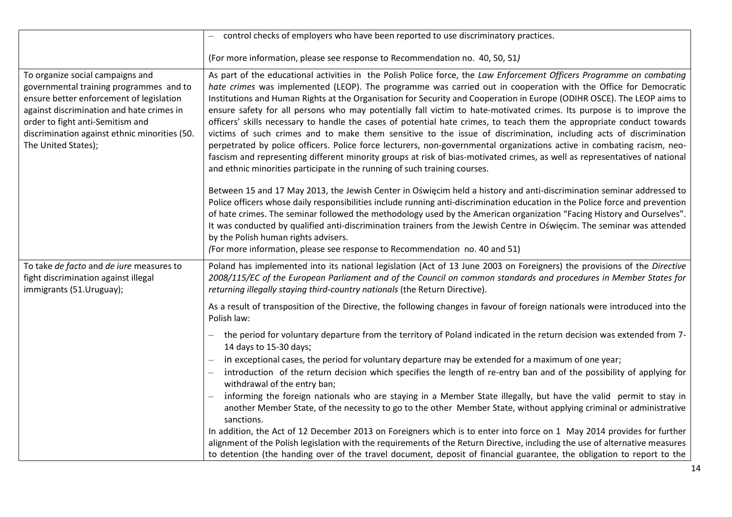| | |
|---|---|
| | – control checks of employers who have been reported to use discriminatory practices.<br><br>(For more information, please see response to Recommendation no. 40, 50, 51*)* |
| To organize social campaigns and governmental training programmes and to ensure better enforcement of legislation against discrimination and hate crimes in order to fight anti-Semitism and discrimination against ethnic minorities (50. The United States); | As part of the educational activities in the Polish Police force, the *Law Enforcement Officers Programme on combating hate crimes* was implemented (LEOP). The programme was carried out in cooperation with the Office for Democratic Institutions and Human Rights at the Organisation for Security and Cooperation in Europe (ODIHR OSCE). The LEOP aims to ensure safety for all persons who may potentially fall victim to hate-motivated crimes. Its purpose is to improve the officers' skills necessary to handle the cases of potential hate crimes, to teach them the appropriate conduct towards victims of such crimes and to make them sensitive to the issue of discrimination, including acts of discrimination perpetrated by police officers. Police force lecturers, non-governmental organizations active in combating racism, neo-fascism and representing different minority groups at risk of bias-motivated crimes, as well as representatives of national and ethnic minorities participate in the running of such training courses.<br><br>Between 15 and 17 May 2013, the Jewish Center in Oświęcim held a history and anti-discrimination seminar addressed to Police officers whose daily responsibilities include running anti-discrimination education in the Police force and prevention of hate crimes. The seminar followed the methodology used by the American organization "Facing History and Ourselves". It was conducted by qualified anti-discrimination trainers from the Jewish Centre in Oświęcim. The seminar was attended by the Polish human rights advisers.<br>*(*For more information, please see response to Recommendation no. 40 and 51) |
| To take *de facto* and *de iure* measures to fight discrimination against illegal immigrants (51.Uruguay); | Poland has implemented into its national legislation (Act of 13 June 2003 on Foreigners) the provisions of the *Directive 2008/115/EC of the European Parliament and of the Council on common standards and procedures in Member States for returning illegally staying third-country nationals* (the Return Directive).<br><br>As a result of transposition of the Directive, the following changes in favour of foreign nationals were introduced into the Polish law:<br><br>– the period for voluntary departure from the territory of Poland indicated in the return decision was extended from 7-14 days to 15-30 days;<br>– in exceptional cases, the period for voluntary departure may be extended for a maximum of one year;<br>– introduction of the return decision which specifies the length of re-entry ban and of the possibility of applying for withdrawal of the entry ban;<br>– informing the foreign nationals who are staying in a Member State illegally, but have the valid permit to stay in another Member State, of the necessity to go to the other Member State, without applying criminal or administrative sanctions.<br><br>In addition, the Act of 12 December 2013 on Foreigners which is to enter into force on 1 May 2014 provides for further alignment of the Polish legislation with the requirements of the Return Directive, including the use of alternative measures to detention (the handing over of the travel document, deposit of financial guarantee, the obligation to report to the |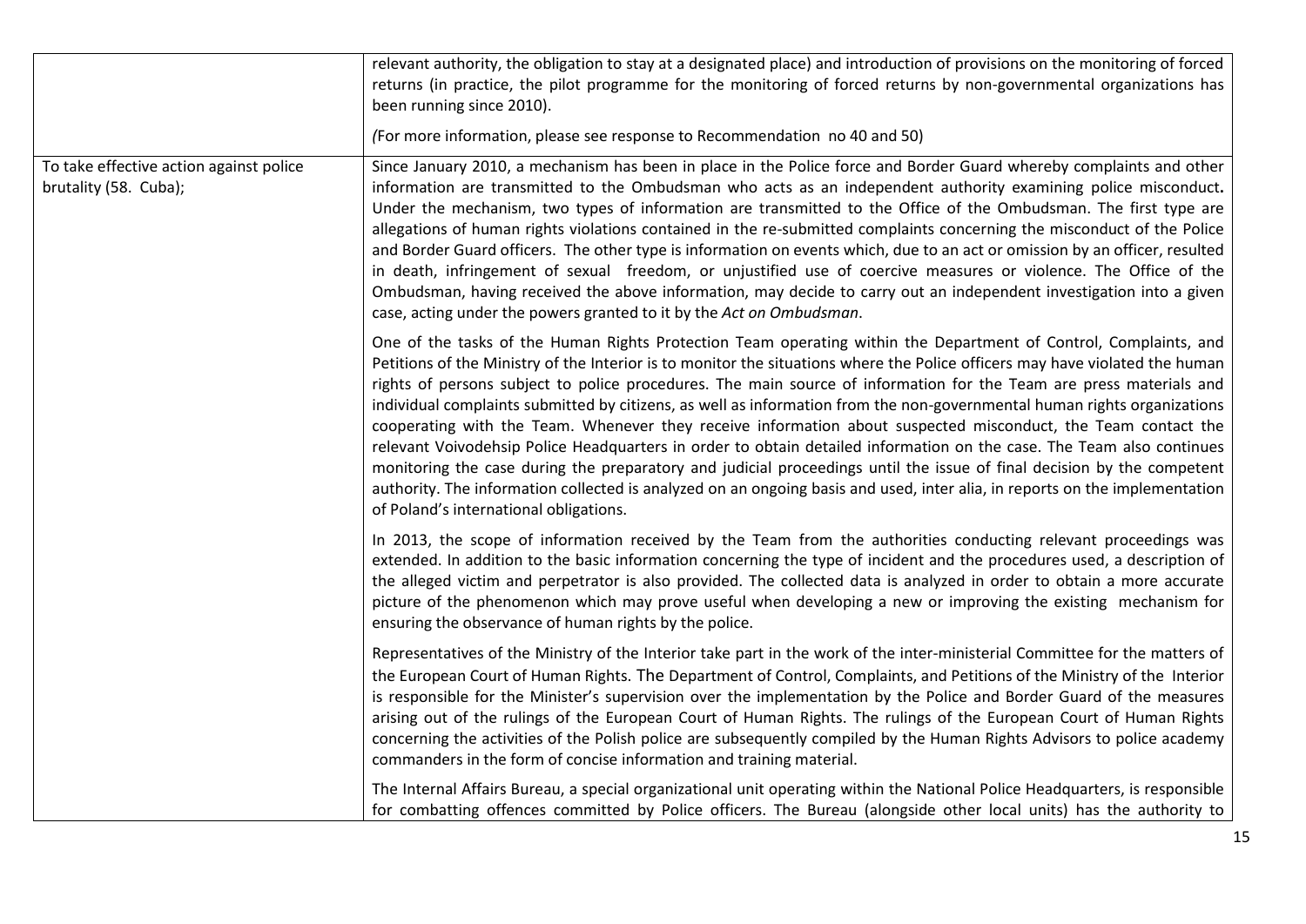| | |
|---|---|
| | relevant authority, the obligation to stay at a designated place) and introduction of provisions on the monitoring of forced returns (in practice, the pilot programme for the monitoring of forced returns by non-governmental organizations has been running since 2010).<br><br>*(*For more information, please see response to Recommendation no 40 and 50) |
| To take effective action against police brutality (58. Cuba); | Since January 2010, a mechanism has been in place in the Police force and Border Guard whereby complaints and other information are transmitted to the Ombudsman who acts as an independent authority examining police misconduct**.** Under the mechanism, two types of information are transmitted to the Office of the Ombudsman. The first type are allegations of human rights violations contained in the re-submitted complaints concerning the misconduct of the Police and Border Guard officers. The other type is information on events which, due to an act or omission by an officer, resulted in death, infringement of sexual freedom, or unjustified use of coercive measures or violence. The Office of the Ombudsman, having received the above information, may decide to carry out an independent investigation into a given case, acting under the powers granted to it by the *Act on Ombudsman*.<br><br>One of the tasks of the Human Rights Protection Team operating within the Department of Control, Complaints, and Petitions of the Ministry of the Interior is to monitor the situations where the Police officers may have violated the human rights of persons subject to police procedures. The main source of information for the Team are press materials and individual complaints submitted by citizens, as well as information from the non-governmental human rights organizations cooperating with the Team. Whenever they receive information about suspected misconduct, the Team contact the relevant Voivodehsip Police Headquarters in order to obtain detailed information on the case. The Team also continues monitoring the case during the preparatory and judicial proceedings until the issue of final decision by the competent authority. The information collected is analyzed on an ongoing basis and used, inter alia, in reports on the implementation of Poland's international obligations.<br><br>In 2013, the scope of information received by the Team from the authorities conducting relevant proceedings was extended. In addition to the basic information concerning the type of incident and the procedures used, a description of the alleged victim and perpetrator is also provided. The collected data is analyzed in order to obtain a more accurate picture of the phenomenon which may prove useful when developing a new or improving the existing mechanism for ensuring the observance of human rights by the police.<br><br>Representatives of the Ministry of the Interior take part in the work of the inter-ministerial Committee for the matters of the European Court of Human Rights. The Department of Control, Complaints, and Petitions of the Ministry of the Interior is responsible for the Minister's supervision over the implementation by the Police and Border Guard of the measures arising out of the rulings of the European Court of Human Rights. The rulings of the European Court of Human Rights concerning the activities of the Polish police are subsequently compiled by the Human Rights Advisors to police academy commanders in the form of concise information and training material.<br><br>The Internal Affairs Bureau, a special organizational unit operating within the National Police Headquarters, is responsible for combatting offences committed by Police officers. The Bureau (alongside other local units) has the authority to |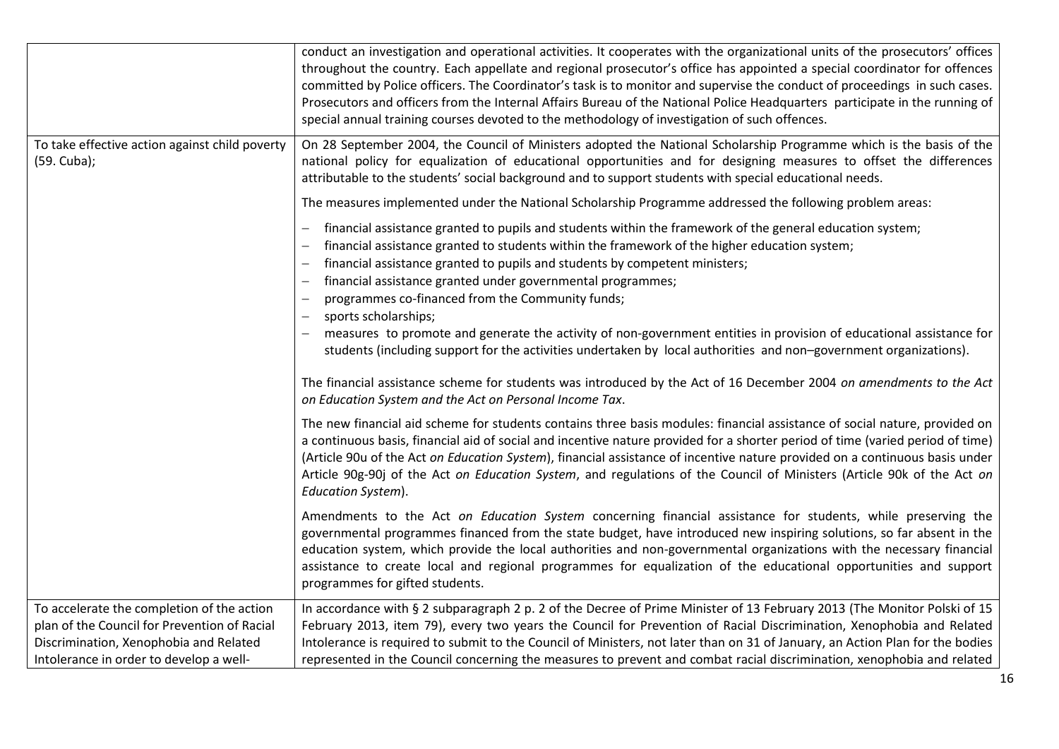|  |  |
|---|---|
|  | conduct an investigation and operational activities. It cooperates with the organizational units of the prosecutors' offices throughout the country. Each appellate and regional prosecutor's office has appointed a special coordinator for offences committed by Police officers. The Coordinator's task is to monitor and supervise the conduct of proceedings in such cases. Prosecutors and officers from the Internal Affairs Bureau of the National Police Headquarters participate in the running of special annual training courses devoted to the methodology of investigation of such offences. |
| To take effective action against child poverty (59. Cuba); | On 28 September 2004, the Council of Ministers adopted the National Scholarship Programme which is the basis of the national policy for equalization of educational opportunities and for designing measures to offset the differences attributable to the students' social background and to support students with special educational needs.<br><br>The measures implemented under the National Scholarship Programme addressed the following problem areas:<br><br>– financial assistance granted to pupils and students within the framework of the general education system;<br>– financial assistance granted to students within the framework of the higher education system;<br>– financial assistance granted to pupils and students by competent ministers;<br>– financial assistance granted under governmental programmes;<br>– programmes co-financed from the Community funds;<br>– sports scholarships;<br>– measures to promote and generate the activity of non-government entities in provision of educational assistance for students (including support for the activities undertaken by local authorities and non–government organizations).<br><br>The financial assistance scheme for students was introduced by the Act of 16 December 2004 *on amendments to the Act on Education System and the Act on Personal Income Tax*.<br><br>The new financial aid scheme for students contains three basis modules: financial assistance of social nature, provided on a continuous basis, financial aid of social and incentive nature provided for a shorter period of time (varied period of time) (Article 90u of the Act *on Education System*), financial assistance of incentive nature provided on a continuous basis under Article 90g-90j of the Act *on Education System*, and regulations of the Council of Ministers (Article 90k of the Act *on Education System*).<br><br>Amendments to the Act *on Education System* concerning financial assistance for students, while preserving the governmental programmes financed from the state budget, have introduced new inspiring solutions, so far absent in the education system, which provide the local authorities and non-governmental organizations with the necessary financial assistance to create local and regional programmes for equalization of the educational opportunities and support programmes for gifted students. |
| To accelerate the completion of the action plan of the Council for Prevention of Racial Discrimination, Xenophobia and Related Intolerance in order to develop a well- | In accordance with § 2 subparagraph 2 p. 2 of the Decree of Prime Minister of 13 February 2013 (The Monitor Polski of 15 February 2013, item 79), every two years the Council for Prevention of Racial Discrimination, Xenophobia and Related Intolerance is required to submit to the Council of Ministers, not later than on 31 of January, an Action Plan for the bodies represented in the Council concerning the measures to prevent and combat racial discrimination, xenophobia and related |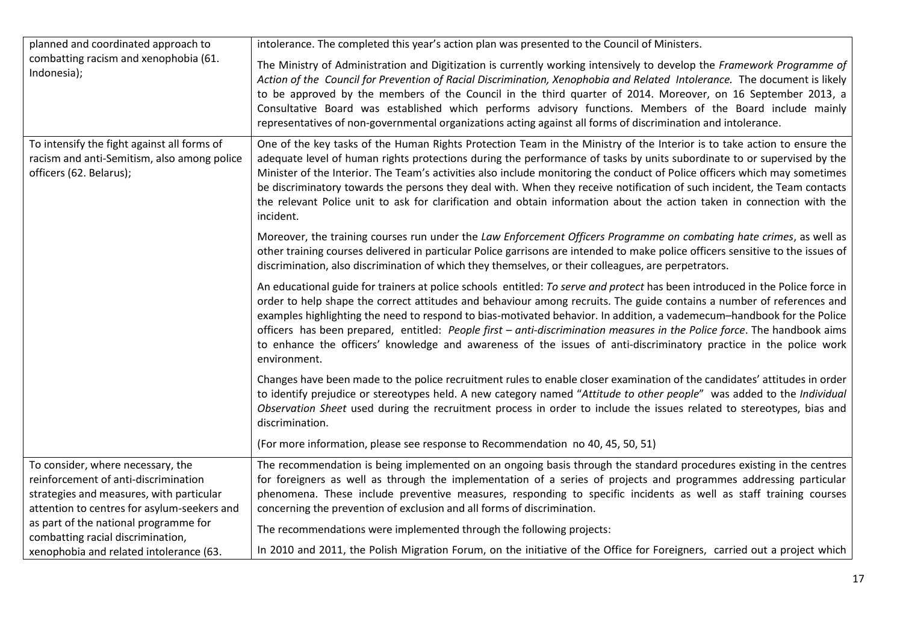| | |
|---|---|
| planned and coordinated approach to combatting racism and xenophobia (61. Indonesia); | intolerance. The completed this year's action plan was presented to the Council of Ministers.<br><br>The Ministry of Administration and Digitization is currently working intensively to develop the *Framework Programme of Action of the Council for Prevention of Racial Discrimination, Xenophobia and Related Intolerance.* The document is likely to be approved by the members of the Council in the third quarter of 2014. Moreover, on 16 September 2013, a Consultative Board was established which performs advisory functions. Members of the Board include mainly representatives of non-governmental organizations acting against all forms of discrimination and intolerance. |
| To intensify the fight against all forms of racism and anti-Semitism, also among police officers (62. Belarus); | One of the key tasks of the Human Rights Protection Team in the Ministry of the Interior is to take action to ensure the adequate level of human rights protections during the performance of tasks by units subordinate to or supervised by the Minister of the Interior. The Team's activities also include monitoring the conduct of Police officers which may sometimes be discriminatory towards the persons they deal with. When they receive notification of such incident, the Team contacts the relevant Police unit to ask for clarification and obtain information about the action taken in connection with the incident.<br><br>Moreover, the training courses run under the *Law Enforcement Officers Programme on combating hate crimes*, as well as other training courses delivered in particular Police garrisons are intended to make police officers sensitive to the issues of discrimination, also discrimination of which they themselves, or their colleagues, are perpetrators.<br><br>An educational guide for trainers at police schools entitled: *To serve and protect* has been introduced in the Police force in order to help shape the correct attitudes and behaviour among recruits. The guide contains a number of references and examples highlighting the need to respond to bias-motivated behavior. In addition, a vademecum–handbook for the Police officers has been prepared, entitled: *People first – anti-discrimination measures in the Police force*. The handbook aims to enhance the officers' knowledge and awareness of the issues of anti-discriminatory practice in the police work environment.<br><br>Changes have been made to the police recruitment rules to enable closer examination of the candidates' attitudes in order to identify prejudice or stereotypes held. A new category named "*Attitude to other people*" was added to the *Individual Observation Sheet* used during the recruitment process in order to include the issues related to stereotypes, bias and discrimination.<br><br>(For more information, please see response to Recommendation no 40, 45, 50, 51) |
| To consider, where necessary, the reinforcement of anti-discrimination strategies and measures, with particular attention to centres for asylum-seekers and as part of the national programme for combatting racial discrimination, xenophobia and related intolerance (63. | The recommendation is being implemented on an ongoing basis through the standard procedures existing in the centres for foreigners as well as through the implementation of a series of projects and programmes addressing particular phenomena. These include preventive measures, responding to specific incidents as well as staff training courses concerning the prevention of exclusion and all forms of discrimination.<br><br>The recommendations were implemented through the following projects:<br><br>In 2010 and 2011, the Polish Migration Forum, on the initiative of the Office for Foreigners, carried out a project which |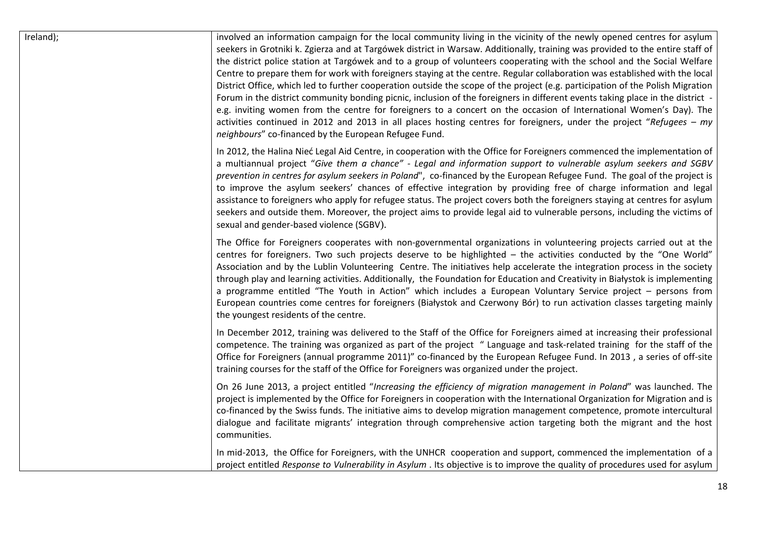| | |
|---|---|
| Ireland); | involved an information campaign for the local community living in the vicinity of the newly opened centres for asylum seekers in Grotniki k. Zgierza and at Targówek district in Warsaw. Additionally, training was provided to the entire staff of the district police station at Targówek and to a group of volunteers cooperating with the school and the Social Welfare Centre to prepare them for work with foreigners staying at the centre. Regular collaboration was established with the local District Office, which led to further cooperation outside the scope of the project (e.g. participation of the Polish Migration Forum in the district community bonding picnic, inclusion of the foreigners in different events taking place in the district - e.g. inviting women from the centre for foreigners to a concert on the occasion of International Women's Day). The activities continued in 2012 and 2013 in all places hosting centres for foreigners, under the project "*Refugees – my neighbours*" co-financed by the European Refugee Fund.<br><br>In 2012, the Halina Nieć Legal Aid Centre, in cooperation with the Office for Foreigners commenced the implementation of a multiannual project "*Give them a chance" - Legal and information support to vulnerable asylum seekers and SGBV prevention in centres for asylum seekers in Poland*", co-financed by the European Refugee Fund. The goal of the project is to improve the asylum seekers' chances of effective integration by providing free of charge information and legal assistance to foreigners who apply for refugee status. The project covers both the foreigners staying at centres for asylum seekers and outside them. Moreover, the project aims to provide legal aid to vulnerable persons, including the victims of sexual and gender-based violence (SGBV).<br><br>The Office for Foreigners cooperates with non-governmental organizations in volunteering projects carried out at the centres for foreigners. Two such projects deserve to be highlighted – the activities conducted by the "One World" Association and by the Lublin Volunteering Centre. The initiatives help accelerate the integration process in the society through play and learning activities. Additionally, the Foundation for Education and Creativity in Białystok is implementing a programme entitled "The Youth in Action" which includes a European Voluntary Service project – persons from European countries come centres for foreigners (Białystok and Czerwony Bór) to run activation classes targeting mainly the youngest residents of the centre.<br><br>In December 2012, training was delivered to the Staff of the Office for Foreigners aimed at increasing their professional competence. The training was organized as part of the project " Language and task-related training for the staff of the Office for Foreigners (annual programme 2011)" co-financed by the European Refugee Fund. In 2013 , a series of off-site training courses for the staff of the Office for Foreigners was organized under the project.<br><br>On 26 June 2013, a project entitled "*Increasing the efficiency of migration management in Poland*" was launched. The project is implemented by the Office for Foreigners in cooperation with the International Organization for Migration and is co-financed by the Swiss funds. The initiative aims to develop migration management competence, promote intercultural dialogue and facilitate migrants' integration through comprehensive action targeting both the migrant and the host communities.<br><br>In mid-2013, the Office for Foreigners, with the UNHCR cooperation and support, commenced the implementation of a project entitled *Response to Vulnerability in Asylum* . Its objective is to improve the quality of procedures used for asylum |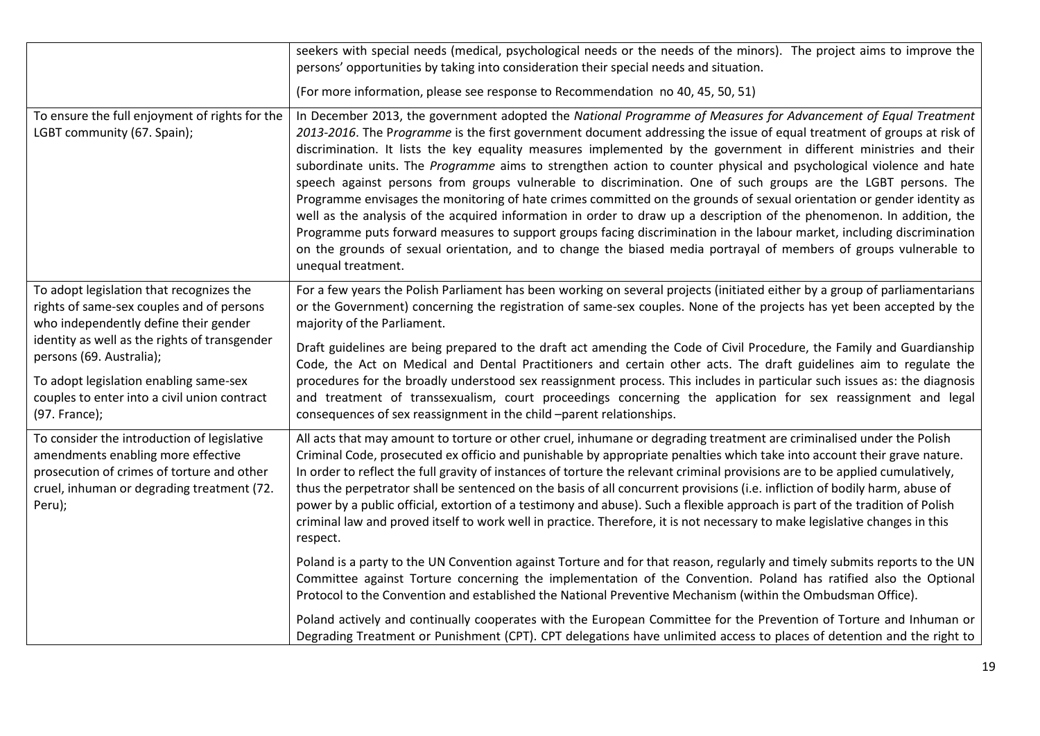| | |
|---|---|
| | seekers with special needs (medical, psychological needs or the needs of the minors). The project aims to improve the persons' opportunities by taking into consideration their special needs and situation.<br><br>(For more information, please see response to Recommendation no 40, 45, 50, 51) |
| To ensure the full enjoyment of rights for the LGBT community (67. Spain); | In December 2013, the government adopted the *National Programme of Measures for Advancement of Equal Treatment 2013-2016*. The *Programme* is the first government document addressing the issue of equal treatment of groups at risk of discrimination. It lists the key equality measures implemented by the government in different ministries and their subordinate units. The *Programme* aims to strengthen action to counter physical and psychological violence and hate speech against persons from groups vulnerable to discrimination. One of such groups are the LGBT persons. The Programme envisages the monitoring of hate crimes committed on the grounds of sexual orientation or gender identity as well as the analysis of the acquired information in order to draw up a description of the phenomenon. In addition, the Programme puts forward measures to support groups facing discrimination in the labour market, including discrimination on the grounds of sexual orientation, and to change the biased media portrayal of members of groups vulnerable to unequal treatment. |
| To adopt legislation that recognizes the rights of same-sex couples and of persons who independently define their gender identity as well as the rights of transgender persons (69. Australia);<br><br>To adopt legislation enabling same-sex couples to enter into a civil union contract (97. France); | For a few years the Polish Parliament has been working on several projects (initiated either by a group of parliamentarians or the Government) concerning the registration of same-sex couples. None of the projects has yet been accepted by the majority of the Parliament.<br><br>Draft guidelines are being prepared to the draft act amending the Code of Civil Procedure, the Family and Guardianship Code, the Act on Medical and Dental Practitioners and certain other acts. The draft guidelines aim to regulate the procedures for the broadly understood sex reassignment process. This includes in particular such issues as: the diagnosis and treatment of transsexualism, court proceedings concerning the application for sex reassignment and legal consequences of sex reassignment in the child –parent relationships. |
| To consider the introduction of legislative amendments enabling more effective prosecution of crimes of torture and other cruel, inhuman or degrading treatment (72. Peru); | All acts that may amount to torture or other cruel, inhumane or degrading treatment are criminalised under the Polish Criminal Code, prosecuted ex officio and punishable by appropriate penalties which take into account their grave nature. In order to reflect the full gravity of instances of torture the relevant criminal provisions are to be applied cumulatively, thus the perpetrator shall be sentenced on the basis of all concurrent provisions (i.e. infliction of bodily harm, abuse of power by a public official, extortion of a testimony and abuse). Such a flexible approach is part of the tradition of Polish criminal law and proved itself to work well in practice. Therefore, it is not necessary to make legislative changes in this respect.<br><br>Poland is a party to the UN Convention against Torture and for that reason, regularly and timely submits reports to the UN Committee against Torture concerning the implementation of the Convention. Poland has ratified also the Optional Protocol to the Convention and established the National Preventive Mechanism (within the Ombudsman Office).<br><br>Poland actively and continually cooperates with the European Committee for the Prevention of Torture and Inhuman or Degrading Treatment or Punishment (CPT). CPT delegations have unlimited access to places of detention and the right to |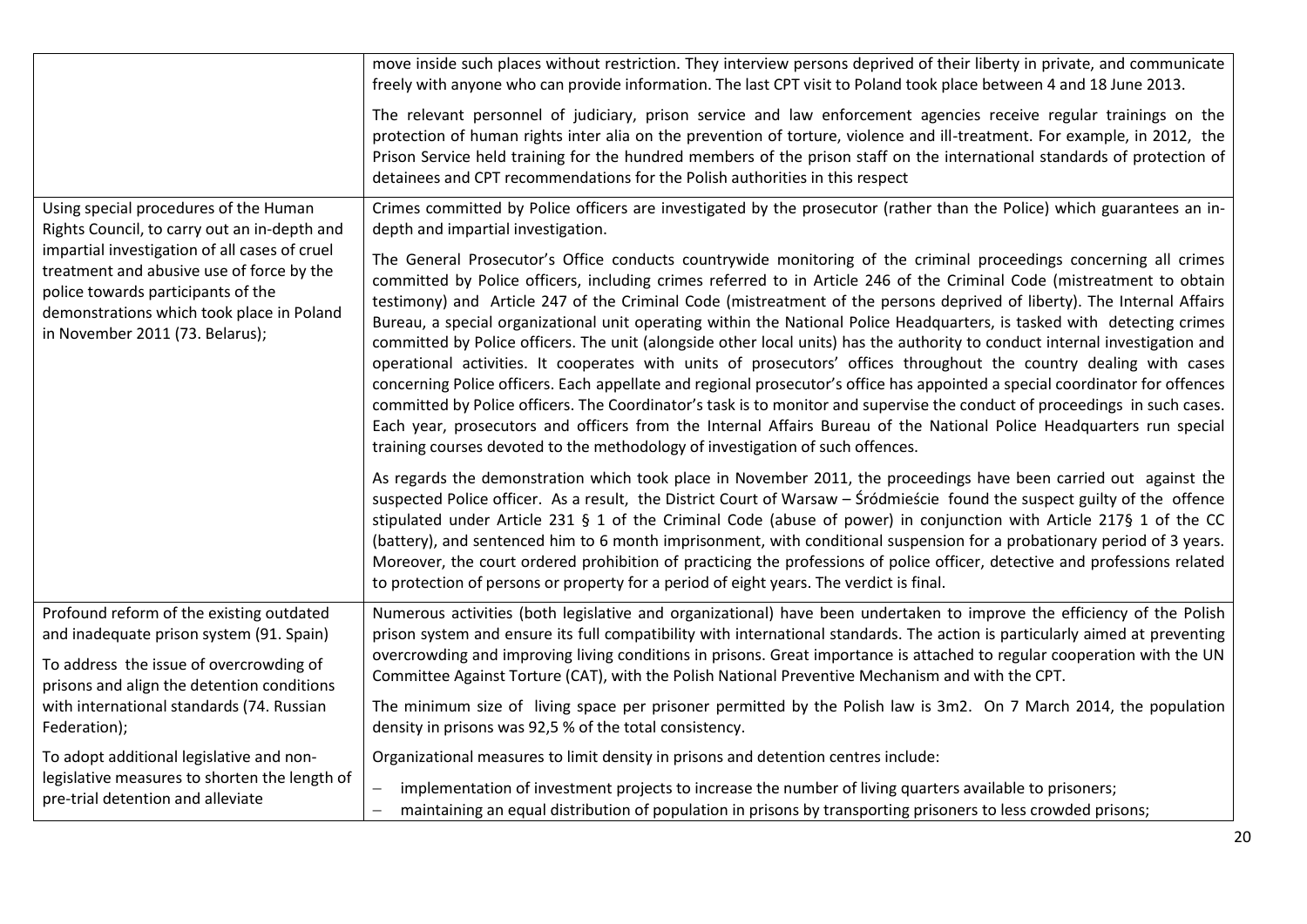| | |
|---|---|
| | move inside such places without restriction. They interview persons deprived of their liberty in private, and communicate freely with anyone who can provide information. The last CPT visit to Poland took place between 4 and 18 June 2013.<br><br>The relevant personnel of judiciary, prison service and law enforcement agencies receive regular trainings on the protection of human rights inter alia on the prevention of torture, violence and ill-treatment. For example, in 2012, the Prison Service held training for the hundred members of the prison staff on the international standards of protection of detainees and CPT recommendations for the Polish authorities in this respect |
| Using special procedures of the Human Rights Council, to carry out an in-depth and impartial investigation of all cases of cruel treatment and abusive use of force by the police towards participants of the demonstrations which took place in Poland in November 2011 (73. Belarus); | Crimes committed by Police officers are investigated by the prosecutor (rather than the Police) which guarantees an in-depth and impartial investigation.<br><br>The General Prosecutor's Office conducts countrywide monitoring of the criminal proceedings concerning all crimes committed by Police officers, including crimes referred to in Article 246 of the Criminal Code (mistreatment to obtain testimony) and Article 247 of the Criminal Code (mistreatment of the persons deprived of liberty). The Internal Affairs Bureau, a special organizational unit operating within the National Police Headquarters, is tasked with detecting crimes committed by Police officers. The unit (alongside other local units) has the authority to conduct internal investigation and operational activities. It cooperates with units of prosecutors' offices throughout the country dealing with cases concerning Police officers. Each appellate and regional prosecutor's office has appointed a special coordinator for offences committed by Police officers. The Coordinator's task is to monitor and supervise the conduct of proceedings in such cases. Each year, prosecutors and officers from the Internal Affairs Bureau of the National Police Headquarters run special training courses devoted to the methodology of investigation of such offences.<br><br>As regards the demonstration which took place in November 2011, the proceedings have been carried out against the suspected Police officer. As a result, the District Court of Warsaw – Śródmieście found the suspect guilty of the offence stipulated under Article 231 § 1 of the Criminal Code (abuse of power) in conjunction with Article 217§ 1 of the CC (battery), and sentenced him to 6 month imprisonment, with conditional suspension for a probationary period of 3 years. Moreover, the court ordered prohibition of practicing the professions of police officer, detective and professions related to protection of persons or property for a period of eight years. The verdict is final. |
| Profound reform of the existing outdated and inadequate prison system (91. Spain)<br><br>To address the issue of overcrowding of prisons and align the detention conditions with international standards (74. Russian Federation);<br><br>To adopt additional legislative and non-legislative measures to shorten the length of pre-trial detention and alleviate | Numerous activities (both legislative and organizational) have been undertaken to improve the efficiency of the Polish prison system and ensure its full compatibility with international standards. The action is particularly aimed at preventing overcrowding and improving living conditions in prisons. Great importance is attached to regular cooperation with the UN Committee Against Torture (CAT), with the Polish National Preventive Mechanism and with the CPT.<br><br>The minimum size of living space per prisoner permitted by the Polish law is 3m2. On 7 March 2014, the population density in prisons was 92,5 % of the total consistency.<br><br>Organizational measures to limit density in prisons and detention centres include:<br><br>– implementation of investment projects to increase the number of living quarters available to prisoners;<br>– maintaining an equal distribution of population in prisons by transporting prisoners to less crowded prisons; |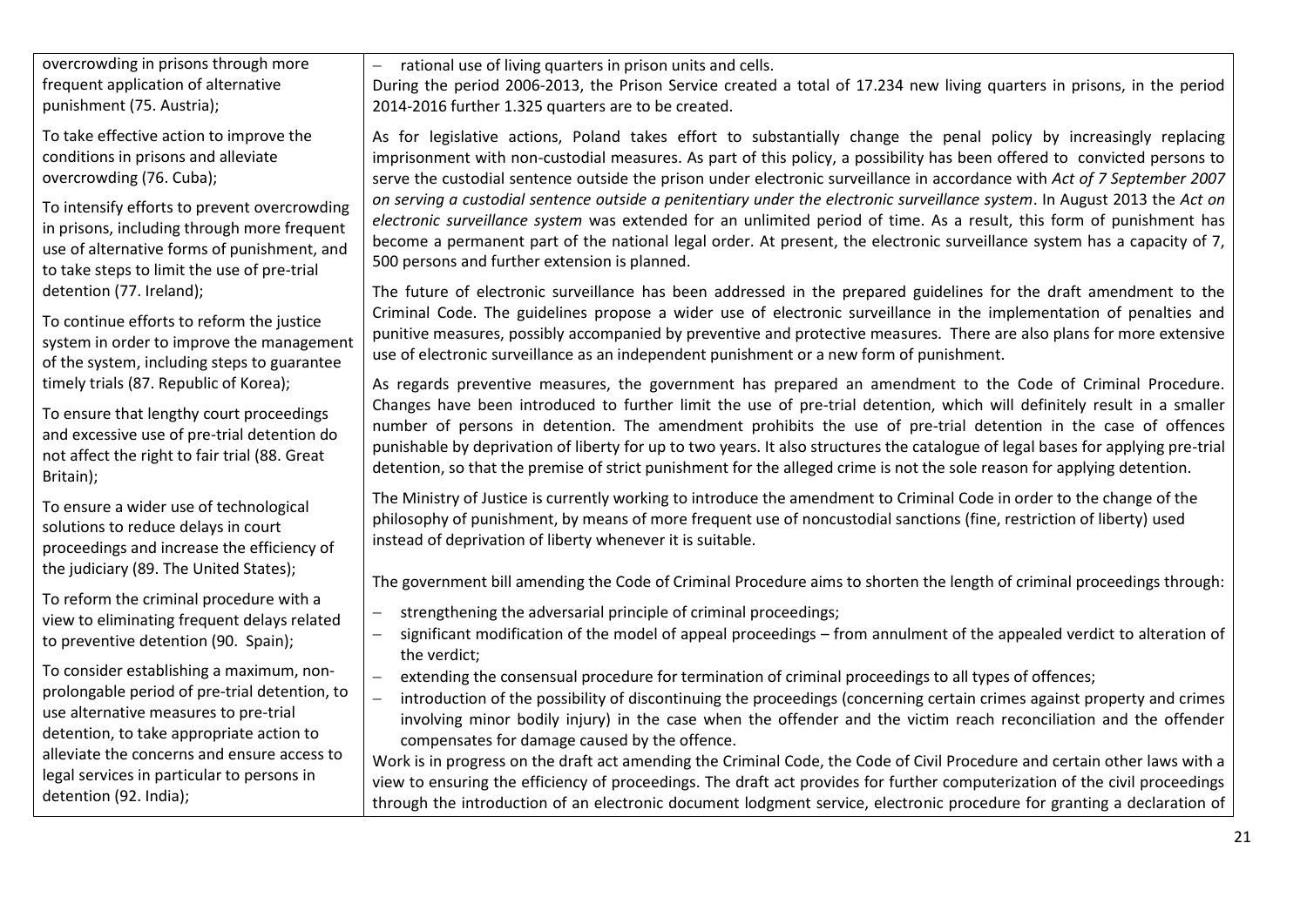| | |
|---|---|
| overcrowding in prisons through more frequent application of alternative punishment (75. Austria);<br><br>To take effective action to improve the conditions in prisons and alleviate overcrowding (76. Cuba);<br><br>To intensify efforts to prevent overcrowding in prisons, including through more frequent use of alternative forms of punishment, and to take steps to limit the use of pre-trial detention (77. Ireland);<br><br>To continue efforts to reform the justice system in order to improve the management of the system, including steps to guarantee timely trials (87. Republic of Korea);<br><br>To ensure that lengthy court proceedings and excessive use of pre-trial detention do not affect the right to fair trial (88. Great Britain);<br><br>To ensure a wider use of technological solutions to reduce delays in court proceedings and increase the efficiency of the judiciary (89. The United States);<br><br>To reform the criminal procedure with a view to eliminating frequent delays related to preventive detention (90. Spain);<br><br>To consider establishing a maximum, non-prolongable period of pre-trial detention, to use alternative measures to pre-trial detention, to take appropriate action to alleviate the concerns and ensure access to legal services in particular to persons in detention (92. India); | – rational use of living quarters in prison units and cells.<br>During the period 2006-2013, the Prison Service created a total of 17.234 new living quarters in prisons, in the period 2014-2016 further 1.325 quarters are to be created.<br><br>As for legislative actions, Poland takes effort to substantially change the penal policy by increasingly replacing imprisonment with non-custodial measures. As part of this policy, a possibility has been offered to convicted persons to serve the custodial sentence outside the prison under electronic surveillance in accordance with *Act of 7 September 2007 on serving a custodial sentence outside a penitentiary under the electronic surveillance system*. In August 2013 the *Act on electronic surveillance system* was extended for an unlimited period of time. As a result, this form of punishment has become a permanent part of the national legal order. At present, the electronic surveillance system has a capacity of 7, 500 persons and further extension is planned.<br><br>The future of electronic surveillance has been addressed in the prepared guidelines for the draft amendment to the Criminal Code. The guidelines propose a wider use of electronic surveillance in the implementation of penalties and punitive measures, possibly accompanied by preventive and protective measures. There are also plans for more extensive use of electronic surveillance as an independent punishment or a new form of punishment.<br><br>As regards preventive measures, the government has prepared an amendment to the Code of Criminal Procedure. Changes have been introduced to further limit the use of pre-trial detention, which will definitely result in a smaller number of persons in detention. The amendment prohibits the use of pre-trial detention in the case of offences punishable by deprivation of liberty for up to two years. It also structures the catalogue of legal bases for applying pre-trial detention, so that the premise of strict punishment for the alleged crime is not the sole reason for applying detention.<br><br>The Ministry of Justice is currently working to introduce the amendment to Criminal Code in order to the change of the philosophy of punishment, by means of more frequent use of noncustodial sanctions (fine, restriction of liberty) used instead of deprivation of liberty whenever it is suitable.<br><br>The government bill amending the Code of Criminal Procedure aims to shorten the length of criminal proceedings through:<br>– strengthening the adversarial principle of criminal proceedings;<br>– significant modification of the model of appeal proceedings – from annulment of the appealed verdict to alteration of the verdict;<br>– extending the consensual procedure for termination of criminal proceedings to all types of offences;<br>– introduction of the possibility of discontinuing the proceedings (concerning certain crimes against property and crimes involving minor bodily injury) in the case when the offender and the victim reach reconciliation and the offender compensates for damage caused by the offence.<br>Work is in progress on the draft act amending the Criminal Code, the Code of Civil Procedure and certain other laws with a view to ensuring the efficiency of proceedings. The draft act provides for further computerization of the civil proceedings through the introduction of an electronic document lodgment service, electronic procedure for granting a declaration of |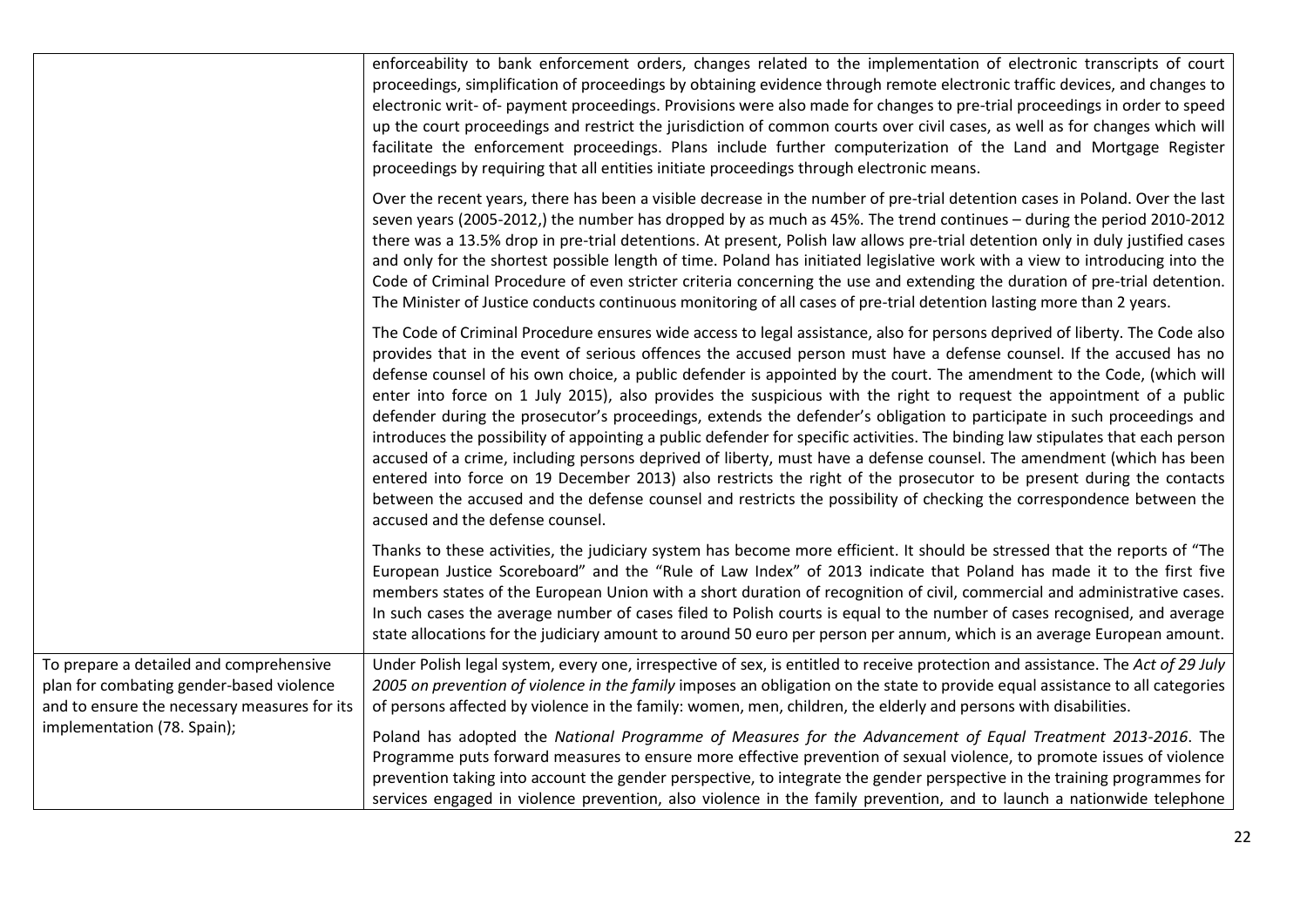| | |
|---|---|
| | enforceability to bank enforcement orders, changes related to the implementation of electronic transcripts of court proceedings, simplification of proceedings by obtaining evidence through remote electronic traffic devices, and changes to electronic writ- of- payment proceedings. Provisions were also made for changes to pre-trial proceedings in order to speed up the court proceedings and restrict the jurisdiction of common courts over civil cases, as well as for changes which will facilitate the enforcement proceedings. Plans include further computerization of the Land and Mortgage Register proceedings by requiring that all entities initiate proceedings through electronic means.<br><br>Over the recent years, there has been a visible decrease in the number of pre-trial detention cases in Poland. Over the last seven years (2005-2012,) the number has dropped by as much as 45%. The trend continues – during the period 2010-2012 there was a 13.5% drop in pre-trial detentions. At present, Polish law allows pre-trial detention only in duly justified cases and only for the shortest possible length of time. Poland has initiated legislative work with a view to introducing into the Code of Criminal Procedure of even stricter criteria concerning the use and extending the duration of pre-trial detention. The Minister of Justice conducts continuous monitoring of all cases of pre-trial detention lasting more than 2 years.<br><br>The Code of Criminal Procedure ensures wide access to legal assistance, also for persons deprived of liberty. The Code also provides that in the event of serious offences the accused person must have a defense counsel. If the accused has no defense counsel of his own choice, a public defender is appointed by the court. The amendment to the Code, (which will enter into force on 1 July 2015), also provides the suspicious with the right to request the appointment of a public defender during the prosecutor's proceedings, extends the defender's obligation to participate in such proceedings and introduces the possibility of appointing a public defender for specific activities. The binding law stipulates that each person accused of a crime, including persons deprived of liberty, must have a defense counsel. The amendment (which has been entered into force on 19 December 2013) also restricts the right of the prosecutor to be present during the contacts between the accused and the defense counsel and restricts the possibility of checking the correspondence between the accused and the defense counsel.<br><br>Thanks to these activities, the judiciary system has become more efficient. It should be stressed that the reports of "The European Justice Scoreboard" and the "Rule of Law Index" of 2013 indicate that Poland has made it to the first five members states of the European Union with a short duration of recognition of civil, commercial and administrative cases. In such cases the average number of cases filed to Polish courts is equal to the number of cases recognised, and average state allocations for the judiciary amount to around 50 euro per person per annum, which is an average European amount. |
| To prepare a detailed and comprehensive plan for combating gender-based violence and to ensure the necessary measures for its implementation (78. Spain); | Under Polish legal system, every one, irrespective of sex, is entitled to receive protection and assistance. The *Act of 29 July 2005 on prevention of violence in the family* imposes an obligation on the state to provide equal assistance to all categories of persons affected by violence in the family: women, men, children, the elderly and persons with disabilities.<br><br>Poland has adopted the *National Programme of Measures for the Advancement of Equal Treatment 2013-2016*. The Programme puts forward measures to ensure more effective prevention of sexual violence, to promote issues of violence prevention taking into account the gender perspective, to integrate the gender perspective in the training programmes for services engaged in violence prevention, also violence in the family prevention, and to launch a nationwide telephone |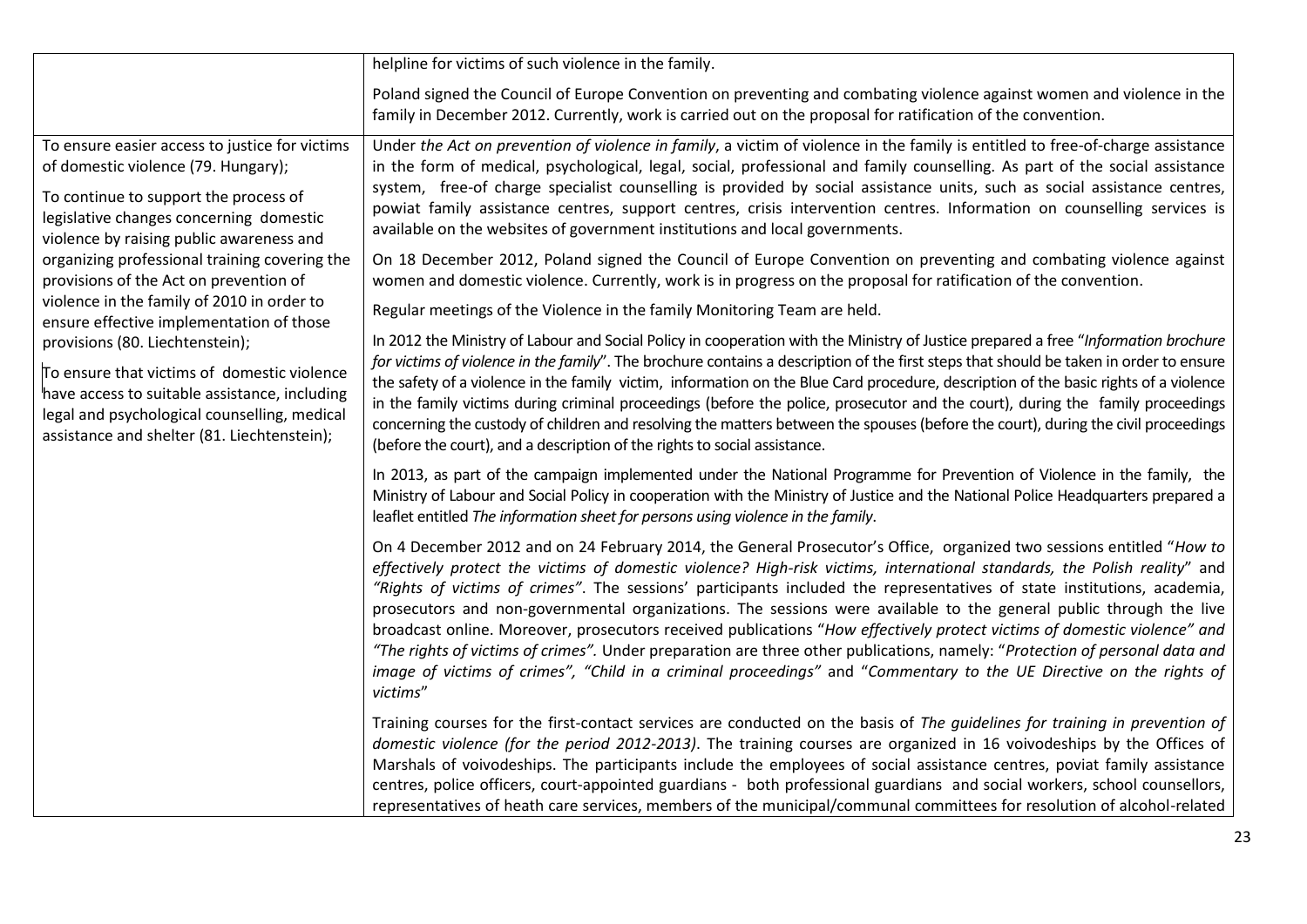| | |
|---|---|
| | helpline for victims of such violence in the family.<br><br>Poland signed the Council of Europe Convention on preventing and combating violence against women and violence in the family in December 2012. Currently, work is carried out on the proposal for ratification of the convention. |
| To ensure easier access to justice for victims of domestic violence (79. Hungary);<br><br>To continue to support the process of legislative changes concerning domestic violence by raising public awareness and organizing professional training covering the provisions of the Act on prevention of violence in the family of 2010 in order to ensure effective implementation of those provisions (80. Liechtenstein);<br><br>To ensure that victims of domestic violence have access to suitable assistance, including legal and psychological counselling, medical assistance and shelter (81. Liechtenstein); | Under *the Act on prevention of violence in family*, a victim of violence in the family is entitled to free-of-charge assistance in the form of medical, psychological, legal, social, professional and family counselling. As part of the social assistance system, free-of charge specialist counselling is provided by social assistance units, such as social assistance centres, powiat family assistance centres, support centres, crisis intervention centres. Information on counselling services is available on the websites of government institutions and local governments.<br><br>On 18 December 2012, Poland signed the Council of Europe Convention on preventing and combating violence against women and domestic violence. Currently, work is in progress on the proposal for ratification of the convention.<br><br>Regular meetings of the Violence in the family Monitoring Team are held.<br><br>In 2012 the Ministry of Labour and Social Policy in cooperation with the Ministry of Justice prepared a free "*Information brochure for victims of violence in the family*". The brochure contains a description of the first steps that should be taken in order to ensure the safety of a violence in the family victim, information on the Blue Card procedure, description of the basic rights of a violence in the family victims during criminal proceedings (before the police, prosecutor and the court), during the family proceedings concerning the custody of children and resolving the matters between the spouses (before the court), during the civil proceedings (before the court), and a description of the rights to social assistance.<br><br>In 2013, as part of the campaign implemented under the National Programme for Prevention of Violence in the family, the Ministry of Labour and Social Policy in cooperation with the Ministry of Justice and the National Police Headquarters prepared a leaflet entitled *The information sheet for persons using violence in the family*.<br><br>On 4 December 2012 and on 24 February 2014, the General Prosecutor's Office, organized two sessions entitled "*How to effectively protect the victims of domestic violence? High-risk victims, international standards, the Polish reality*" and *"Rights of victims of crimes"*. The sessions' participants included the representatives of state institutions, academia, prosecutors and non-governmental organizations. The sessions were available to the general public through the live broadcast online. Moreover, prosecutors received publications "*How effectively protect victims of domestic violence" and "The rights of victims of crimes".* Under preparation are three other publications, namely: "*Protection of personal data and image of victims of crimes", "Child in a criminal proceedings"* and "*Commentary to the UE Directive on the rights of victims*"<br><br>Training courses for the first-contact services are conducted on the basis of *The guidelines for training in prevention of domestic violence (for the period 2012-2013)*. The training courses are organized in 16 voivodeships by the Offices of Marshals of voivodeships. The participants include the employees of social assistance centres, poviat family assistance centres, police officers, court-appointed guardians - both professional guardians and social workers, school counsellors, representatives of heath care services, members of the municipal/communal committees for resolution of alcohol-related |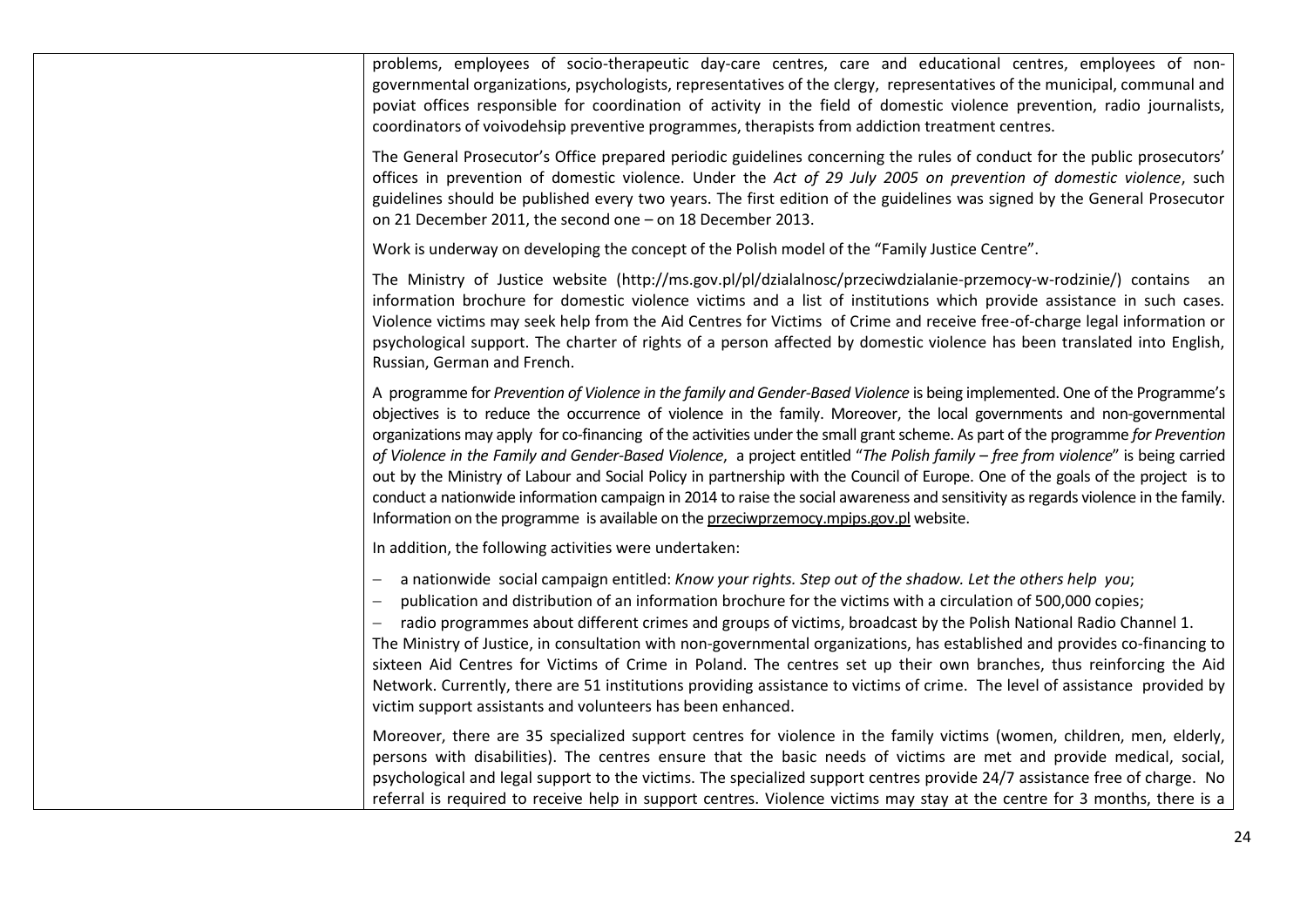| | |
|---|---|
| | problems, employees of socio-therapeutic day-care centres, care and educational centres, employees of non-governmental organizations, psychologists, representatives of the clergy, representatives of the municipal, communal and poviat offices responsible for coordination of activity in the field of domestic violence prevention, radio journalists, coordinators of voivodehsip preventive programmes, therapists from addiction treatment centres.<br><br>The General Prosecutor's Office prepared periodic guidelines concerning the rules of conduct for the public prosecutors' offices in prevention of domestic violence. Under the *Act of 29 July 2005 on prevention of domestic violence*, such guidelines should be published every two years. The first edition of the guidelines was signed by the General Prosecutor on 21 December 2011, the second one – on 18 December 2013.<br><br>Work is underway on developing the concept of the Polish model of the "Family Justice Centre".<br><br>The Ministry of Justice website (http://ms.gov.pl/pl/dzialalnosc/przeciwdzialanie-przemocy-w-rodzinie/) contains an information brochure for domestic violence victims and a list of institutions which provide assistance in such cases. Violence victims may seek help from the Aid Centres for Victims of Crime and receive free-of-charge legal information or psychological support. The charter of rights of a person affected by domestic violence has been translated into English, Russian, German and French.<br><br>A programme for *Prevention of Violence in the family and Gender-Based Violence* is being implemented. One of the Programme's objectives is to reduce the occurrence of violence in the family. Moreover, the local governments and non-governmental organizations may apply for co-financing of the activities under the small grant scheme. As part of the programme *for Prevention of Violence in the Family and Gender-Based Violence*, a project entitled "*The Polish family – free from violence*" is being carried out by the Ministry of Labour and Social Policy in partnership with the Council of Europe. One of the goals of the project is to conduct a nationwide information campaign in 2014 to raise the social awareness and sensitivity as regards violence in the family. Information on the programme is available on the przeciwprzemocy.mpips.gov.pl website.<br><br>In addition, the following activities were undertaken:<br><br>– a nationwide social campaign entitled: *Know your rights. Step out of the shadow. Let the others help you*;<br>– publication and distribution of an information brochure for the victims with a circulation of 500,000 copies;<br>– radio programmes about different crimes and groups of victims, broadcast by the Polish National Radio Channel 1.<br><br>The Ministry of Justice, in consultation with non-governmental organizations, has established and provides co-financing to sixteen Aid Centres for Victims of Crime in Poland. The centres set up their own branches, thus reinforcing the Aid Network. Currently, there are 51 institutions providing assistance to victims of crime. The level of assistance provided by victim support assistants and volunteers has been enhanced.<br><br>Moreover, there are 35 specialized support centres for violence in the family victims (women, children, men, elderly, persons with disabilities). The centres ensure that the basic needs of victims are met and provide medical, social, psychological and legal support to the victims. The specialized support centres provide 24/7 assistance free of charge. No referral is required to receive help in support centres. Violence victims may stay at the centre for 3 months, there is a |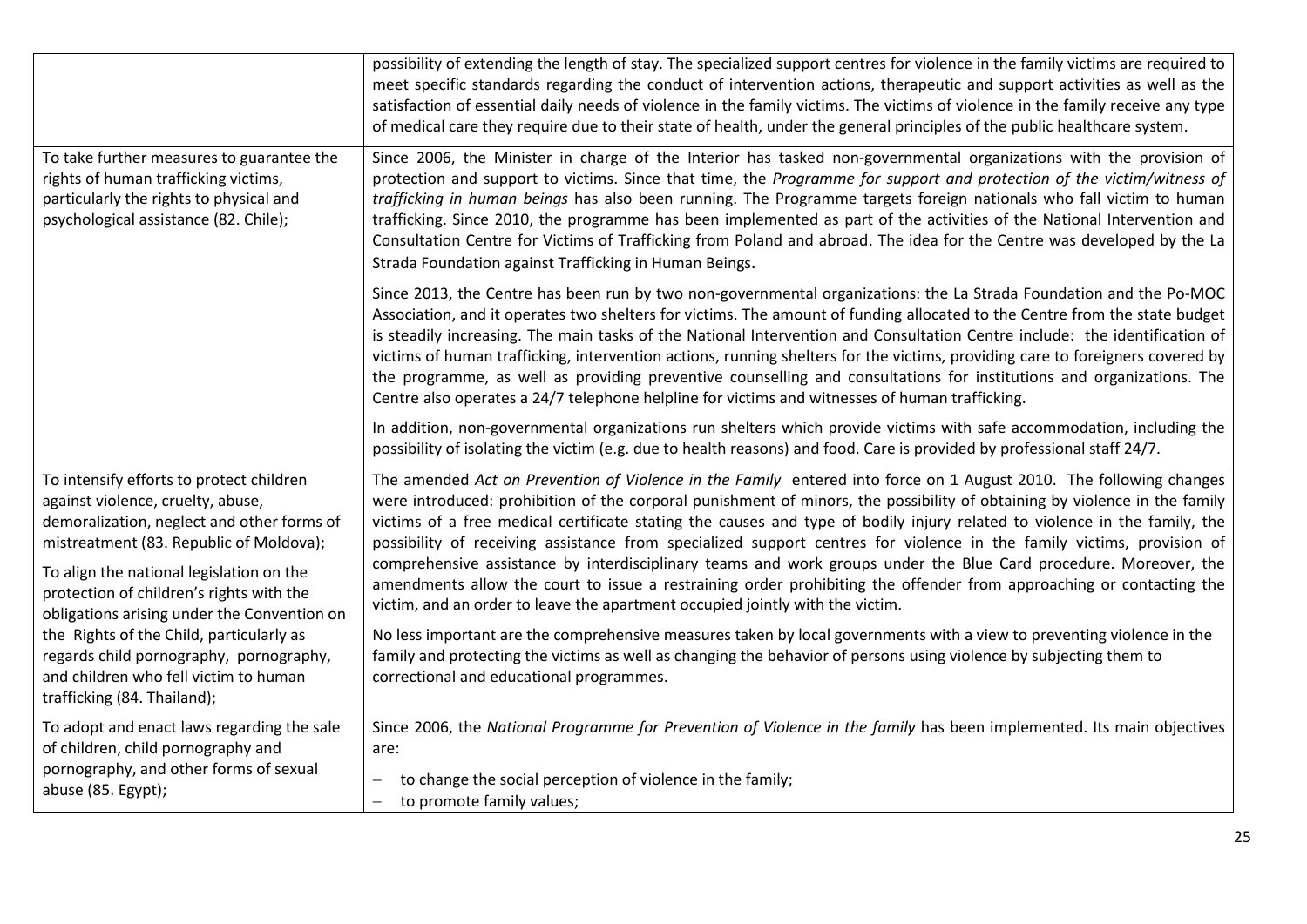| | |
|---|---|
| | possibility of extending the length of stay. The specialized support centres for violence in the family victims are required to meet specific standards regarding the conduct of intervention actions, therapeutic and support activities as well as the satisfaction of essential daily needs of violence in the family victims. The victims of violence in the family receive any type of medical care they require due to their state of health, under the general principles of the public healthcare system. |
| To take further measures to guarantee the rights of human trafficking victims, particularly the rights to physical and psychological assistance (82. Chile); | Since 2006, the Minister in charge of the Interior has tasked non-governmental organizations with the provision of protection and support to victims. Since that time, the *Programme for support and protection of the victim/witness of trafficking in human beings* has also been running. The Programme targets foreign nationals who fall victim to human trafficking. Since 2010, the programme has been implemented as part of the activities of the National Intervention and Consultation Centre for Victims of Trafficking from Poland and abroad. The idea for the Centre was developed by the La Strada Foundation against Trafficking in Human Beings.<br><br>Since 2013, the Centre has been run by two non-governmental organizations: the La Strada Foundation and the Po-MOC Association, and it operates two shelters for victims. The amount of funding allocated to the Centre from the state budget is steadily increasing. The main tasks of the National Intervention and Consultation Centre include: the identification of victims of human trafficking, intervention actions, running shelters for the victims, providing care to foreigners covered by the programme, as well as providing preventive counselling and consultations for institutions and organizations. The Centre also operates a 24/7 telephone helpline for victims and witnesses of human trafficking.<br><br>In addition, non-governmental organizations run shelters which provide victims with safe accommodation, including the possibility of isolating the victim (e.g. due to health reasons) and food. Care is provided by professional staff 24/7. |
| To intensify efforts to protect children against violence, cruelty, abuse, demoralization, neglect and other forms of mistreatment (83. Republic of Moldova);<br><br>To align the national legislation on the protection of children's rights with the obligations arising under the Convention on the Rights of the Child, particularly as regards child pornography, pornography, and children who fell victim to human trafficking (84. Thailand); | The amended *Act on Prevention of Violence in the Family* entered into force on 1 August 2010. The following changes were introduced: prohibition of the corporal punishment of minors, the possibility of obtaining by violence in the family victims of a free medical certificate stating the causes and type of bodily injury related to violence in the family, the possibility of receiving assistance from specialized support centres for violence in the family victims, provision of comprehensive assistance by interdisciplinary teams and work groups under the Blue Card procedure. Moreover, the amendments allow the court to issue a restraining order prohibiting the offender from approaching or contacting the victim, and an order to leave the apartment occupied jointly with the victim.<br><br>No less important are the comprehensive measures taken by local governments with a view to preventing violence in the family and protecting the victims as well as changing the behavior of persons using violence by subjecting them to correctional and educational programmes. |
| To adopt and enact laws regarding the sale of children, child pornography and pornography, and other forms of sexual abuse (85. Egypt); | Since 2006, the *National Programme for Prevention of Violence in the family* has been implemented. Its main objectives are:<br>– to change the social perception of violence in the family;<br>– to promote family values; |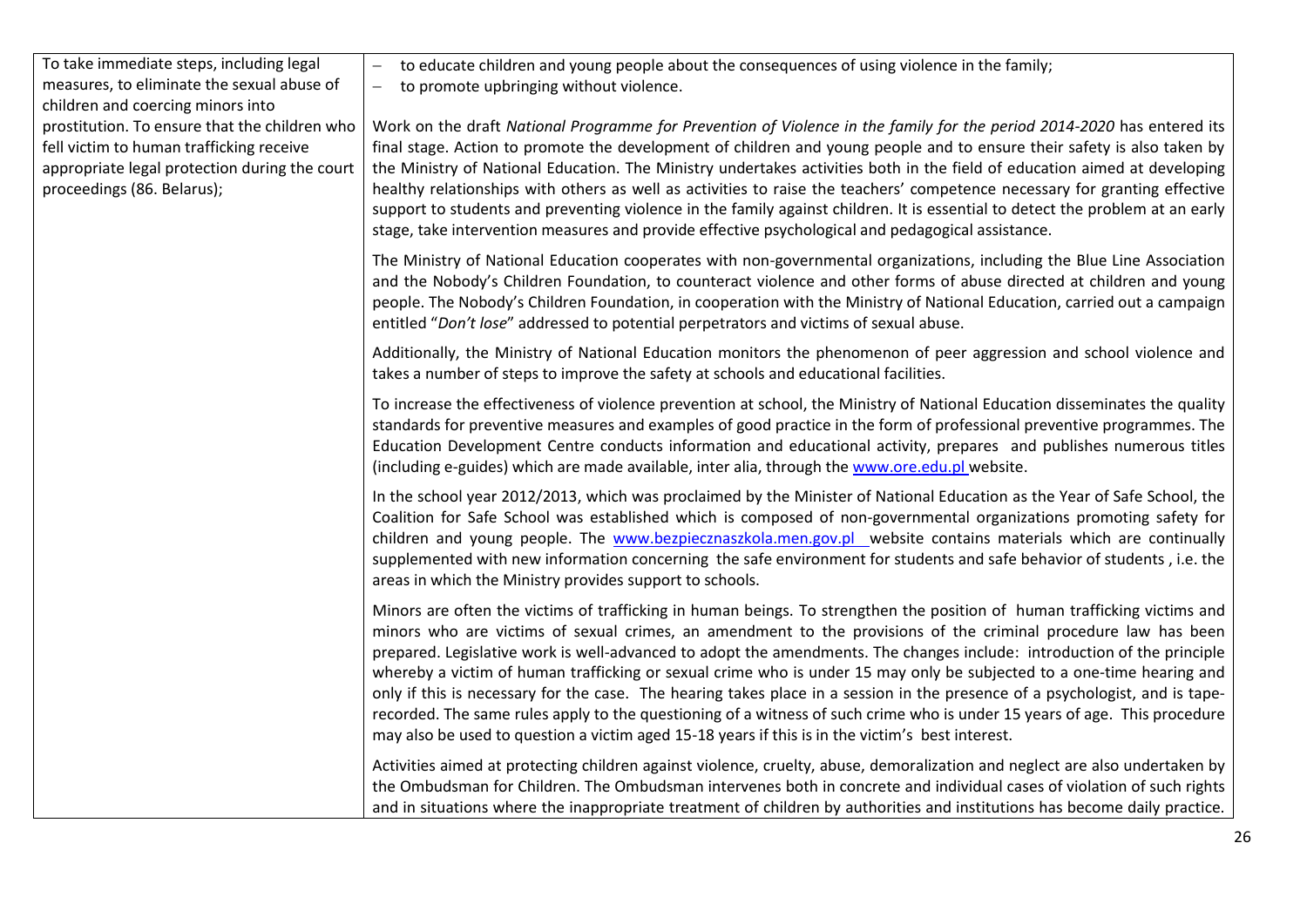| | |
|---|---|
| To take immediate steps, including legal measures, to eliminate the sexual abuse of children and coercing minors into prostitution. To ensure that the children who fell victim to human trafficking receive appropriate legal protection during the court proceedings (86. Belarus); | – to educate children and young people about the consequences of using violence in the family;<br>– to promote upbringing without violence.<br><br>Work on the draft *National Programme for Prevention of Violence in the family for the period 2014-2020* has entered its final stage. Action to promote the development of children and young people and to ensure their safety is also taken by the Ministry of National Education. The Ministry undertakes activities both in the field of education aimed at developing healthy relationships with others as well as activities to raise the teachers' competence necessary for granting effective support to students and preventing violence in the family against children. It is essential to detect the problem at an early stage, take intervention measures and provide effective psychological and pedagogical assistance.<br><br>The Ministry of National Education cooperates with non-governmental organizations, including the Blue Line Association and the Nobody's Children Foundation, to counteract violence and other forms of abuse directed at children and young people. The Nobody's Children Foundation, in cooperation with the Ministry of National Education, carried out a campaign entitled "*Don't lose*" addressed to potential perpetrators and victims of sexual abuse.<br><br>Additionally, the Ministry of National Education monitors the phenomenon of peer aggression and school violence and takes a number of steps to improve the safety at schools and educational facilities.<br><br>To increase the effectiveness of violence prevention at school, the Ministry of National Education disseminates the quality standards for preventive measures and examples of good practice in the form of professional preventive programmes. The Education Development Centre conducts information and educational activity, prepares and publishes numerous titles (including e-guides) which are made available, inter alia, through the www.ore.edu.pl website.<br><br>In the school year 2012/2013, which was proclaimed by the Minister of National Education as the Year of Safe School, the Coalition for Safe School was established which is composed of non-governmental organizations promoting safety for children and young people. The www.bezpiecznaszkola.men.gov.pl website contains materials which are continually supplemented with new information concerning the safe environment for students and safe behavior of students , i.e. the areas in which the Ministry provides support to schools.<br><br>Minors are often the victims of trafficking in human beings. To strengthen the position of human trafficking victims and minors who are victims of sexual crimes, an amendment to the provisions of the criminal procedure law has been prepared. Legislative work is well-advanced to adopt the amendments. The changes include: introduction of the principle whereby a victim of human trafficking or sexual crime who is under 15 may only be subjected to a one-time hearing and only if this is necessary for the case. The hearing takes place in a session in the presence of a psychologist, and is tape-recorded. The same rules apply to the questioning of a witness of such crime who is under 15 years of age. This procedure may also be used to question a victim aged 15-18 years if this is in the victim's best interest.<br><br>Activities aimed at protecting children against violence, cruelty, abuse, demoralization and neglect are also undertaken by the Ombudsman for Children. The Ombudsman intervenes both in concrete and individual cases of violation of such rights and in situations where the inappropriate treatment of children by authorities and institutions has become daily practice. |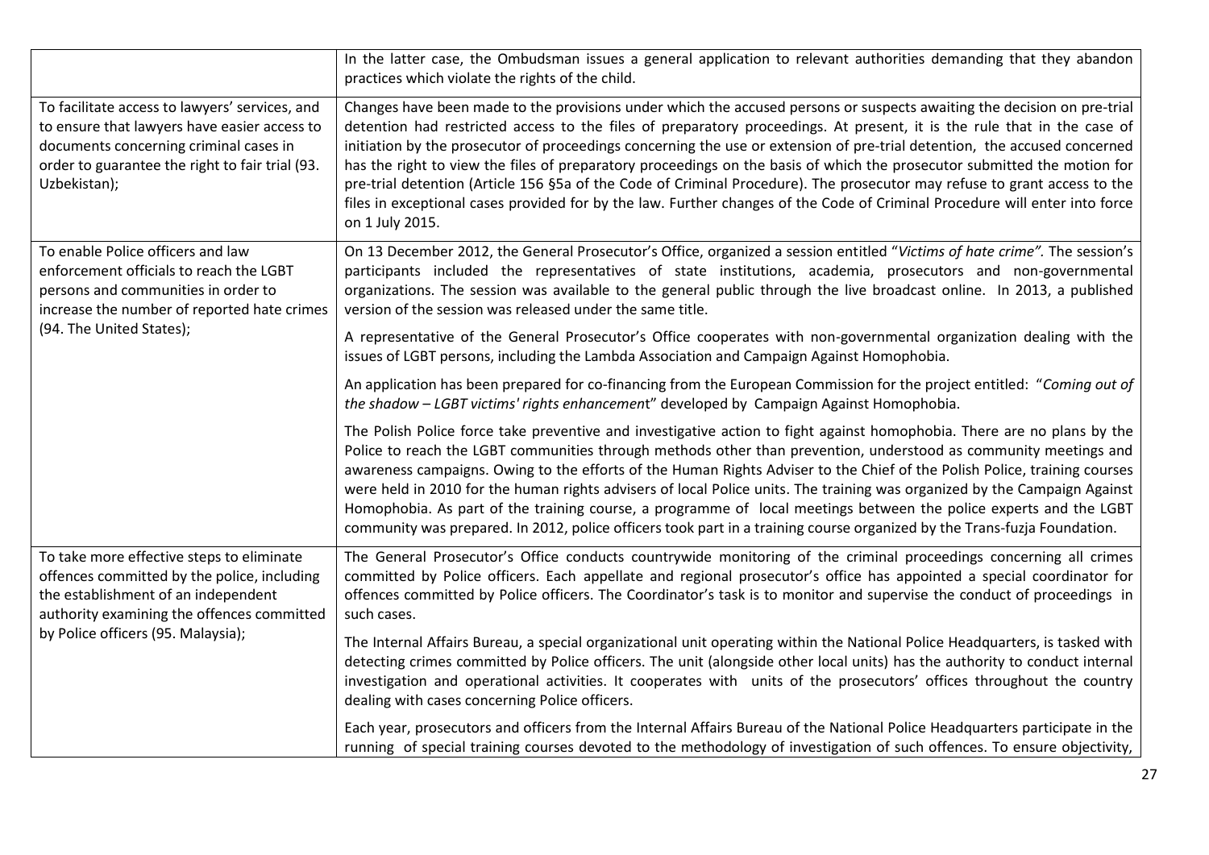| | |
|---|---|
| | In the latter case, the Ombudsman issues a general application to relevant authorities demanding that they abandon practices which violate the rights of the child. |
| To facilitate access to lawyers' services, and to ensure that lawyers have easier access to documents concerning criminal cases in order to guarantee the right to fair trial (93. Uzbekistan); | Changes have been made to the provisions under which the accused persons or suspects awaiting the decision on pre-trial detention had restricted access to the files of preparatory proceedings. At present, it is the rule that in the case of initiation by the prosecutor of proceedings concerning the use or extension of pre-trial detention, the accused concerned has the right to view the files of preparatory proceedings on the basis of which the prosecutor submitted the motion for pre-trial detention (Article 156 §5a of the Code of Criminal Procedure). The prosecutor may refuse to grant access to the files in exceptional cases provided for by the law. Further changes of the Code of Criminal Procedure will enter into force on 1 July 2015. |
| To enable Police officers and law enforcement officials to reach the LGBT persons and communities in order to increase the number of reported hate crimes (94. The United States); | On 13 December 2012, the General Prosecutor's Office, organized a session entitled "*Victims of hate crime".* The session's participants included the representatives of state institutions, academia, prosecutors and non-governmental organizations. The session was available to the general public through the live broadcast online. In 2013, a published version of the session was released under the same title.<br><br>A representative of the General Prosecutor's Office cooperates with non-governmental organization dealing with the issues of LGBT persons, including the Lambda Association and Campaign Against Homophobia.<br><br>An application has been prepared for co-financing from the European Commission for the project entitled: "*Coming out of the shadow – LGBT victims' rights enhancement*" developed by Campaign Against Homophobia.<br><br>The Polish Police force take preventive and investigative action to fight against homophobia. There are no plans by the Police to reach the LGBT communities through methods other than prevention, understood as community meetings and awareness campaigns. Owing to the efforts of the Human Rights Adviser to the Chief of the Polish Police, training courses were held in 2010 for the human rights advisers of local Police units. The training was organized by the Campaign Against Homophobia. As part of the training course, a programme of local meetings between the police experts and the LGBT community was prepared. In 2012, police officers took part in a training course organized by the Trans-fuzja Foundation. |
| To take more effective steps to eliminate offences committed by the police, including the establishment of an independent authority examining the offences committed by Police officers (95. Malaysia); | The General Prosecutor's Office conducts countrywide monitoring of the criminal proceedings concerning all crimes committed by Police officers. Each appellate and regional prosecutor's office has appointed a special coordinator for offences committed by Police officers. The Coordinator's task is to monitor and supervise the conduct of proceedings in such cases.<br><br>The Internal Affairs Bureau, a special organizational unit operating within the National Police Headquarters, is tasked with detecting crimes committed by Police officers. The unit (alongside other local units) has the authority to conduct internal investigation and operational activities. It cooperates with units of the prosecutors' offices throughout the country dealing with cases concerning Police officers.<br><br>Each year, prosecutors and officers from the Internal Affairs Bureau of the National Police Headquarters participate in the running of special training courses devoted to the methodology of investigation of such offences. To ensure objectivity, |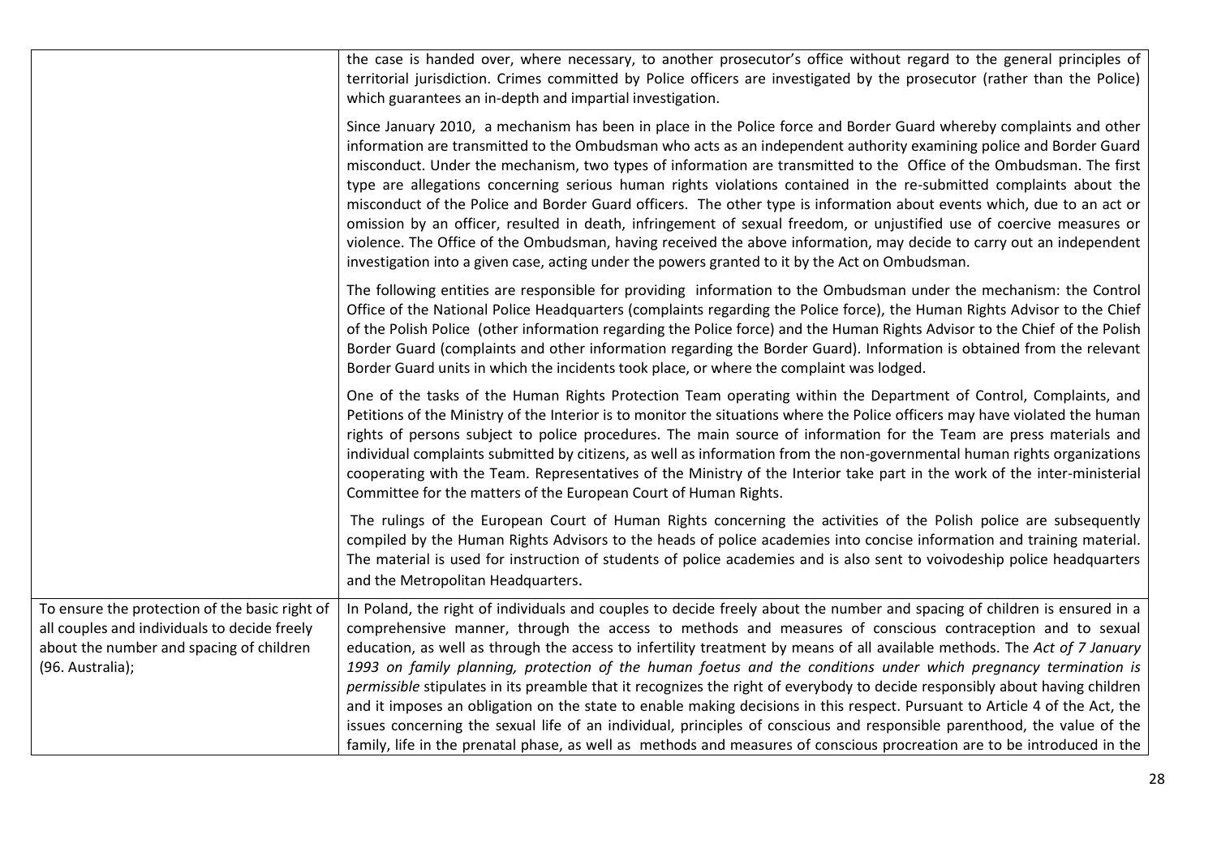| | |
|---|---|
| | the case is handed over, where necessary, to another prosecutor's office without regard to the general principles of territorial jurisdiction. Crimes committed by Police officers are investigated by the prosecutor (rather than the Police) which guarantees an in-depth and impartial investigation.<br><br>Since January 2010, a mechanism has been in place in the Police force and Border Guard whereby complaints and other information are transmitted to the Ombudsman who acts as an independent authority examining police and Border Guard misconduct. Under the mechanism, two types of information are transmitted to the Office of the Ombudsman. The first type are allegations concerning serious human rights violations contained in the re-submitted complaints about the misconduct of the Police and Border Guard officers. The other type is information about events which, due to an act or omission by an officer, resulted in death, infringement of sexual freedom, or unjustified use of coercive measures or violence. The Office of the Ombudsman, having received the above information, may decide to carry out an independent investigation into a given case, acting under the powers granted to it by the Act on Ombudsman.<br><br>The following entities are responsible for providing information to the Ombudsman under the mechanism: the Control Office of the National Police Headquarters (complaints regarding the Police force), the Human Rights Advisor to the Chief of the Polish Police (other information regarding the Police force) and the Human Rights Advisor to the Chief of the Polish Border Guard (complaints and other information regarding the Border Guard). Information is obtained from the relevant Border Guard units in which the incidents took place, or where the complaint was lodged.<br><br>One of the tasks of the Human Rights Protection Team operating within the Department of Control, Complaints, and Petitions of the Ministry of the Interior is to monitor the situations where the Police officers may have violated the human rights of persons subject to police procedures. The main source of information for the Team are press materials and individual complaints submitted by citizens, as well as information from the non-governmental human rights organizations cooperating with the Team. Representatives of the Ministry of the Interior take part in the work of the inter-ministerial Committee for the matters of the European Court of Human Rights.<br><br>The rulings of the European Court of Human Rights concerning the activities of the Polish police are subsequently compiled by the Human Rights Advisors to the heads of police academies into concise information and training material. The material is used for instruction of students of police academies and is also sent to voivodeship police headquarters and the Metropolitan Headquarters. |
| To ensure the protection of the basic right of all couples and individuals to decide freely about the number and spacing of children (96. Australia); | In Poland, the right of individuals and couples to decide freely about the number and spacing of children is ensured in a comprehensive manner, through the access to methods and measures of conscious contraception and to sexual education, as well as through the access to infertility treatment by means of all available methods. The *Act of 7 January 1993 on family planning, protection of the human foetus and the conditions under which pregnancy termination is permissible* stipulates in its preamble that it recognizes the right of everybody to decide responsibly about having children and it imposes an obligation on the state to enable making decisions in this respect. Pursuant to Article 4 of the Act, the issues concerning the sexual life of an individual, principles of conscious and responsible parenthood, the value of the family, life in the prenatal phase, as well as methods and measures of conscious procreation are to be introduced in the |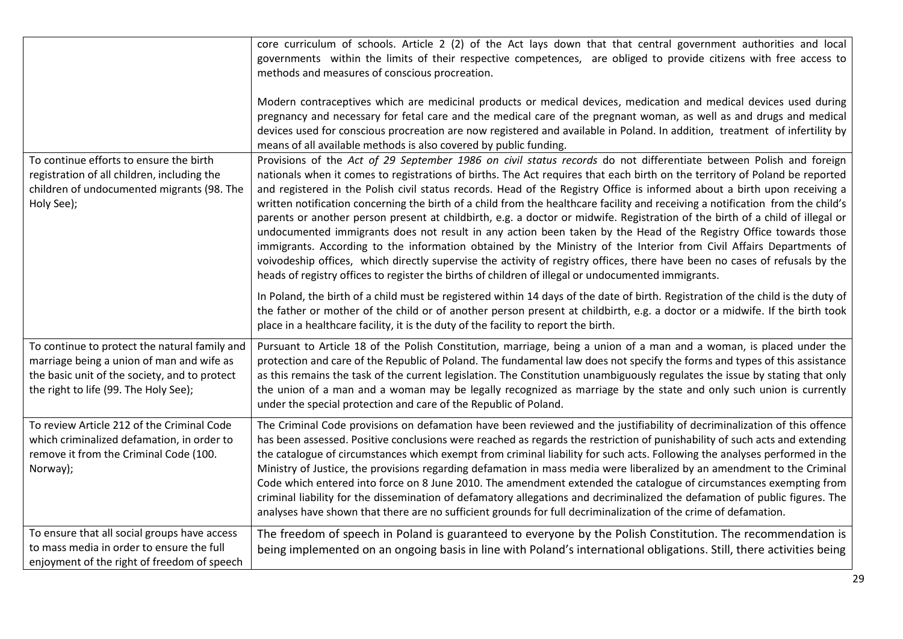| | |
|---|---|
| | core curriculum of schools. Article 2 (2) of the Act lays down that that central government authorities and local governments within the limits of their respective competences, are obliged to provide citizens with free access to methods and measures of conscious procreation.<br><br>Modern contraceptives which are medicinal products or medical devices, medication and medical devices used during pregnancy and necessary for fetal care and the medical care of the pregnant woman, as well as and drugs and medical devices used for conscious procreation are now registered and available in Poland. In addition, treatment of infertility by means of all available methods is also covered by public funding. |
| To continue efforts to ensure the birth registration of all children, including the children of undocumented migrants (98. The Holy See); | Provisions of the *Act of 29 September 1986 on civil status records* do not differentiate between Polish and foreign nationals when it comes to registrations of births. The Act requires that each birth on the territory of Poland be reported and registered in the Polish civil status records. Head of the Registry Office is informed about a birth upon receiving a written notification concerning the birth of a child from the healthcare facility and receiving a notification from the child's parents or another person present at childbirth, e.g. a doctor or midwife. Registration of the birth of a child of illegal or undocumented immigrants does not result in any action been taken by the Head of the Registry Office towards those immigrants. According to the information obtained by the Ministry of the Interior from Civil Affairs Departments of voivodeship offices, which directly supervise the activity of registry offices, there have been no cases of refusals by the heads of registry offices to register the births of children of illegal or undocumented immigrants.<br><br>In Poland, the birth of a child must be registered within 14 days of the date of birth. Registration of the child is the duty of the father or mother of the child or of another person present at childbirth, e.g. a doctor or a midwife. If the birth took place in a healthcare facility, it is the duty of the facility to report the birth. |
| To continue to protect the natural family and marriage being a union of man and wife as the basic unit of the society, and to protect the right to life (99. The Holy See); | Pursuant to Article 18 of the Polish Constitution, marriage, being a union of a man and a woman, is placed under the protection and care of the Republic of Poland. The fundamental law does not specify the forms and types of this assistance as this remains the task of the current legislation. The Constitution unambiguously regulates the issue by stating that only the union of a man and a woman may be legally recognized as marriage by the state and only such union is currently under the special protection and care of the Republic of Poland. |
| To review Article 212 of the Criminal Code which criminalized defamation, in order to remove it from the Criminal Code (100. Norway); | The Criminal Code provisions on defamation have been reviewed and the justifiability of decriminalization of this offence has been assessed. Positive conclusions were reached as regards the restriction of punishability of such acts and extending the catalogue of circumstances which exempt from criminal liability for such acts. Following the analyses performed in the Ministry of Justice, the provisions regarding defamation in mass media were liberalized by an amendment to the Criminal Code which entered into force on 8 June 2010. The amendment extended the catalogue of circumstances exempting from criminal liability for the dissemination of defamatory allegations and decriminalized the defamation of public figures. The analyses have shown that there are no sufficient grounds for full decriminalization of the crime of defamation. |
| To ensure that all social groups have access to mass media in order to ensure the full enjoyment of the right of freedom of speech | The freedom of speech in Poland is guaranteed to everyone by the Polish Constitution. The recommendation is being implemented on an ongoing basis in line with Poland's international obligations. Still, there activities being |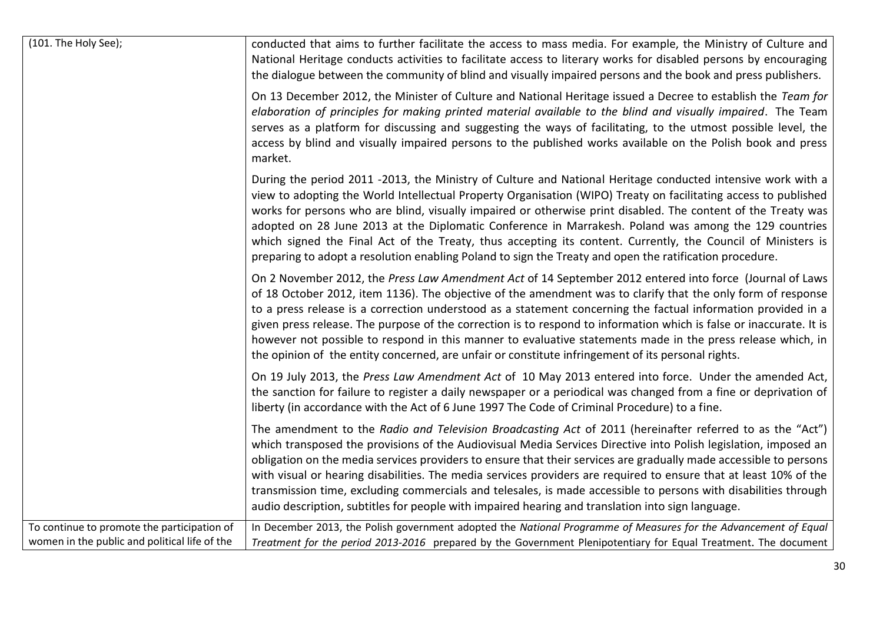| | |
|---|---|
| (101. The Holy See); | conducted that aims to further facilitate the access to mass media. For example, the Ministry of Culture and National Heritage conducts activities to facilitate access to literary works for disabled persons by encouraging the dialogue between the community of blind and visually impaired persons and the book and press publishers.<br><br>On 13 December 2012, the Minister of Culture and National Heritage issued a Decree to establish the *Team for elaboration of principles for making printed material available to the blind and visually impaired*. The Team serves as a platform for discussing and suggesting the ways of facilitating, to the utmost possible level, the access by blind and visually impaired persons to the published works available on the Polish book and press market.<br><br>During the period 2011 -2013, the Ministry of Culture and National Heritage conducted intensive work with a view to adopting the World Intellectual Property Organisation (WIPO) Treaty on facilitating access to published works for persons who are blind, visually impaired or otherwise print disabled. The content of the Treaty was adopted on 28 June 2013 at the Diplomatic Conference in Marrakesh. Poland was among the 129 countries which signed the Final Act of the Treaty, thus accepting its content. Currently, the Council of Ministers is preparing to adopt a resolution enabling Poland to sign the Treaty and open the ratification procedure.<br><br>On 2 November 2012, the *Press Law Amendment Act* of 14 September 2012 entered into force (Journal of Laws of 18 October 2012, item 1136). The objective of the amendment was to clarify that the only form of response to a press release is a correction understood as a statement concerning the factual information provided in a given press release. The purpose of the correction is to respond to information which is false or inaccurate. It is however not possible to respond in this manner to evaluative statements made in the press release which, in the opinion of the entity concerned, are unfair or constitute infringement of its personal rights.<br><br>On 19 July 2013, the *Press Law Amendment Act* of 10 May 2013 entered into force. Under the amended Act, the sanction for failure to register a daily newspaper or a periodical was changed from a fine or deprivation of liberty (in accordance with the Act of 6 June 1997 The Code of Criminal Procedure) to a fine.<br><br>The amendment to the *Radio and Television Broadcasting Act* of 2011 (hereinafter referred to as the "Act") which transposed the provisions of the Audiovisual Media Services Directive into Polish legislation, imposed an obligation on the media services providers to ensure that their services are gradually made accessible to persons with visual or hearing disabilities. The media services providers are required to ensure that at least 10% of the transmission time, excluding commercials and telesales, is made accessible to persons with disabilities through audio description, subtitles for people with impaired hearing and translation into sign language. |
| To continue to promote the participation of women in the public and political life of the | In December 2013, the Polish government adopted the *National Programme of Measures for the Advancement of Equal Treatment for the period 2013-2016* prepared by the Government Plenipotentiary for Equal Treatment. The document |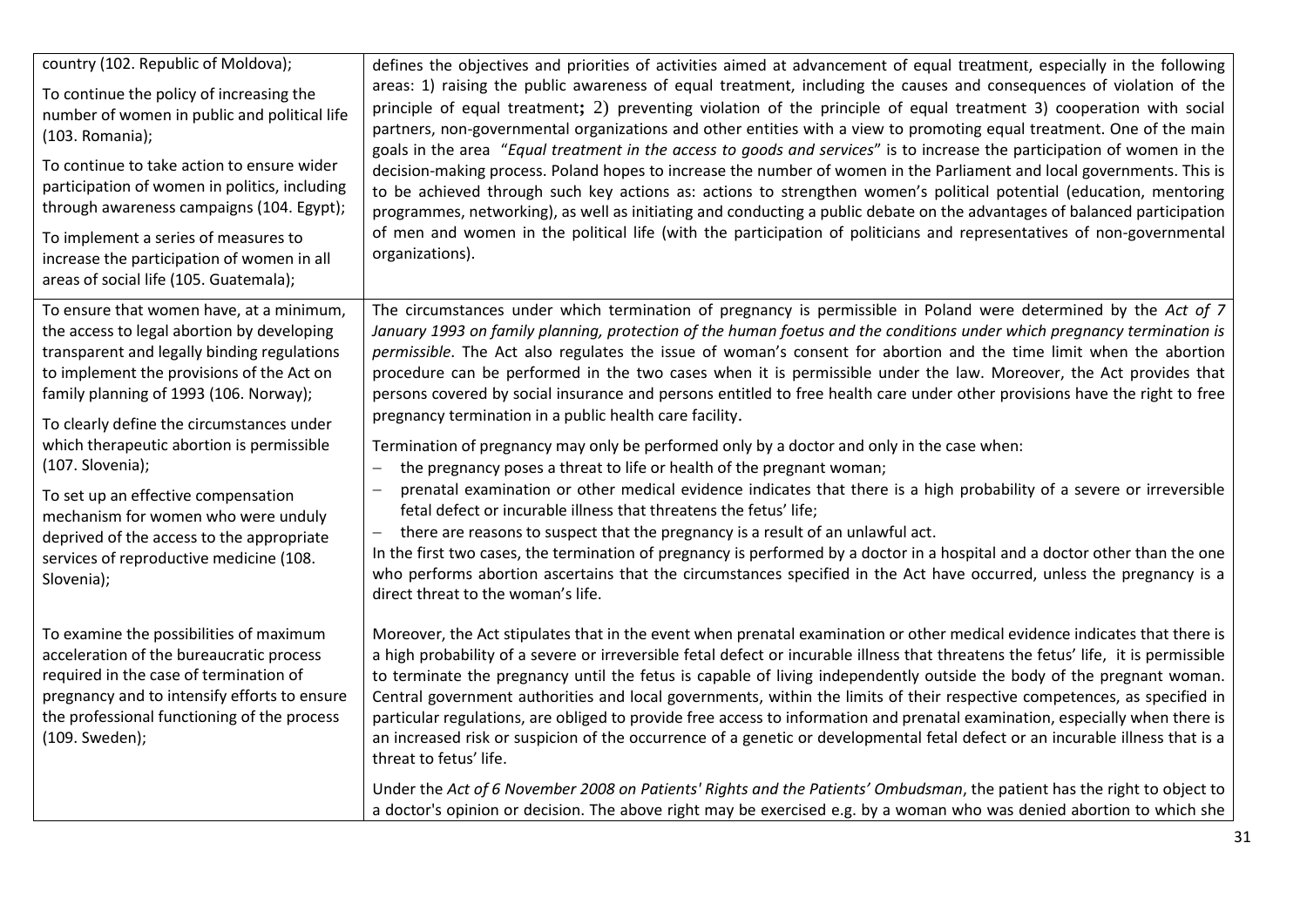| | |
|---|---|
| country (102. Republic of Moldova);<br><br>To continue the policy of increasing the number of women in public and political life (103. Romania);<br><br>To continue to take action to ensure wider participation of women in politics, including through awareness campaigns (104. Egypt);<br><br>To implement a series of measures to increase the participation of women in all areas of social life (105. Guatemala); | defines the objectives and priorities of activities aimed at advancement of equal treatment, especially in the following areas: 1) raising the public awareness of equal treatment, including the causes and consequences of violation of the principle of equal treatment**;** 2) preventing violation of the principle of equal treatment 3) cooperation with social partners, non-governmental organizations and other entities with a view to promoting equal treatment. One of the main goals in the area "*Equal treatment in the access to goods and services*" is to increase the participation of women in the decision-making process. Poland hopes to increase the number of women in the Parliament and local governments. This is to be achieved through such key actions as: actions to strengthen women's political potential (education, mentoring programmes, networking), as well as initiating and conducting a public debate on the advantages of balanced participation of men and women in the political life (with the participation of politicians and representatives of non-governmental organizations). |
| To ensure that women have, at a minimum, the access to legal abortion by developing transparent and legally binding regulations to implement the provisions of the Act on family planning of 1993 (106. Norway);<br><br>To clearly define the circumstances under which therapeutic abortion is permissible (107. Slovenia);<br><br>To set up an effective compensation mechanism for women who were unduly deprived of the access to the appropriate services of reproductive medicine (108. Slovenia);<br><br>To examine the possibilities of maximum acceleration of the bureaucratic process required in the case of termination of pregnancy and to intensify efforts to ensure the professional functioning of the process (109. Sweden); | The circumstances under which termination of pregnancy is permissible in Poland were determined by the *Act of 7 January 1993 on family planning, protection of the human foetus and the conditions under which pregnancy termination is permissible*. The Act also regulates the issue of woman's consent for abortion and the time limit when the abortion procedure can be performed in the two cases when it is permissible under the law. Moreover, the Act provides that persons covered by social insurance and persons entitled to free health care under other provisions have the right to free pregnancy termination in a public health care facility.<br><br>Termination of pregnancy may only be performed only by a doctor and only in the case when:<br>– the pregnancy poses a threat to life or health of the pregnant woman;<br>– prenatal examination or other medical evidence indicates that there is a high probability of a severe or irreversible fetal defect or incurable illness that threatens the fetus' life;<br>– there are reasons to suspect that the pregnancy is a result of an unlawful act.<br>In the first two cases, the termination of pregnancy is performed by a doctor in a hospital and a doctor other than the one who performs abortion ascertains that the circumstances specified in the Act have occurred, unless the pregnancy is a direct threat to the woman's life.<br><br>Moreover, the Act stipulates that in the event when prenatal examination or other medical evidence indicates that there is a high probability of a severe or irreversible fetal defect or incurable illness that threatens the fetus' life, it is permissible to terminate the pregnancy until the fetus is capable of living independently outside the body of the pregnant woman. Central government authorities and local governments, within the limits of their respective competences, as specified in particular regulations, are obliged to provide free access to information and prenatal examination, especially when there is an increased risk or suspicion of the occurrence of a genetic or developmental fetal defect or an incurable illness that is a threat to fetus' life.<br><br>Under the *Act of 6 November 2008 on Patients' Rights and the Patients' Ombudsman*, the patient has the right to object to a doctor's opinion or decision. The above right may be exercised e.g. by a woman who was denied abortion to which she |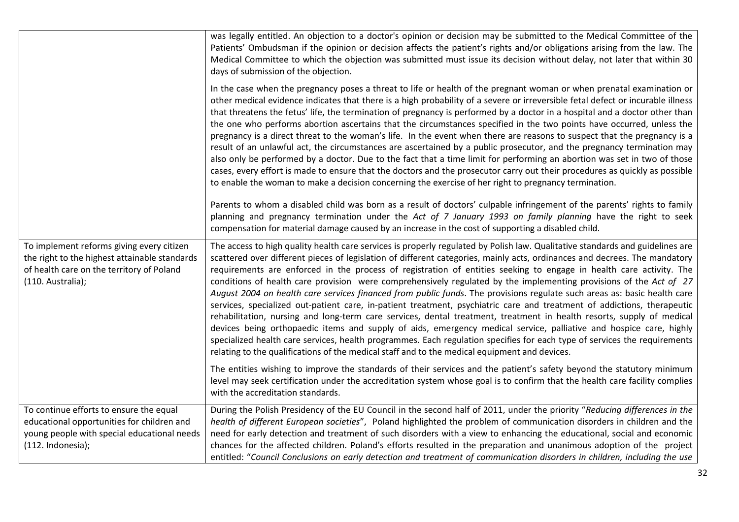| | |
|---|---|
| | was legally entitled. An objection to a doctor's opinion or decision may be submitted to the Medical Committee of the Patients' Ombudsman if the opinion or decision affects the patient's rights and/or obligations arising from the law. The Medical Committee to which the objection was submitted must issue its decision without delay, not later that within 30 days of submission of the objection.<br><br>In the case when the pregnancy poses a threat to life or health of the pregnant woman or when prenatal examination or other medical evidence indicates that there is a high probability of a severe or irreversible fetal defect or incurable illness that threatens the fetus' life, the termination of pregnancy is performed by a doctor in a hospital and a doctor other than the one who performs abortion ascertains that the circumstances specified in the two points have occurred, unless the pregnancy is a direct threat to the woman's life. In the event when there are reasons to suspect that the pregnancy is a result of an unlawful act, the circumstances are ascertained by a public prosecutor, and the pregnancy termination may also only be performed by a doctor. Due to the fact that a time limit for performing an abortion was set in two of those cases, every effort is made to ensure that the doctors and the prosecutor carry out their procedures as quickly as possible to enable the woman to make a decision concerning the exercise of her right to pregnancy termination.<br><br>Parents to whom a disabled child was born as a result of doctors' culpable infringement of the parents' rights to family planning and pregnancy termination under the *Act of 7 January 1993 on family planning* have the right to seek compensation for material damage caused by an increase in the cost of supporting a disabled child. |
| To implement reforms giving every citizen the right to the highest attainable standards of health care on the territory of Poland (110. Australia); | The access to high quality health care services is properly regulated by Polish law. Qualitative standards and guidelines are scattered over different pieces of legislation of different categories, mainly acts, ordinances and decrees. The mandatory requirements are enforced in the process of registration of entities seeking to engage in health care activity. The conditions of health care provision were comprehensively regulated by the implementing provisions of the *Act of 27 August 2004 on health care services financed from public funds*. The provisions regulate such areas as: basic health care services, specialized out-patient care, in-patient treatment, psychiatric care and treatment of addictions, therapeutic rehabilitation, nursing and long-term care services, dental treatment, treatment in health resorts, supply of medical devices being orthopaedic items and supply of aids, emergency medical service, palliative and hospice care, highly specialized health care services, health programmes. Each regulation specifies for each type of services the requirements relating to the qualifications of the medical staff and to the medical equipment and devices.<br><br>The entities wishing to improve the standards of their services and the patient's safety beyond the statutory minimum level may seek certification under the accreditation system whose goal is to confirm that the health care facility complies with the accreditation standards. |
| To continue efforts to ensure the equal educational opportunities for children and young people with special educational needs (112. Indonesia); | During the Polish Presidency of the EU Council in the second half of 2011, under the priority "*Reducing differences in the health of different European societies*", Poland highlighted the problem of communication disorders in children and the need for early detection and treatment of such disorders with a view to enhancing the educational, social and economic chances for the affected children. Poland's efforts resulted in the preparation and unanimous adoption of the project entitled: "*Council Conclusions on early detection and treatment of communication disorders in children, including the use* |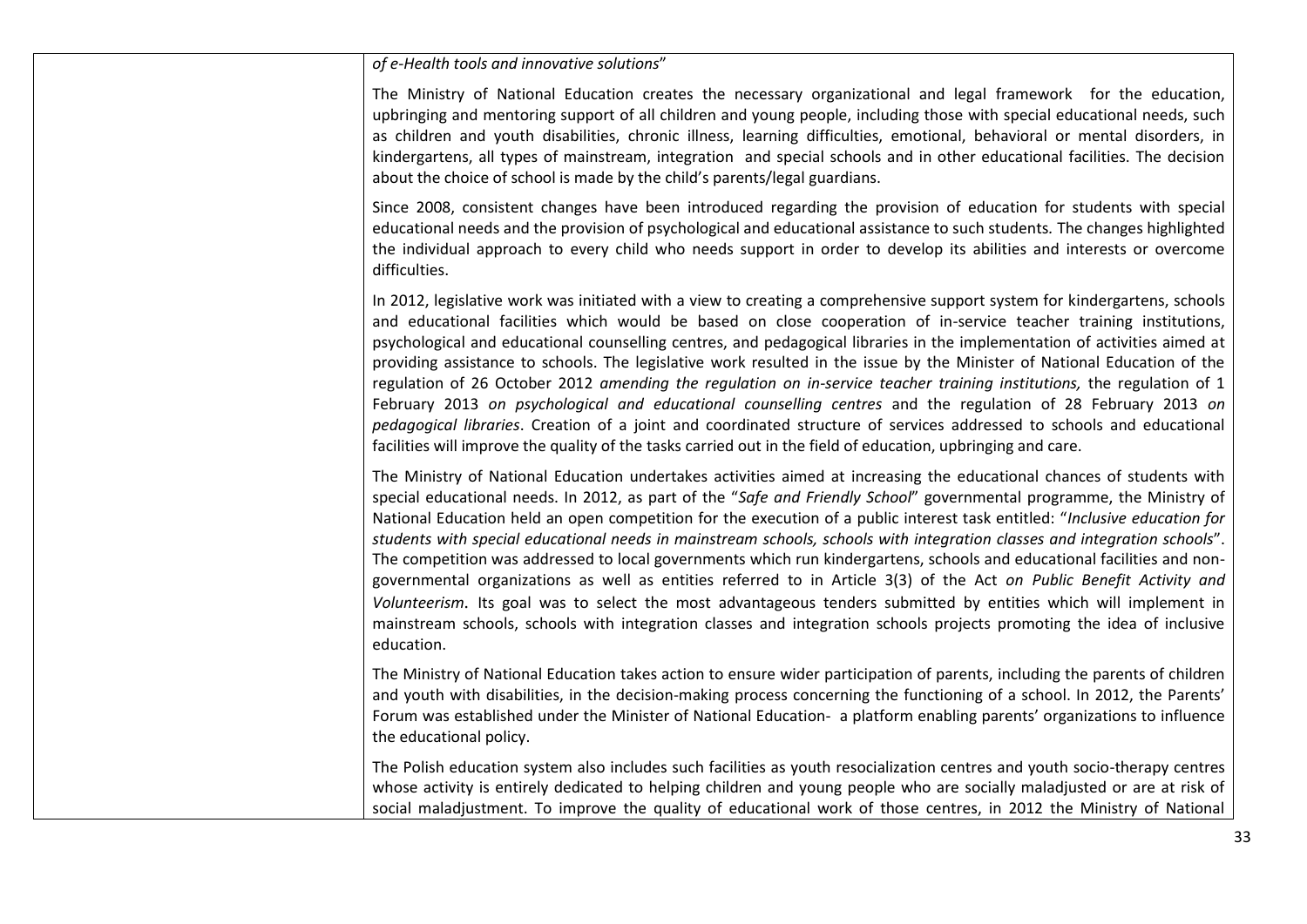| | |
|---|---|
| | *of e-Health tools and innovative solutions*"<br><br>The Ministry of National Education creates the necessary organizational and legal framework for the education, upbringing and mentoring support of all children and young people, including those with special educational needs, such as children and youth disabilities, chronic illness, learning difficulties, emotional, behavioral or mental disorders, in kindergartens, all types of mainstream, integration and special schools and in other educational facilities. The decision about the choice of school is made by the child's parents/legal guardians.<br><br>Since 2008, consistent changes have been introduced regarding the provision of education for students with special educational needs and the provision of psychological and educational assistance to such students. The changes highlighted the individual approach to every child who needs support in order to develop its abilities and interests or overcome difficulties.<br><br>In 2012, legislative work was initiated with a view to creating a comprehensive support system for kindergartens, schools and educational facilities which would be based on close cooperation of in-service teacher training institutions, psychological and educational counselling centres, and pedagogical libraries in the implementation of activities aimed at providing assistance to schools. The legislative work resulted in the issue by the Minister of National Education of the regulation of 26 October 2012 *amending the regulation on in-service teacher training institutions,* the regulation of 1 February 2013 *on psychological and educational counselling centres* and the regulation of 28 February 2013 *on pedagogical libraries*. Creation of a joint and coordinated structure of services addressed to schools and educational facilities will improve the quality of the tasks carried out in the field of education, upbringing and care.<br><br>The Ministry of National Education undertakes activities aimed at increasing the educational chances of students with special educational needs. In 2012, as part of the "*Safe and Friendly School*" governmental programme, the Ministry of National Education held an open competition for the execution of a public interest task entitled: "*Inclusive education for students with special educational needs in mainstream schools, schools with integration classes and integration schools*". The competition was addressed to local governments which run kindergartens, schools and educational facilities and non-governmental organizations as well as entities referred to in Article 3(3) of the Act *on Public Benefit Activity and Volunteerism*. Its goal was to select the most advantageous tenders submitted by entities which will implement in mainstream schools, schools with integration classes and integration schools projects promoting the idea of inclusive education.<br><br>The Ministry of National Education takes action to ensure wider participation of parents, including the parents of children and youth with disabilities, in the decision-making process concerning the functioning of a school. In 2012, the Parents' Forum was established under the Minister of National Education- a platform enabling parents' organizations to influence the educational policy.<br><br>The Polish education system also includes such facilities as youth resocialization centres and youth socio-therapy centres whose activity is entirely dedicated to helping children and young people who are socially maladjusted or are at risk of social maladjustment. To improve the quality of educational work of those centres, in 2012 the Ministry of National |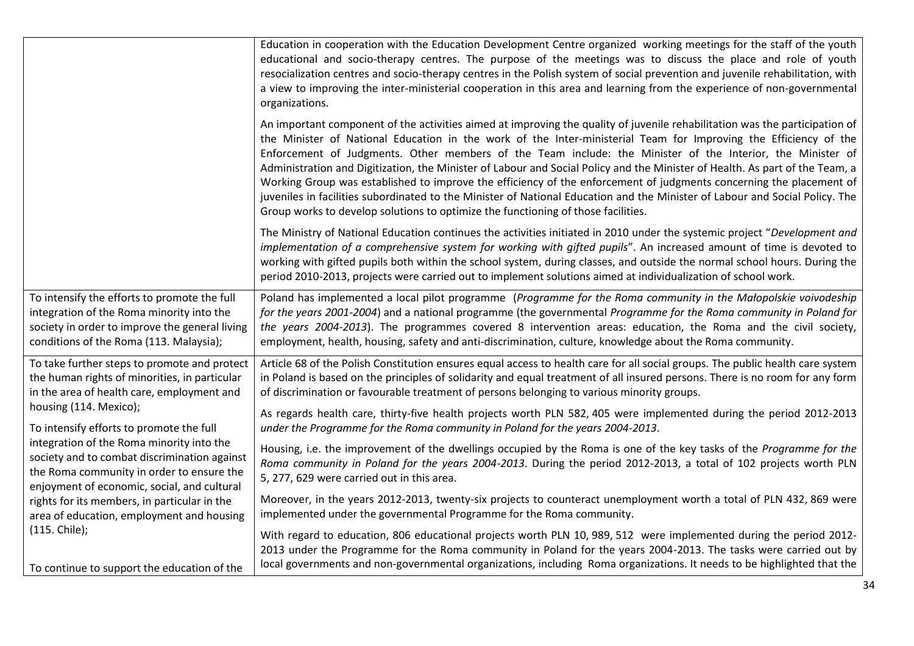| | |
|---|---|
| | Education in cooperation with the Education Development Centre organized working meetings for the staff of the youth educational and socio-therapy centres. The purpose of the meetings was to discuss the place and role of youth resocialization centres and socio-therapy centres in the Polish system of social prevention and juvenile rehabilitation, with a view to improving the inter-ministerial cooperation in this area and learning from the experience of non-governmental organizations.<br><br>An important component of the activities aimed at improving the quality of juvenile rehabilitation was the participation of the Minister of National Education in the work of the Inter-ministerial Team for Improving the Efficiency of the Enforcement of Judgments. Other members of the Team include: the Minister of the Interior, the Minister of Administration and Digitization, the Minister of Labour and Social Policy and the Minister of Health. As part of the Team, a Working Group was established to improve the efficiency of the enforcement of judgments concerning the placement of juveniles in facilities subordinated to the Minister of National Education and the Minister of Labour and Social Policy. The Group works to develop solutions to optimize the functioning of those facilities.<br><br>The Ministry of National Education continues the activities initiated in 2010 under the systemic project "*Development and implementation of a comprehensive system for working with gifted pupils*". An increased amount of time is devoted to working with gifted pupils both within the school system, during classes, and outside the normal school hours. During the period 2010-2013, projects were carried out to implement solutions aimed at individualization of school work. |
| To intensify the efforts to promote the full integration of the Roma minority into the society in order to improve the general living conditions of the Roma (113. Malaysia); | Poland has implemented a local pilot programme (*Programme for the Roma community in the Małopolskie voivodeship for the years 2001-2004*) and a national programme (the governmental *Programme for the Roma community in Poland for the years 2004-2013*). The programmes covered 8 intervention areas: education, the Roma and the civil society, employment, health, housing, safety and anti-discrimination, culture, knowledge about the Roma community. |
| To take further steps to promote and protect the human rights of minorities, in particular in the area of health care, employment and housing (114. Mexico);<br><br>To intensify efforts to promote the full integration of the Roma minority into the society and to combat discrimination against the Roma community in order to ensure the enjoyment of economic, social, and cultural rights for its members, in particular in the area of education, employment and housing (115. Chile);<br><br>To continue to support the education of the | Article 68 of the Polish Constitution ensures equal access to health care for all social groups. The public health care system in Poland is based on the principles of solidarity and equal treatment of all insured persons. There is no room for any form of discrimination or favourable treatment of persons belonging to various minority groups.<br><br>As regards health care, thirty-five health projects worth PLN 582, 405 were implemented during the period 2012-2013 *under the Programme for the Roma community in Poland for the years 2004-2013*.<br><br>Housing, i.e. the improvement of the dwellings occupied by the Roma is one of the key tasks of the *Programme for the Roma community in Poland for the years 2004-2013*. During the period 2012-2013, a total of 102 projects worth PLN 5, 277, 629 were carried out in this area.<br><br>Moreover, in the years 2012-2013, twenty-six projects to counteract unemployment worth a total of PLN 432, 869 were implemented under the governmental Programme for the Roma community.<br><br>With regard to education, 806 educational projects worth PLN 10, 989, 512 were implemented during the period 2012-2013 under the Programme for the Roma community in Poland for the years 2004-2013. The tasks were carried out by local governments and non-governmental organizations, including Roma organizations. It needs to be highlighted that the |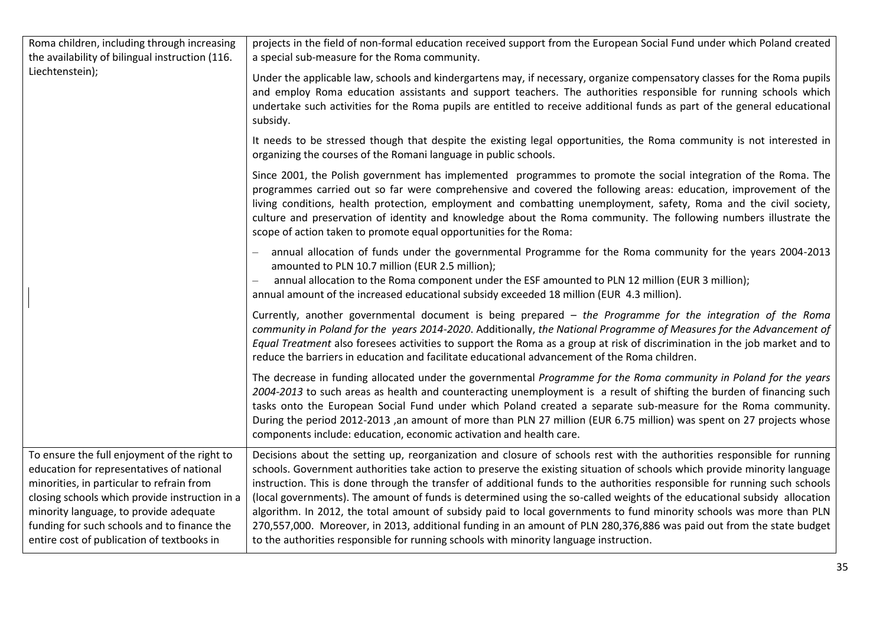| | |
|---|---|
| Roma children, including through increasing the availability of bilingual instruction (116. Liechtenstein); | projects in the field of non-formal education received support from the European Social Fund under which Poland created a special sub-measure for the Roma community.<br><br>Under the applicable law, schools and kindergartens may, if necessary, organize compensatory classes for the Roma pupils and employ Roma education assistants and support teachers. The authorities responsible for running schools which undertake such activities for the Roma pupils are entitled to receive additional funds as part of the general educational subsidy.<br><br>It needs to be stressed though that despite the existing legal opportunities, the Roma community is not interested in organizing the courses of the Romani language in public schools.<br><br>Since 2001, the Polish government has implemented programmes to promote the social integration of the Roma. The programmes carried out so far were comprehensive and covered the following areas: education, improvement of the living conditions, health protection, employment and combatting unemployment, safety, Roma and the civil society, culture and preservation of identity and knowledge about the Roma community. The following numbers illustrate the scope of action taken to promote equal opportunities for the Roma:<br><br>– annual allocation of funds under the governmental Programme for the Roma community for the years 2004-2013 amounted to PLN 10.7 million (EUR 2.5 million);<br>– annual allocation to the Roma component under the ESF amounted to PLN 12 million (EUR 3 million);<br>annual amount of the increased educational subsidy exceeded 18 million (EUR 4.3 million).<br><br>Currently, another governmental document is being prepared – *the Programme for the integration of the Roma community in Poland for the years 2014-2020*. Additionally, *the National Programme of Measures for the Advancement of Equal Treatment* also foresees activities to support the Roma as a group at risk of discrimination in the job market and to reduce the barriers in education and facilitate educational advancement of the Roma children.<br><br>The decrease in funding allocated under the governmental *Programme for the Roma community in Poland for the years 2004-2013* to such areas as health and counteracting unemployment is a result of shifting the burden of financing such tasks onto the European Social Fund under which Poland created a separate sub-measure for the Roma community. During the period 2012-2013 ,an amount of more than PLN 27 million (EUR 6.75 million) was spent on 27 projects whose components include: education, economic activation and health care. |
| To ensure the full enjoyment of the right to education for representatives of national minorities, in particular to refrain from closing schools which provide instruction in a minority language, to provide adequate funding for such schools and to finance the entire cost of publication of textbooks in | Decisions about the setting up, reorganization and closure of schools rest with the authorities responsible for running schools. Government authorities take action to preserve the existing situation of schools which provide minority language instruction. This is done through the transfer of additional funds to the authorities responsible for running such schools (local governments). The amount of funds is determined using the so-called weights of the educational subsidy allocation algorithm. In 2012, the total amount of subsidy paid to local governments to fund minority schools was more than PLN 270,557,000. Moreover, in 2013, additional funding in an amount of PLN 280,376,886 was paid out from the state budget to the authorities responsible for running schools with minority language instruction. |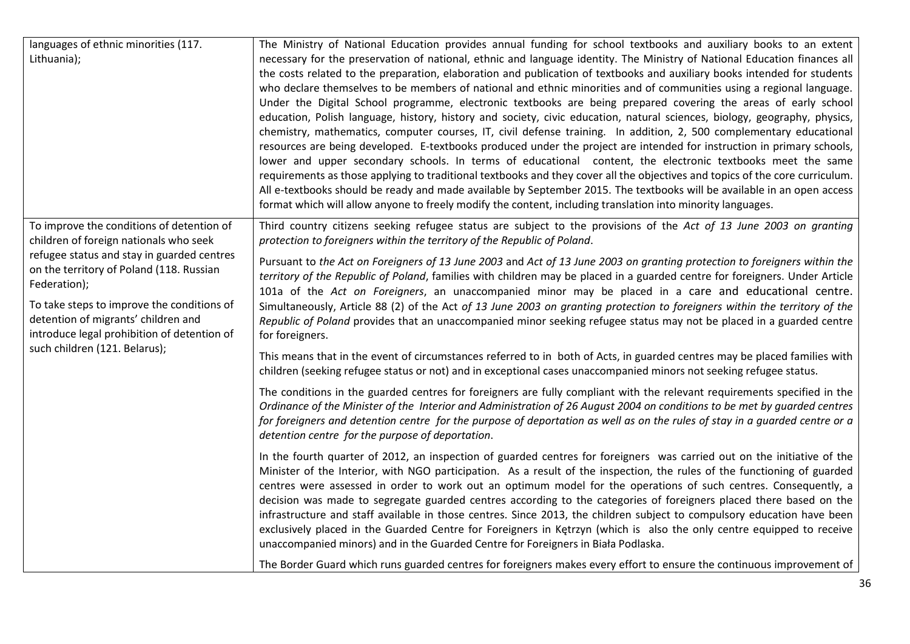| | |
|---|---|
| languages of ethnic minorities (117. Lithuania); | The Ministry of National Education provides annual funding for school textbooks and auxiliary books to an extent necessary for the preservation of national, ethnic and language identity. The Ministry of National Education finances all the costs related to the preparation, elaboration and publication of textbooks and auxiliary books intended for students who declare themselves to be members of national and ethnic minorities and of communities using a regional language. Under the Digital School programme, electronic textbooks are being prepared covering the areas of early school education, Polish language, history, history and society, civic education, natural sciences, biology, geography, physics, chemistry, mathematics, computer courses, IT, civil defense training. In addition, 2, 500 complementary educational resources are being developed. E-textbooks produced under the project are intended for instruction in primary schools, lower and upper secondary schools. In terms of educational content, the electronic textbooks meet the same requirements as those applying to traditional textbooks and they cover all the objectives and topics of the core curriculum. All e-textbooks should be ready and made available by September 2015. The textbooks will be available in an open access format which will allow anyone to freely modify the content, including translation into minority languages. |
| To improve the conditions of detention of children of foreign nationals who seek refugee status and stay in guarded centres on the territory of Poland (118. Russian Federation);<br><br>To take steps to improve the conditions of detention of migrants' children and introduce legal prohibition of detention of such children (121. Belarus); | Third country citizens seeking refugee status are subject to the provisions of the *Act of 13 June 2003 on granting protection to foreigners within the territory of the Republic of Poland*.<br><br>Pursuant to *the Act on Foreigners of 13 June 2003* and *Act of 13 June 2003 on granting protection to foreigners within the territory of the Republic of Poland*, families with children may be placed in a guarded centre for foreigners. Under Article 101a of the *Act on Foreigners*, an unaccompanied minor may be placed in a care and educational centre. Simultaneously, Article 88 (2) of the Act *of 13 June 2003 on granting protection to foreigners within the territory of the Republic of Poland* provides that an unaccompanied minor seeking refugee status may not be placed in a guarded centre for foreigners.<br><br>This means that in the event of circumstances referred to in both of Acts, in guarded centres may be placed families with children (seeking refugee status or not) and in exceptional cases unaccompanied minors not seeking refugee status.<br><br>The conditions in the guarded centres for foreigners are fully compliant with the relevant requirements specified in the *Ordinance of the Minister of the Interior and Administration of 26 August 2004 on conditions to be met by guarded centres for foreigners and detention centre for the purpose of deportation as well as on the rules of stay in a guarded centre or a detention centre for the purpose of deportation*.<br><br>In the fourth quarter of 2012, an inspection of guarded centres for foreigners was carried out on the initiative of the Minister of the Interior, with NGO participation. As a result of the inspection, the rules of the functioning of guarded centres were assessed in order to work out an optimum model for the operations of such centres. Consequently, a decision was made to segregate guarded centres according to the categories of foreigners placed there based on the infrastructure and staff available in those centres. Since 2013, the children subject to compulsory education have been exclusively placed in the Guarded Centre for Foreigners in Kętrzyn (which is also the only centre equipped to receive unaccompanied minors) and in the Guarded Centre for Foreigners in Biała Podlaska.<br><br>The Border Guard which runs guarded centres for foreigners makes every effort to ensure the continuous improvement of |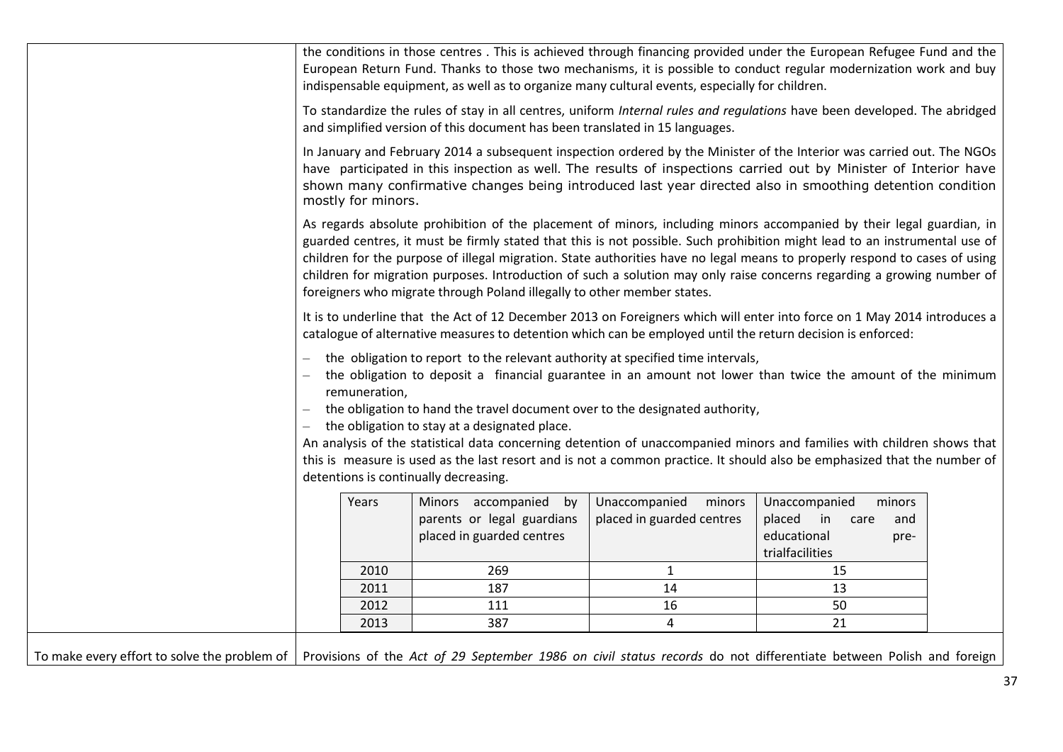the conditions in those centres . This is achieved through financing provided under the European Refugee Fund and the European Return Fund. Thanks to those two mechanisms, it is possible to conduct regular modernization work and buy indispensable equipment, as well as to organize many cultural events, especially for children.

To standardize the rules of stay in all centres, uniform *Internal rules and regulations* have been developed. The abridged and simplified version of this document has been translated in 15 languages.

In January and February 2014 a subsequent inspection ordered by the Minister of the Interior was carried out. The NGOs have participated in this inspection as well. The results of inspections carried out by Minister of Interior have shown many confirmative changes being introduced last year directed also in smoothing detention condition mostly for minors.

As regards absolute prohibition of the placement of minors, including minors accompanied by their legal guardian, in guarded centres, it must be firmly stated that this is not possible. Such prohibition might lead to an instrumental use of children for the purpose of illegal migration. State authorities have no legal means to properly respond to cases of using children for migration purposes. Introduction of such a solution may only raise concerns regarding a growing number of foreigners who migrate through Poland illegally to other member states.

It is to underline that the Act of 12 December 2013 on Foreigners which will enter into force on 1 May 2014 introduces a catalogue of alternative measures to detention which can be employed until the return decision is enforced:

- the obligation to report to the relevant authority at specified time intervals,
- the obligation to deposit a financial guarantee in an amount not lower than twice the amount of the minimum remuneration,
- the obligation to hand the travel document over to the designated authority,
- the obligation to stay at a designated place.

An analysis of the statistical data concerning detention of unaccompanied minors and families with children shows that this is measure is used as the last resort and is not a common practice. It should also be emphasized that the number of detentions is continually decreasing.

| Years | Minors accompanied by parents or legal guardians placed in guarded centres | Unaccompanied minors placed in guarded centres | Unaccompanied minors placed in care and educational pre-trialfacilities |
|---|---|---|---|
| 2010 | 269 | 1 | 15 |
| 2011 | 187 | 14 | 13 |
| 2012 | 111 | 16 | 50 |
| 2013 | 387 | 4 | 21 |

To make every effort to solve the problem of

Provisions of the *Act of 29 September 1986 on civil status records* do not differentiate between Polish and foreign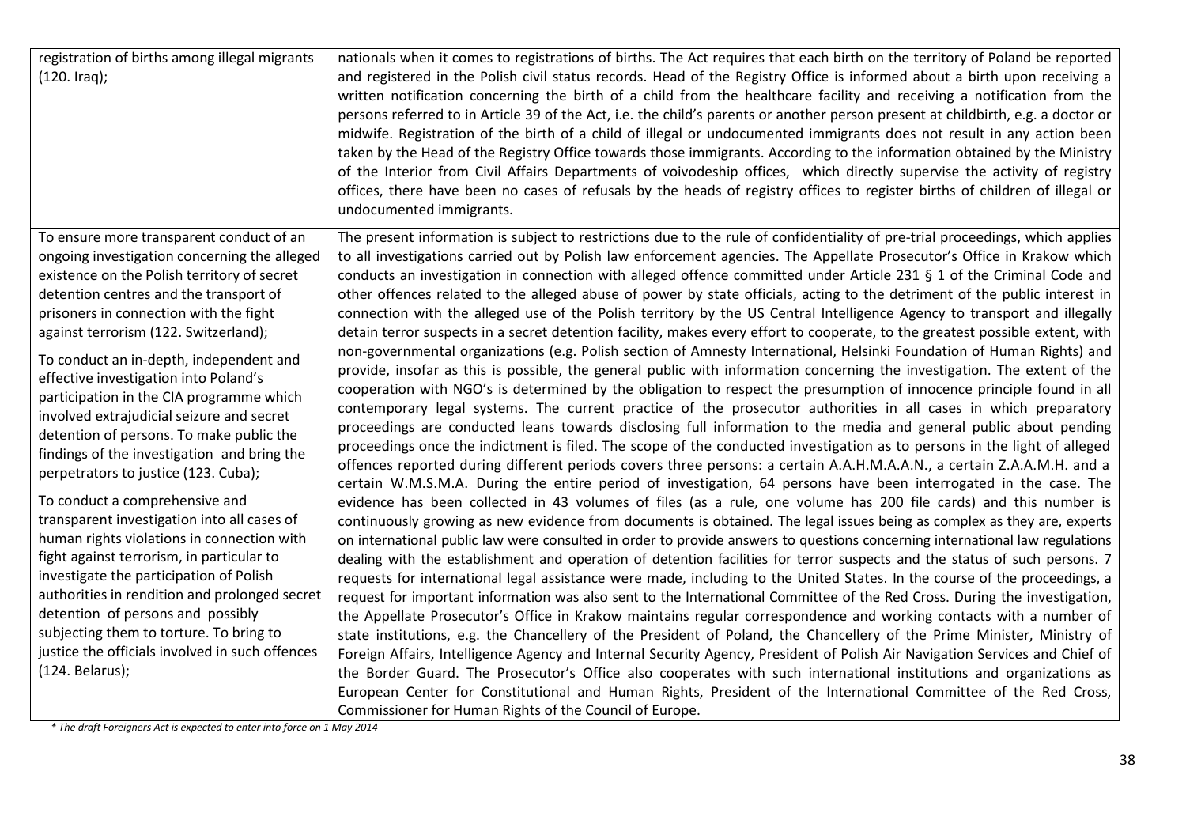| | |
|---|---|
| registration of births among illegal migrants (120. Iraq); | nationals when it comes to registrations of births. The Act requires that each birth on the territory of Poland be reported and registered in the Polish civil status records. Head of the Registry Office is informed about a birth upon receiving a written notification concerning the birth of a child from the healthcare facility and receiving a notification from the persons referred to in Article 39 of the Act, i.e. the child's parents or another person present at childbirth, e.g. a doctor or midwife. Registration of the birth of a child of illegal or undocumented immigrants does not result in any action been taken by the Head of the Registry Office towards those immigrants. According to the information obtained by the Ministry of the Interior from Civil Affairs Departments of voivodeship offices, which directly supervise the activity of registry offices, there have been no cases of refusals by the heads of registry offices to register births of children of illegal or undocumented immigrants. |
| To ensure more transparent conduct of an ongoing investigation concerning the alleged existence on the Polish territory of secret detention centres and the transport of prisoners in connection with the fight against terrorism (122. Switzerland);<br><br>To conduct an in-depth, independent and effective investigation into Poland's participation in the CIA programme which involved extrajudicial seizure and secret detention of persons. To make public the findings of the investigation and bring the perpetrators to justice (123. Cuba);<br><br>To conduct a comprehensive and transparent investigation into all cases of human rights violations in connection with fight against terrorism, in particular to investigate the participation of Polish authorities in rendition and prolonged secret detention of persons and possibly subjecting them to torture. To bring to justice the officials involved in such offences (124. Belarus); | The present information is subject to restrictions due to the rule of confidentiality of pre-trial proceedings, which applies to all investigations carried out by Polish law enforcement agencies. The Appellate Prosecutor's Office in Krakow which conducts an investigation in connection with alleged offence committed under Article 231 § 1 of the Criminal Code and other offences related to the alleged abuse of power by state officials, acting to the detriment of the public interest in connection with the alleged use of the Polish territory by the US Central Intelligence Agency to transport and illegally detain terror suspects in a secret detention facility, makes every effort to cooperate, to the greatest possible extent, with non-governmental organizations (e.g. Polish section of Amnesty International, Helsinki Foundation of Human Rights) and provide, insofar as this is possible, the general public with information concerning the investigation. The extent of the cooperation with NGO's is determined by the obligation to respect the presumption of innocence principle found in all contemporary legal systems. The current practice of the prosecutor authorities in all cases in which preparatory proceedings are conducted leans towards disclosing full information to the media and general public about pending proceedings once the indictment is filed. The scope of the conducted investigation as to persons in the light of alleged offences reported during different periods covers three persons: a certain A.A.H.M.A.A.N., a certain Z.A.A.M.H. and a certain W.M.S.M.A. During the entire period of investigation, 64 persons have been interrogated in the case. The evidence has been collected in 43 volumes of files (as a rule, one volume has 200 file cards) and this number is continuously growing as new evidence from documents is obtained. The legal issues being as complex as they are, experts on international public law were consulted in order to provide answers to questions concerning international law regulations dealing with the establishment and operation of detention facilities for terror suspects and the status of such persons. 7 requests for international legal assistance were made, including to the United States. In the course of the proceedings, a request for important information was also sent to the International Committee of the Red Cross. During the investigation, the Appellate Prosecutor's Office in Krakow maintains regular correspondence and working contacts with a number of state institutions, e.g. the Chancellery of the President of Poland, the Chancellery of the Prime Minister, Ministry of Foreign Affairs, Intelligence Agency and Internal Security Agency, President of Polish Air Navigation Services and Chief of the Border Guard. The Prosecutor's Office also cooperates with such international institutions and organizations as European Center for Constitutional and Human Rights, President of the International Committee of the Red Cross, Commissioner for Human Rights of the Council of Europe. |

*\* The draft Foreigners Act is expected to enter into force on 1 May 2014*